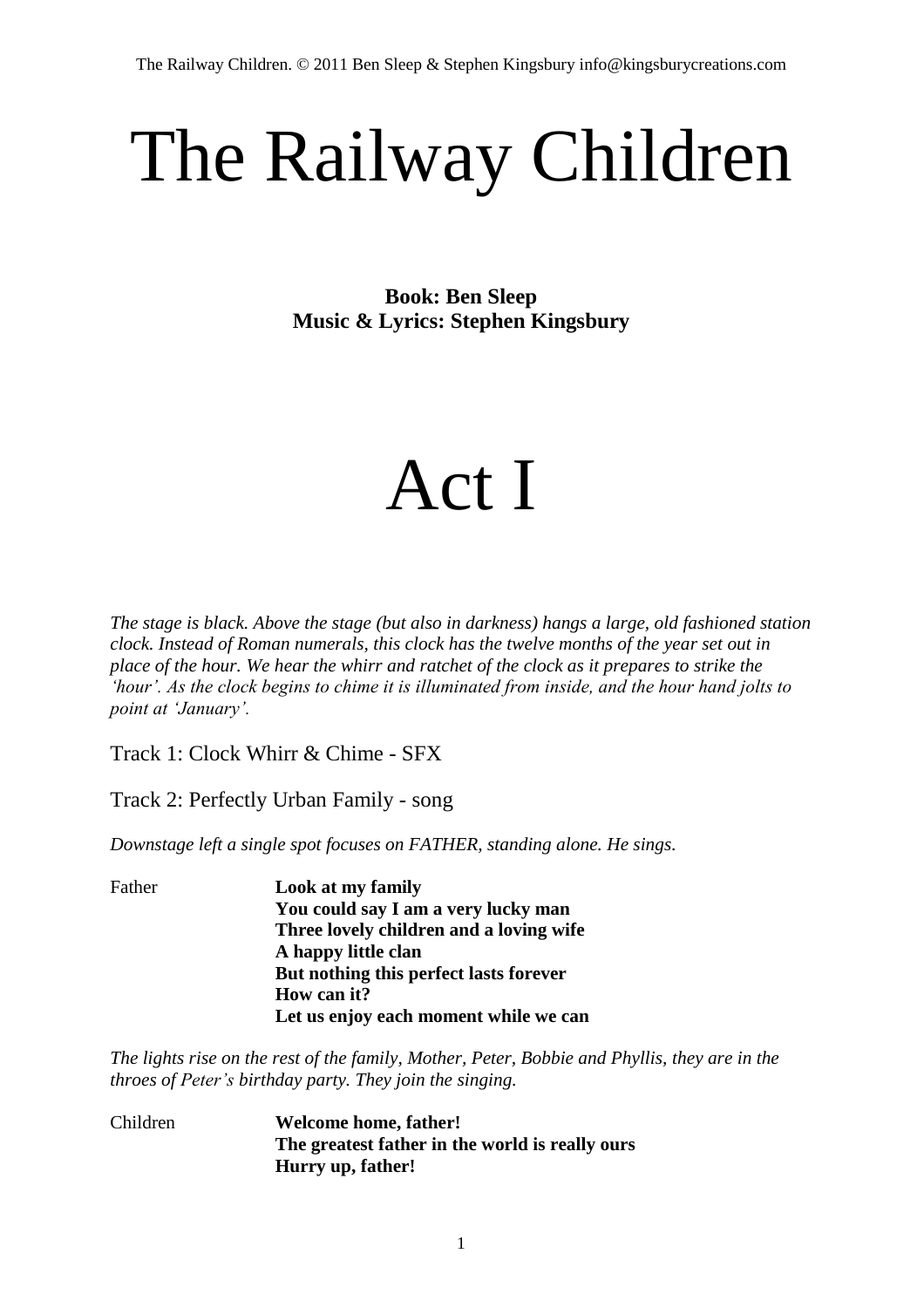# The Railway Children

**Book: Ben Sleep**
**Music & Lyrics: Stephen Kingsbury**

# Act I

*The stage is black. Above the stage (but also in darkness) hangs a large, old fashioned station clock. Instead of Roman numerals, this clock has the twelve months of the year set out in place of the hour. We hear the whirr and ratchet of the clock as it prepares to strike the 'hour'. As the clock begins to chime it is illuminated from inside, and the hour hand jolts to point at 'January'.*

Track 1: Clock Whirr & Chime - SFX

Track 2: Perfectly Urban Family - song

*Downstage left a single spot focuses on FATHER, standing alone. He sings.*

Father
**Look at my family**
**You could say I am a very lucky man**
**Three lovely children and a loving wife**
**A happy little clan**
**But nothing this perfect lasts forever**
**How can it?**
**Let us enjoy each moment while we can**

*The lights rise on the rest of the family, Mother, Peter, Bobbie and Phyllis, they are in the throes of Peter's birthday party. They join the singing.*

Children
**Welcome home, father!**
**The greatest father in the world is really ours**
**Hurry up, father!**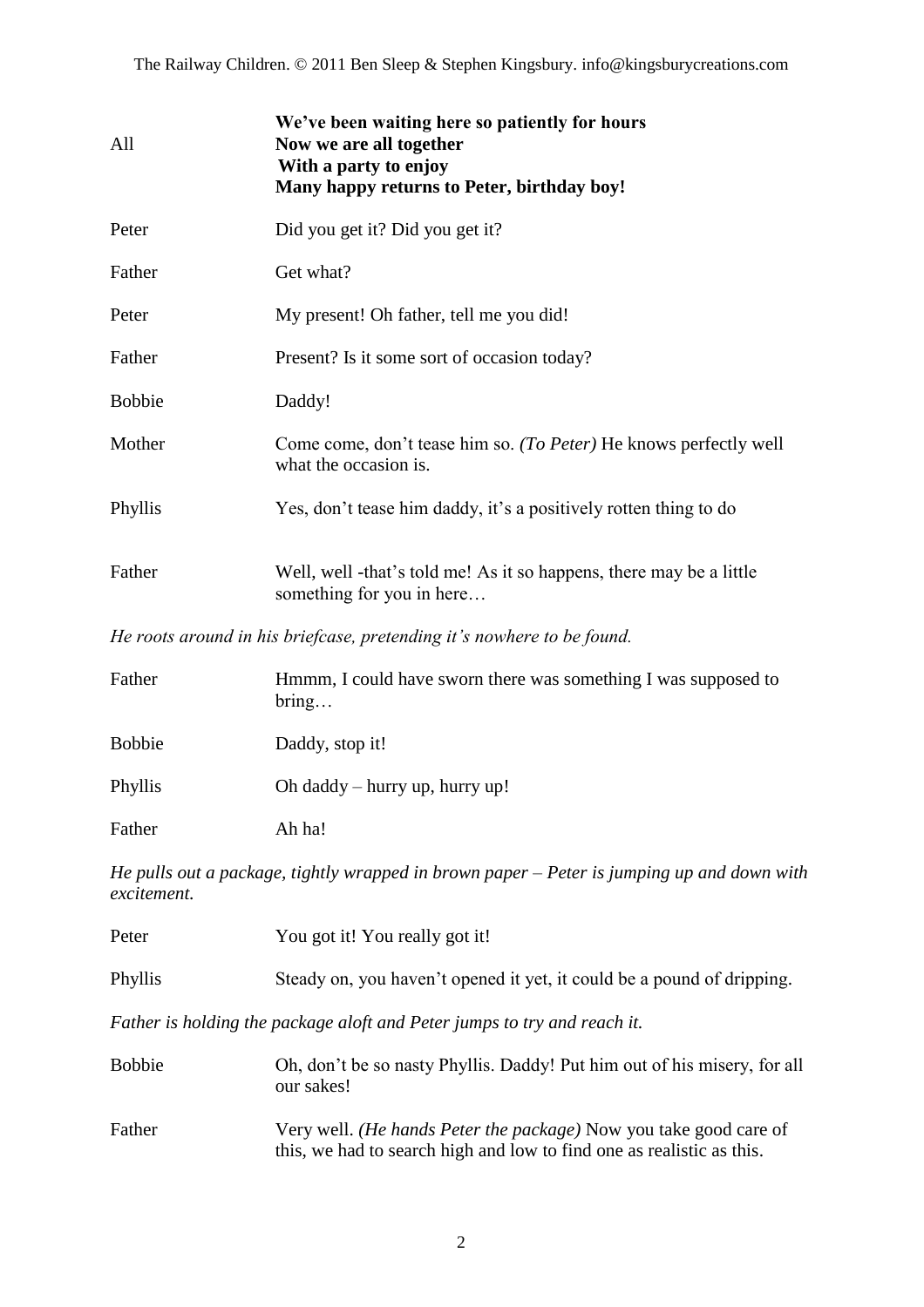All

**We've been waiting here so patiently for hours**
**Now we are all together**
**With a party to enjoy**
**Many happy returns to Peter, birthday boy!**

Peter — Did you get it? Did you get it?

Father — Get what?

Peter — My present! Oh father, tell me you did!

Father — Present? Is it some sort of occasion today?

Bobbie — Daddy!

Mother — Come come, don't tease him so. *(To Peter)* He knows perfectly well what the occasion is.

Phyllis — Yes, don't tease him daddy, it's a positively rotten thing to do

Father — Well, well -that's told me! As it so happens, there may be a little something for you in here…

*He roots around in his briefcase, pretending it's nowhere to be found.*

Father — Hmmm, I could have sworn there was something I was supposed to bring…

Bobbie — Daddy, stop it!

Phyllis — Oh daddy – hurry up, hurry up!

Father — Ah ha!

*He pulls out a package, tightly wrapped in brown paper – Peter is jumping up and down with excitement.*

Peter — You got it! You really got it!

Phyllis — Steady on, you haven't opened it yet, it could be a pound of dripping.

*Father is holding the package aloft and Peter jumps to try and reach it.*

Bobbie — Oh, don't be so nasty Phyllis. Daddy! Put him out of his misery, for all our sakes!

Father — Very well. *(He hands Peter the package)* Now you take good care of this, we had to search high and low to find one as realistic as this.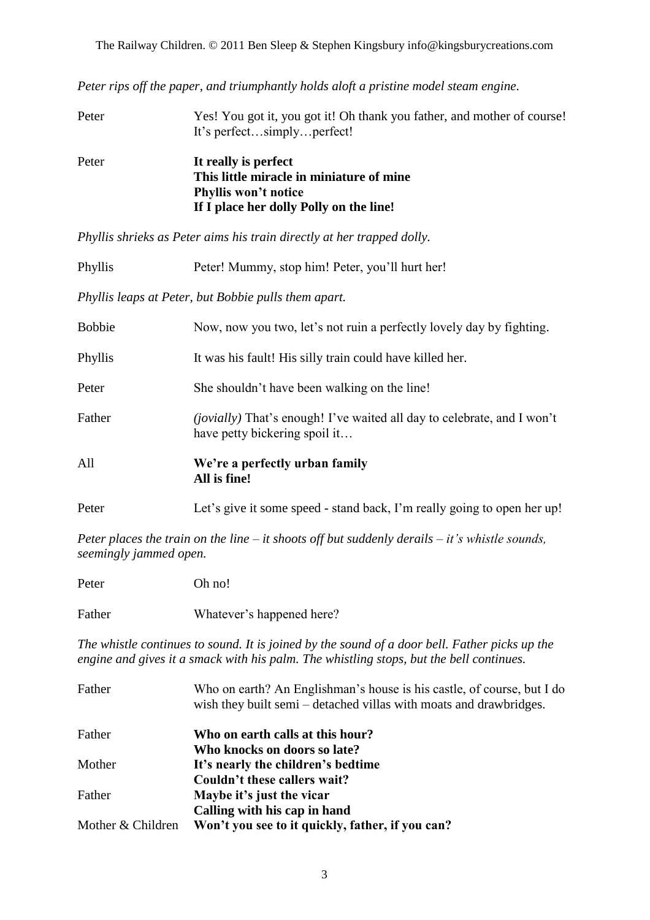*Peter rips off the paper, and triumphantly holds aloft a pristine model steam engine.*

Peter Yes! You got it, you got it! Oh thank you father, and mother of course! It's perfect…simply…perfect!

Peter **It really is perfect**
**This little miracle in miniature of mine**
**Phyllis won't notice**
**If I place her dolly Polly on the line!**

*Phyllis shrieks as Peter aims his train directly at her trapped dolly.*

Phyllis Peter! Mummy, stop him! Peter, you'll hurt her!

*Phyllis leaps at Peter, but Bobbie pulls them apart.*

Bobbie Now, now you two, let's not ruin a perfectly lovely day by fighting.

Phyllis It was his fault! His silly train could have killed her.

Peter She shouldn't have been walking on the line!

Father *(jovially)* That's enough! I've waited all day to celebrate, and I won't have petty bickering spoil it…

All **We're a perfectly urban family**
**All is fine!**

Peter Let's give it some speed - stand back, I'm really going to open her up!

*Peter places the train on the line – it shoots off but suddenly derails – it's whistle sounds, seemingly jammed open.*

Peter Oh no!

Father Whatever's happened here?

*The whistle continues to sound. It is joined by the sound of a door bell. Father picks up the engine and gives it a smack with his palm. The whistling stops, but the bell continues.*

Father Who on earth? An Englishman's house is his castle, of course, but I do wish they built semi – detached villas with moats and drawbridges.

Father **Who on earth calls at this hour?**
**Who knocks on doors so late?**

Mother **It's nearly the children's bedtime**
**Couldn't these callers wait?**

Father **Maybe it's just the vicar**
**Calling with his cap in hand**

Mother & Children **Won't you see to it quickly, father, if you can?**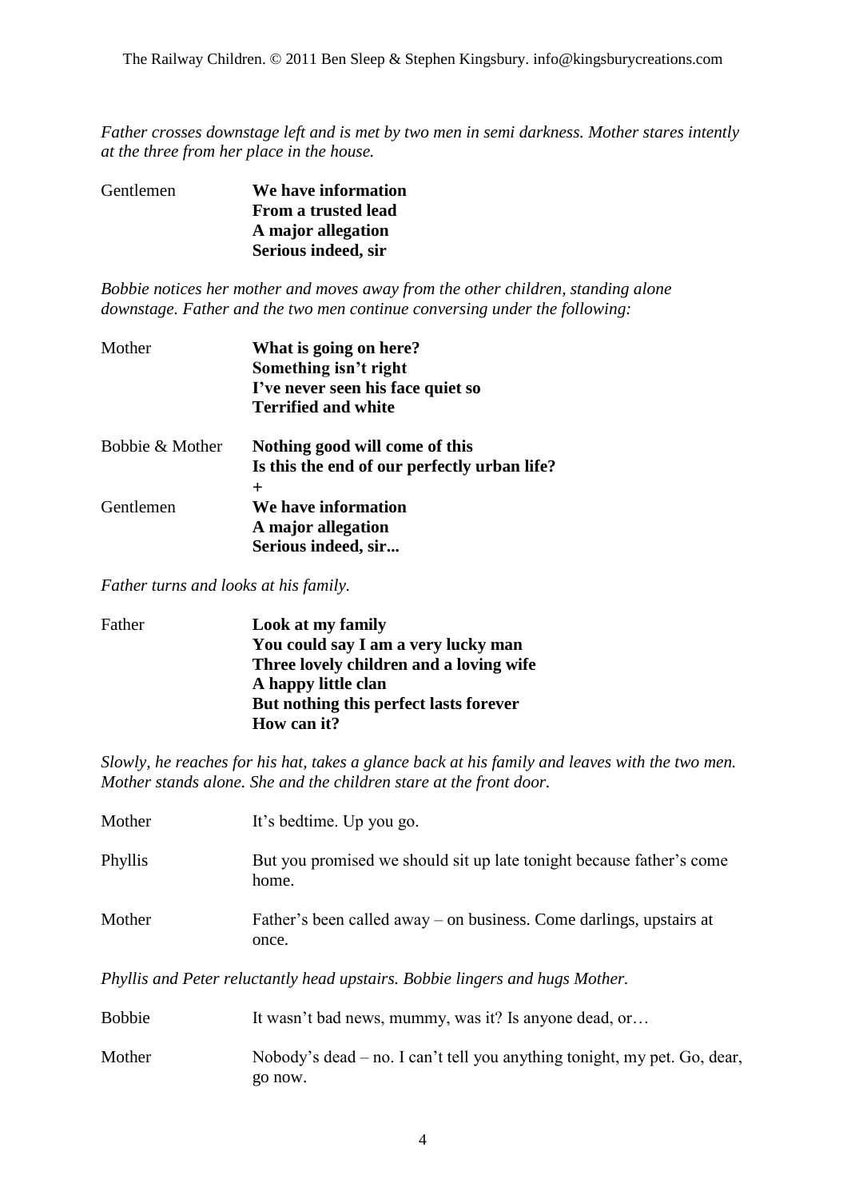*Father crosses downstage left and is met by two men in semi darkness. Mother stares intently at the three from her place in the house.*

Gentlemen **We have information**
**From a trusted lead**
**A major allegation**
**Serious indeed, sir**

*Bobbie notices her mother and moves away from the other children, standing alone downstage. Father and the two men continue conversing under the following:*

Mother **What is going on here?**
**Something isn't right**
**I've never seen his face quiet so**
**Terrified and white**

Bobbie & Mother **Nothing good will come of this**
**Is this the end of our perfectly urban life?**
**+**
Gentlemen **We have information**
**A major allegation**
**Serious indeed, sir...**

*Father turns and looks at his family.*

Father **Look at my family**
**You could say I am a very lucky man**
**Three lovely children and a loving wife**
**A happy little clan**
**But nothing this perfect lasts forever**
**How can it?**

*Slowly, he reaches for his hat, takes a glance back at his family and leaves with the two men. Mother stands alone. She and the children stare at the front door.*

Mother It's bedtime. Up you go.

Phyllis But you promised we should sit up late tonight because father's come home.

Mother Father's been called away – on business. Come darlings, upstairs at once.

*Phyllis and Peter reluctantly head upstairs. Bobbie lingers and hugs Mother.*

Bobbie It wasn't bad news, mummy, was it? Is anyone dead, or…

Mother Nobody's dead – no. I can't tell you anything tonight, my pet. Go, dear, go now.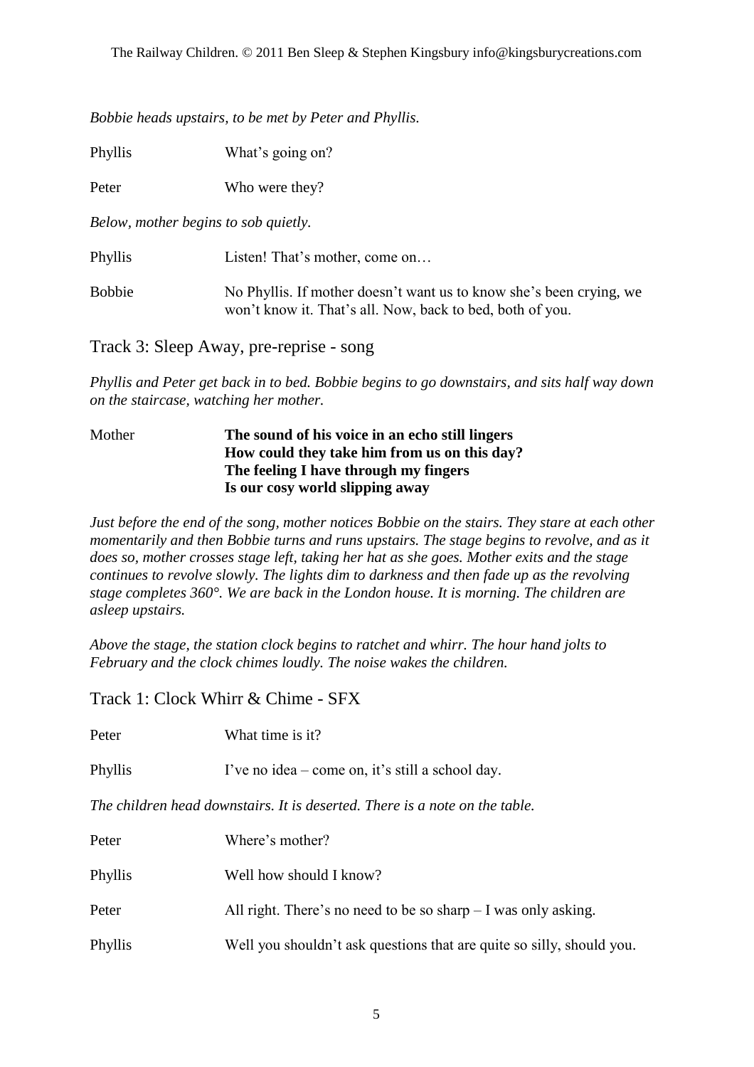*Bobbie heads upstairs, to be met by Peter and Phyllis.*

| | |
|---|---|
| Phyllis | What's going on? |
| Peter | Who were they? |

*Below, mother begins to sob quietly.*

| | |
|---|---|
| Phyllis | Listen! That's mother, come on… |
| Bobbie | No Phyllis. If mother doesn't want us to know she's been crying, we won't know it. That's all. Now, back to bed, both of you. |

## Track 3: Sleep Away, pre-reprise - song

*Phyllis and Peter get back in to bed. Bobbie begins to go downstairs, and sits half way down on the staircase, watching her mother.*

Mother

**The sound of his voice in an echo still lingers**
**How could they take him from us on this day?**
**The feeling I have through my fingers**
**Is our cosy world slipping away**

*Just before the end of the song, mother notices Bobbie on the stairs. They stare at each other momentarily and then Bobbie turns and runs upstairs. The stage begins to revolve, and as it does so, mother crosses stage left, taking her hat as she goes. Mother exits and the stage continues to revolve slowly. The lights dim to darkness and then fade up as the revolving stage completes 360°. We are back in the London house. It is morning. The children are asleep upstairs.*

*Above the stage, the station clock begins to ratchet and whirr. The hour hand jolts to February and the clock chimes loudly. The noise wakes the children.*

## Track 1: Clock Whirr & Chime - SFX

| | |
|---|---|
| Peter | What time is it? |
| Phyllis | I've no idea – come on, it's still a school day. |

*The children head downstairs. It is deserted. There is a note on the table.*

| | |
|---|---|
| Peter | Where's mother? |
| Phyllis | Well how should I know? |
| Peter | All right. There's no need to be so sharp – I was only asking. |
| Phyllis | Well you shouldn't ask questions that are quite so silly, should you. |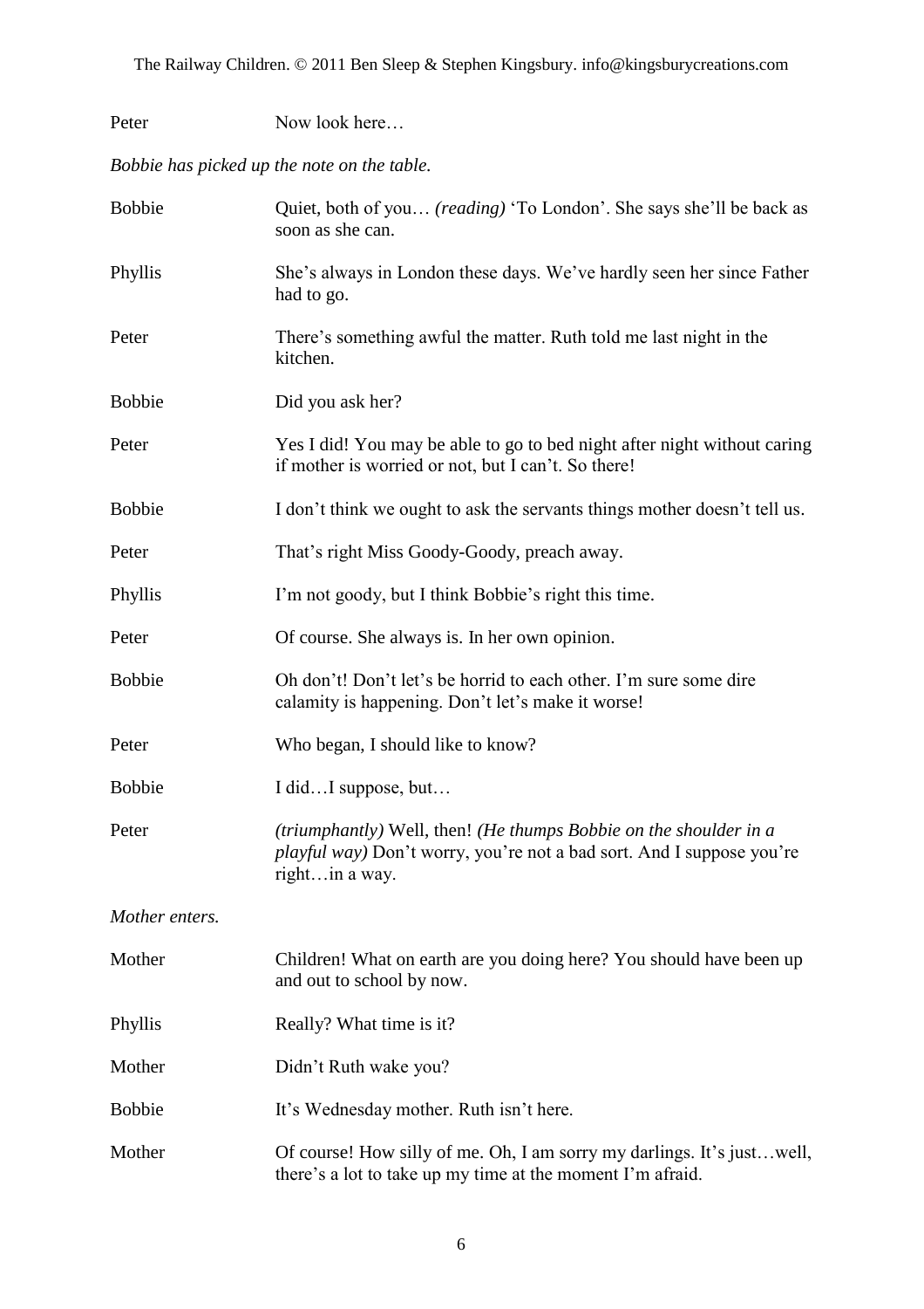Peter Now look here…

*Bobbie has picked up the note on the table.*

Bobbie Quiet, both of you… *(reading)* 'To London'. She says she'll be back as soon as she can.

Phyllis She's always in London these days. We've hardly seen her since Father had to go.

Peter There's something awful the matter. Ruth told me last night in the kitchen.

Bobbie Did you ask her?

Peter Yes I did! You may be able to go to bed night after night without caring if mother is worried or not, but I can't. So there!

Bobbie I don't think we ought to ask the servants things mother doesn't tell us.

Peter That's right Miss Goody-Goody, preach away.

Phyllis I'm not goody, but I think Bobbie's right this time.

Peter Of course. She always is. In her own opinion.

Bobbie Oh don't! Don't let's be horrid to each other. I'm sure some dire calamity is happening. Don't let's make it worse!

Peter Who began, I should like to know?

Bobbie I did…I suppose, but…

Peter *(triumphantly)* Well, then! *(He thumps Bobbie on the shoulder in a playful way)* Don't worry, you're not a bad sort. And I suppose you're right…in a way.

*Mother enters.*

Mother Children! What on earth are you doing here? You should have been up and out to school by now.

Phyllis Really? What time is it?

Mother Didn't Ruth wake you?

Bobbie It's Wednesday mother. Ruth isn't here.

Mother Of course! How silly of me. Oh, I am sorry my darlings. It's just…well, there's a lot to take up my time at the moment I'm afraid.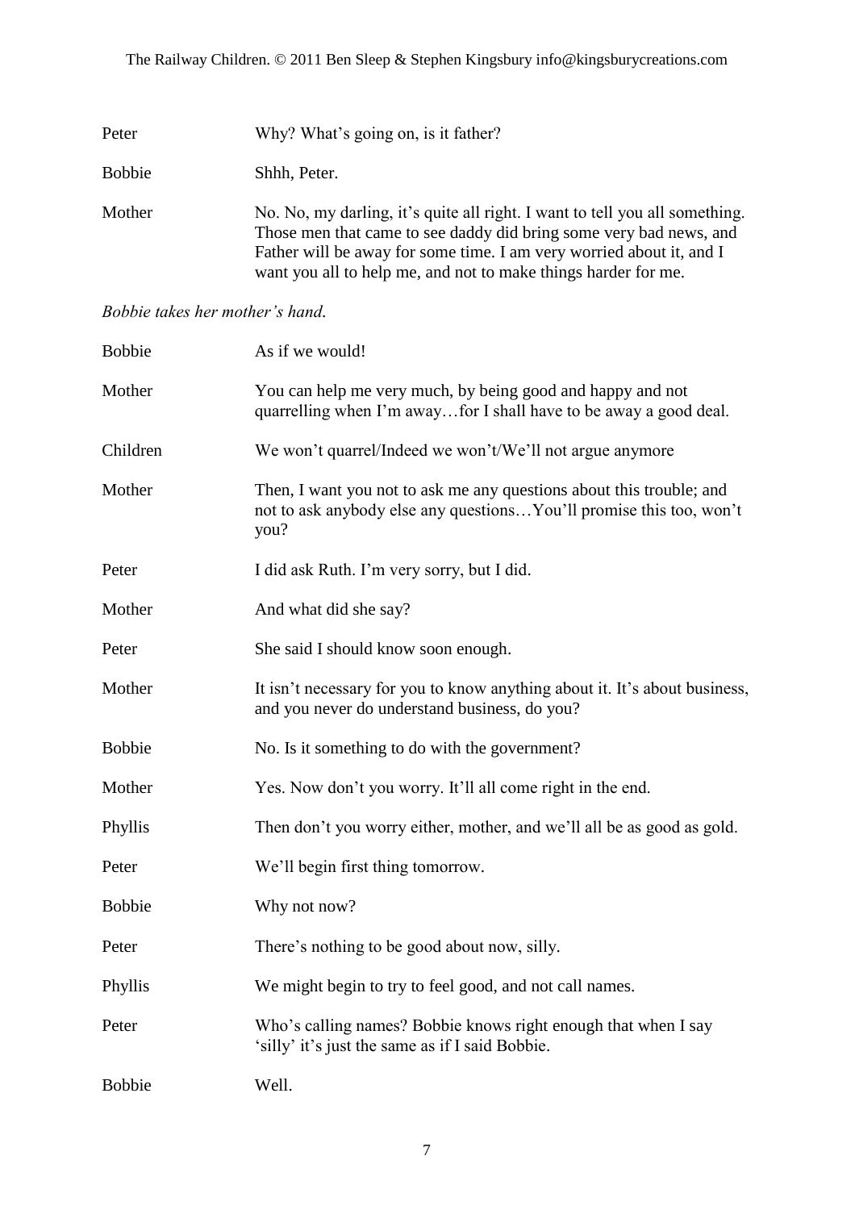Peter Why? What's going on, is it father?

Bobbie Shhh, Peter.

Mother No. No, my darling, it's quite all right. I want to tell you all something. Those men that came to see daddy did bring some very bad news, and Father will be away for some time. I am very worried about it, and I want you all to help me, and not to make things harder for me.

*Bobbie takes her mother's hand.*

Bobbie As if we would!

Mother You can help me very much, by being good and happy and not quarrelling when I'm away…for I shall have to be away a good deal.

Children We won't quarrel/Indeed we won't/We'll not argue anymore

Mother Then, I want you not to ask me any questions about this trouble; and not to ask anybody else any questions…You'll promise this too, won't you?

Peter I did ask Ruth. I'm very sorry, but I did.

Mother And what did she say?

Peter She said I should know soon enough.

Mother It isn't necessary for you to know anything about it. It's about business, and you never do understand business, do you?

Bobbie No. Is it something to do with the government?

Mother Yes. Now don't you worry. It'll all come right in the end.

Phyllis Then don't you worry either, mother, and we'll all be as good as gold.

Peter We'll begin first thing tomorrow.

Bobbie Why not now?

Peter There's nothing to be good about now, silly.

Phyllis We might begin to try to feel good, and not call names.

Peter Who's calling names? Bobbie knows right enough that when I say 'silly' it's just the same as if I said Bobbie.

Bobbie Well.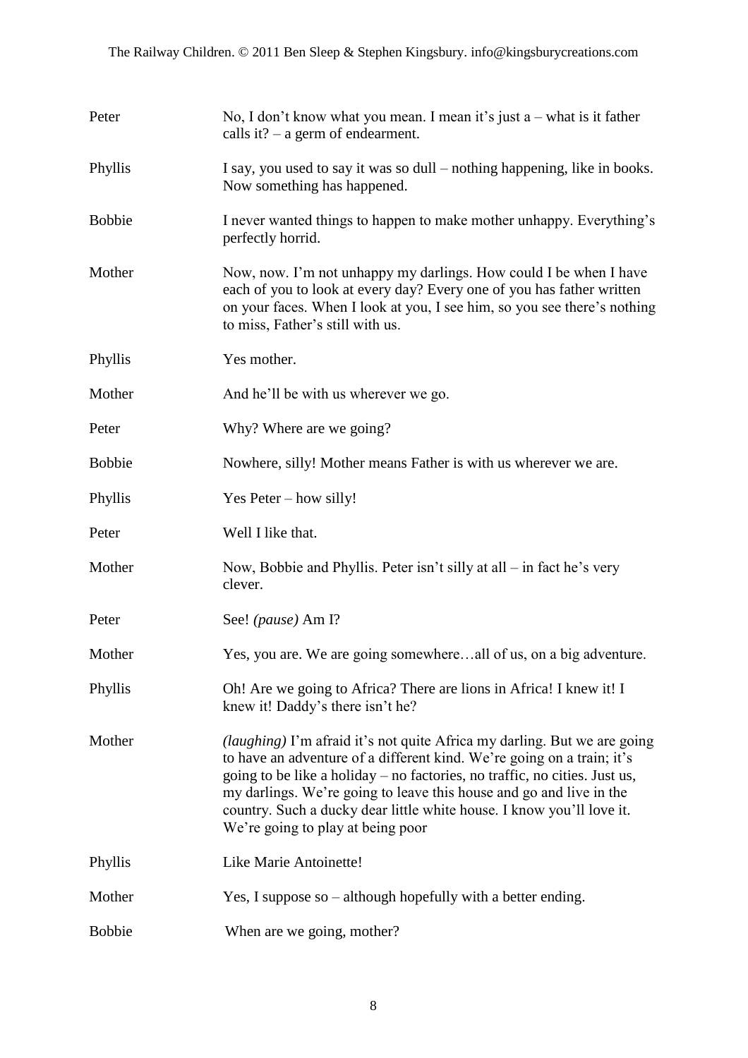Peter — No, I don't know what you mean. I mean it's just a – what is it father calls it? – a germ of endearment.

Phyllis — I say, you used to say it was so dull – nothing happening, like in books. Now something has happened.

Bobbie — I never wanted things to happen to make mother unhappy. Everything's perfectly horrid.

Mother — Now, now. I'm not unhappy my darlings. How could I be when I have each of you to look at every day? Every one of you has father written on your faces. When I look at you, I see him, so you see there's nothing to miss, Father's still with us.

Phyllis — Yes mother.

Mother — And he'll be with us wherever we go.

Peter — Why? Where are we going?

Bobbie — Nowhere, silly! Mother means Father is with us wherever we are.

Phyllis — Yes Peter – how silly!

Peter — Well I like that.

Mother — Now, Bobbie and Phyllis. Peter isn't silly at all – in fact he's very clever.

Peter — See! *(pause)* Am I?

Mother — Yes, you are. We are going somewhere…all of us, on a big adventure.

Phyllis — Oh! Are we going to Africa? There are lions in Africa! I knew it! I knew it! Daddy's there isn't he?

Mother — *(laughing)* I'm afraid it's not quite Africa my darling. But we are going to have an adventure of a different kind. We're going on a train; it's going to be like a holiday – no factories, no traffic, no cities. Just us, my darlings. We're going to leave this house and go and live in the country. Such a ducky dear little white house. I know you'll love it. We're going to play at being poor

Phyllis — Like Marie Antoinette!

Mother — Yes, I suppose so – although hopefully with a better ending.

Bobbie — When are we going, mother?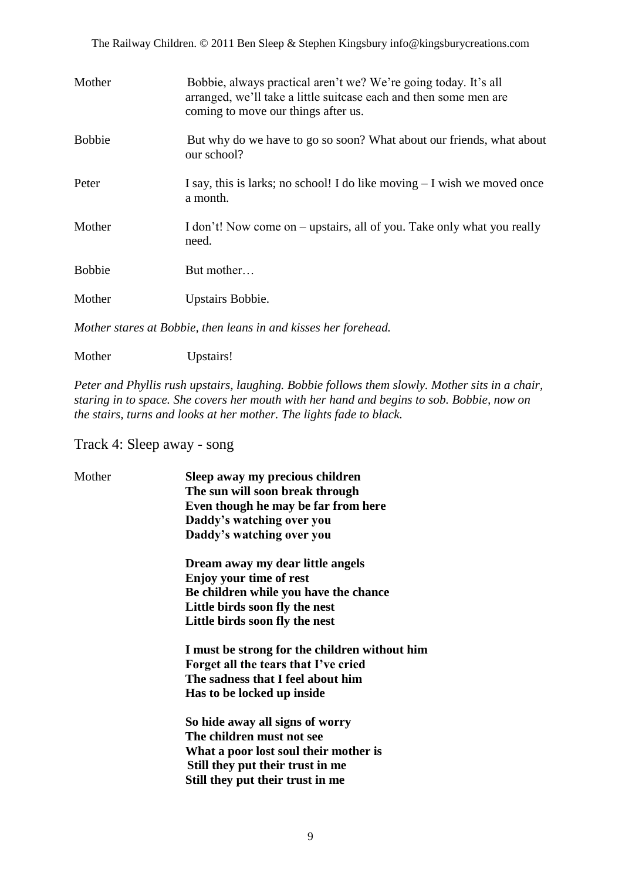Mother Bobbie, always practical aren't we? We're going today. It's all arranged, we'll take a little suitcase each and then some men are coming to move our things after us.

Bobbie But why do we have to go so soon? What about our friends, what about our school?

Peter I say, this is larks; no school! I do like moving – I wish we moved once a month.

Mother I don't! Now come on – upstairs, all of you. Take only what you really need.

Bobbie But mother…

Mother Upstairs Bobbie.

*Mother stares at Bobbie, then leans in and kisses her forehead.*

Mother Upstairs!

*Peter and Phyllis rush upstairs, laughing. Bobbie follows them slowly. Mother sits in a chair, staring in to space. She covers her mouth with her hand and begins to sob. Bobbie, now on the stairs, turns and looks at her mother. The lights fade to black.*

## Track 4: Sleep away - song

Mother

**Sleep away my precious children**
**The sun will soon break through**
**Even though he may be far from here**
**Daddy's watching over you**
**Daddy's watching over you**

**Dream away my dear little angels**
**Enjoy your time of rest**
**Be children while you have the chance**
**Little birds soon fly the nest**
**Little birds soon fly the nest**

**I must be strong for the children without him**
**Forget all the tears that I've cried**
**The sadness that I feel about him**
**Has to be locked up inside**

**So hide away all signs of worry**
**The children must not see**
**What a poor lost soul their mother is**
**Still they put their trust in me**
**Still they put their trust in me**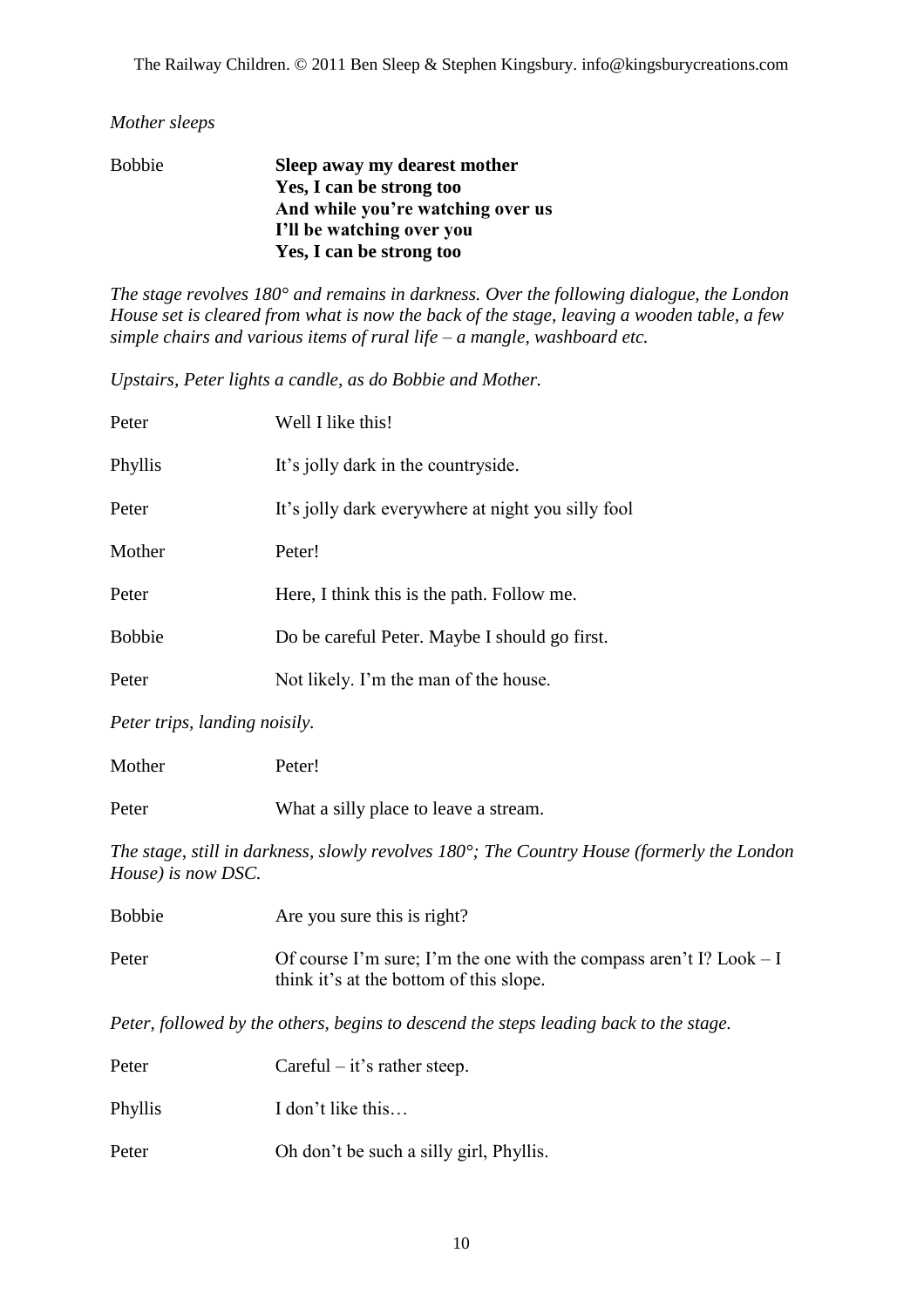*Mother sleeps*

Bobbie **Sleep away my dearest mother**
**Yes, I can be strong too**
**And while you're watching over us**
**I'll be watching over you**
**Yes, I can be strong too**

*The stage revolves 180° and remains in darkness. Over the following dialogue, the London House set is cleared from what is now the back of the stage, leaving a wooden table, a few simple chairs and various items of rural life – a mangle, washboard etc.*

*Upstairs, Peter lights a candle, as do Bobbie and Mother.*

Peter Well I like this!

Phyllis It's jolly dark in the countryside.

Peter It's jolly dark everywhere at night you silly fool

Mother Peter!

Peter Here, I think this is the path. Follow me.

Bobbie Do be careful Peter. Maybe I should go first.

Peter Not likely. I'm the man of the house.

*Peter trips, landing noisily.*

Mother Peter!

Peter What a silly place to leave a stream.

*The stage, still in darkness, slowly revolves 180°; The Country House (formerly the London House) is now DSC.*

Bobbie Are you sure this is right?

Peter Of course I'm sure; I'm the one with the compass aren't I? Look – I think it's at the bottom of this slope.

*Peter, followed by the others, begins to descend the steps leading back to the stage.*

Peter Careful – it's rather steep.

Phyllis I don't like this…

Peter Oh don't be such a silly girl, Phyllis.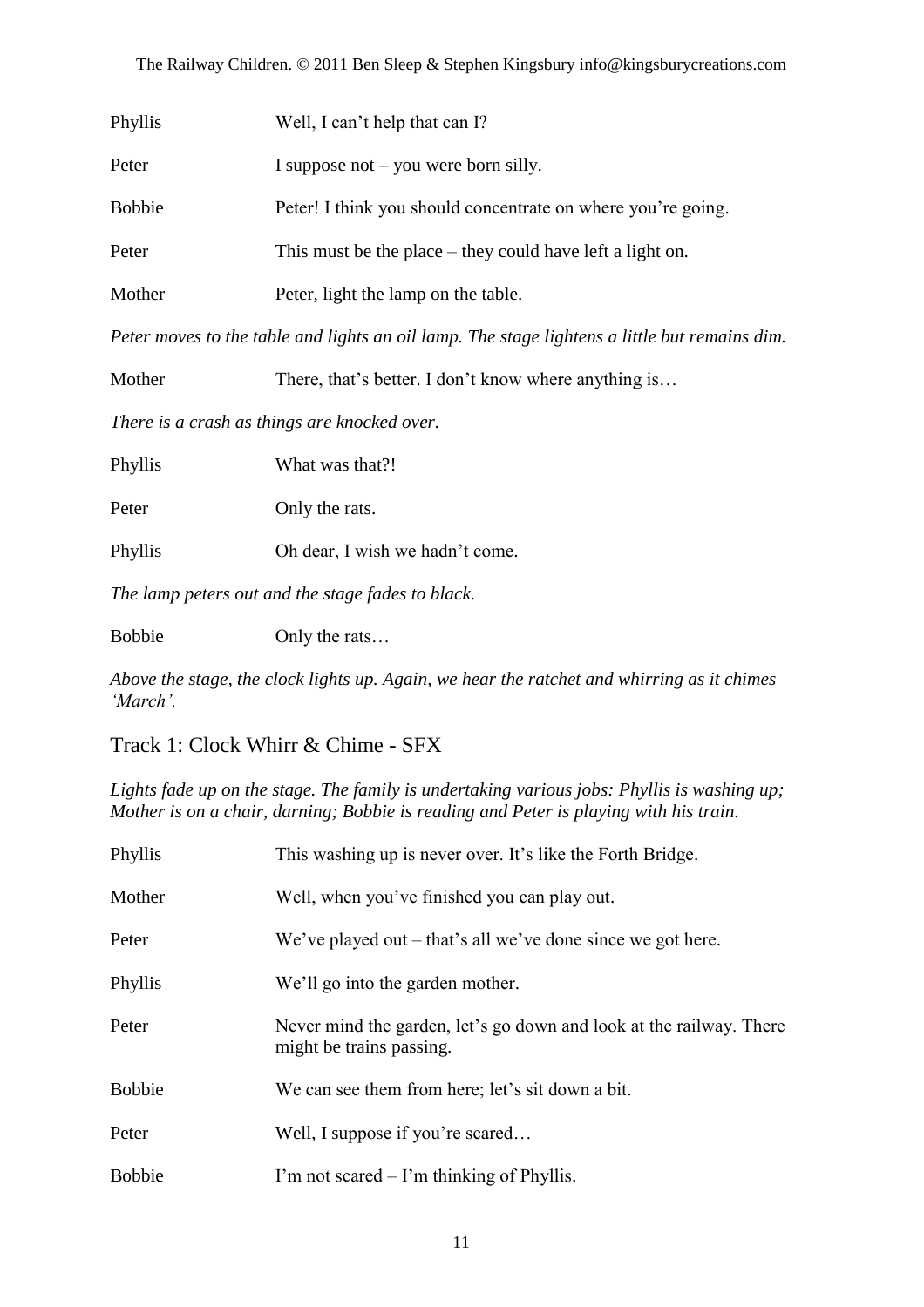Phyllis	Well, I can't help that can I?

Peter	I suppose not – you were born silly.

Bobbie	Peter! I think you should concentrate on where you're going.

Peter	This must be the place – they could have left a light on.

Mother	Peter, light the lamp on the table.

*Peter moves to the table and lights an oil lamp. The stage lightens a little but remains dim.*

Mother	There, that's better. I don't know where anything is…

*There is a crash as things are knocked over.*

Phyllis	What was that?!

Peter	Only the rats.

Phyllis	Oh dear, I wish we hadn't come.

*The lamp peters out and the stage fades to black.*

Bobbie	Only the rats…

*Above the stage, the clock lights up. Again, we hear the ratchet and whirring as it chimes 'March'.*

## Track 1: Clock Whirr & Chime - SFX

*Lights fade up on the stage. The family is undertaking various jobs: Phyllis is washing up; Mother is on a chair, darning; Bobbie is reading and Peter is playing with his train.*

Phyllis	This washing up is never over. It's like the Forth Bridge.

Mother	Well, when you've finished you can play out.

Peter	We've played out – that's all we've done since we got here.

Phyllis	We'll go into the garden mother.

Peter	Never mind the garden, let's go down and look at the railway. There might be trains passing.

Bobbie	We can see them from here; let's sit down a bit.

Peter	Well, I suppose if you're scared…

Bobbie	I'm not scared – I'm thinking of Phyllis.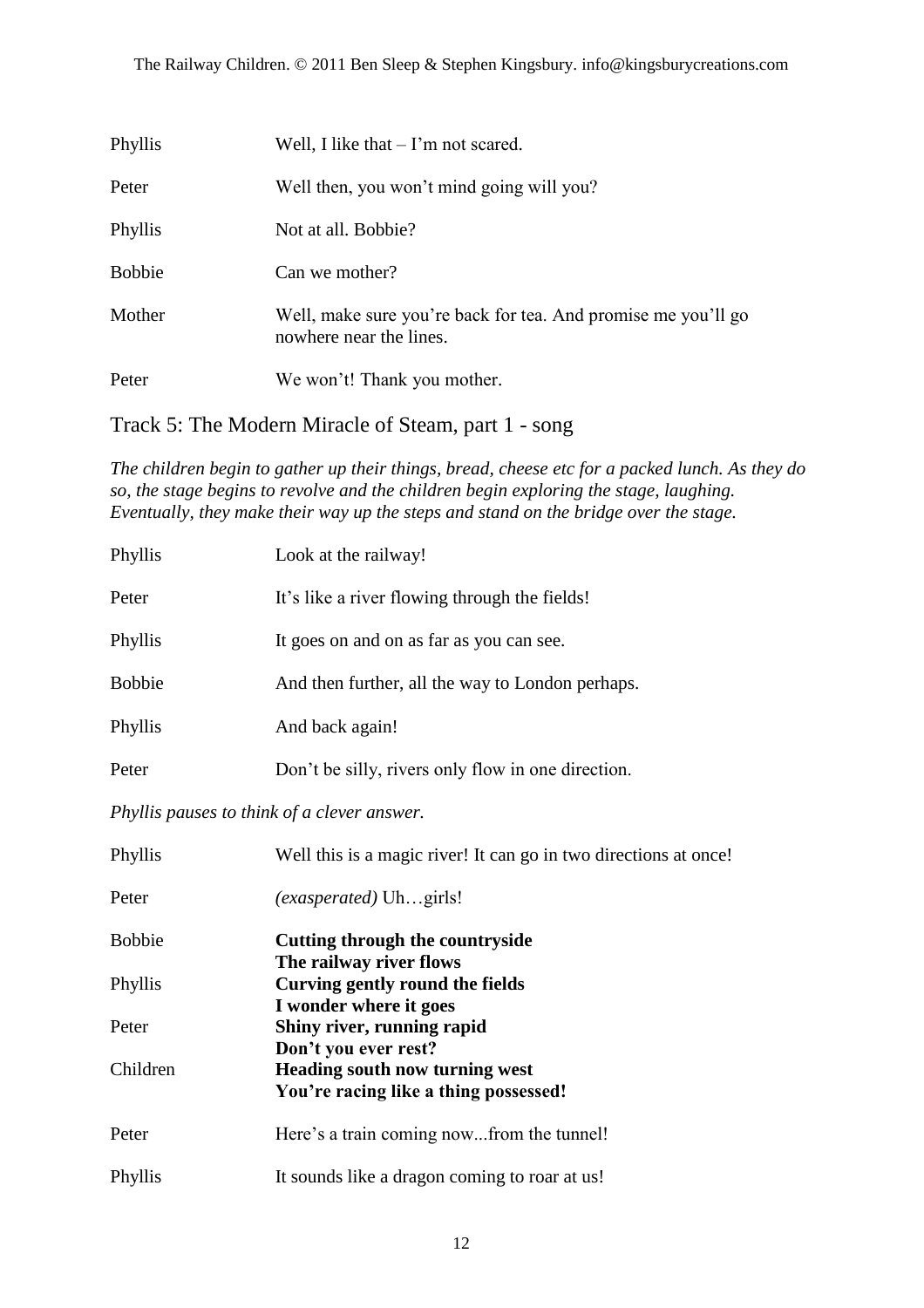Phyllis — Well, I like that – I'm not scared.

Peter — Well then, you won't mind going will you?

Phyllis — Not at all. Bobbie?

Bobbie — Can we mother?

Mother — Well, make sure you're back for tea. And promise me you'll go nowhere near the lines.

Peter — We won't! Thank you mother.

## Track 5: The Modern Miracle of Steam, part 1 - song

*The children begin to gather up their things, bread, cheese etc for a packed lunch. As they do so, the stage begins to revolve and the children begin exploring the stage, laughing. Eventually, they make their way up the steps and stand on the bridge over the stage.*

Phyllis — Look at the railway!

Peter — It's like a river flowing through the fields!

Phyllis — It goes on and on as far as you can see.

Bobbie — And then further, all the way to London perhaps.

Phyllis — And back again!

Peter — Don't be silly, rivers only flow in one direction.

*Phyllis pauses to think of a clever answer.*

Phyllis — Well this is a magic river! It can go in two directions at once!

Peter — *(exasperated)* Uh…girls!

Bobbie — **Cutting through the countryside**
**The railway river flows**

Phyllis — **Curving gently round the fields**
**I wonder where it goes**

Peter — **Shiny river, running rapid**
**Don't you ever rest?**

Children — **Heading south now turning west**
**You're racing like a thing possessed!**

Peter — Here's a train coming now...from the tunnel!

Phyllis — It sounds like a dragon coming to roar at us!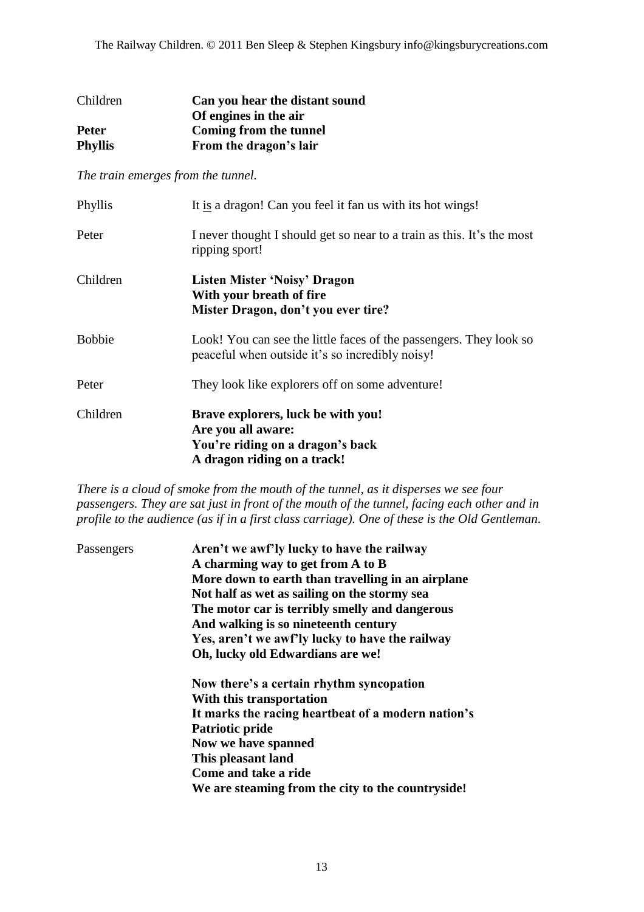Children **Can you hear the distant sound**
**Of engines in the air**
**Peter** **Coming from the tunnel**
**Phyllis** **From the dragon's lair**

*The train emerges from the tunnel.*

Phyllis It is a dragon! Can you feel it fan us with its hot wings!

Peter I never thought I should get so near to a train as this. It's the most ripping sport!

Children **Listen Mister 'Noisy' Dragon**
**With your breath of fire**
**Mister Dragon, don't you ever tire?**

Bobbie Look! You can see the little faces of the passengers. They look so peaceful when outside it's so incredibly noisy!

Peter They look like explorers off on some adventure!

Children **Brave explorers, luck be with you!**
**Are you all aware:**
**You're riding on a dragon's back**
**A dragon riding on a track!**

*There is a cloud of smoke from the mouth of the tunnel, as it disperses we see four passengers. They are sat just in front of the mouth of the tunnel, facing each other and in profile to the audience (as if in a first class carriage). One of these is the Old Gentleman.*

Passengers **Aren't we awf'ly lucky to have the railway**
**A charming way to get from A to B**
**More down to earth than travelling in an airplane**
**Not half as wet as sailing on the stormy sea**
**The motor car is terribly smelly and dangerous**
**And walking is so nineteenth century**
**Yes, aren't we awf'ly lucky to have the railway**
**Oh, lucky old Edwardians are we!**

**Now there's a certain rhythm syncopation**
**With this transportation**
**It marks the racing heartbeat of a modern nation's**
**Patriotic pride**
**Now we have spanned**
**This pleasant land**
**Come and take a ride**
**We are steaming from the city to the countryside!**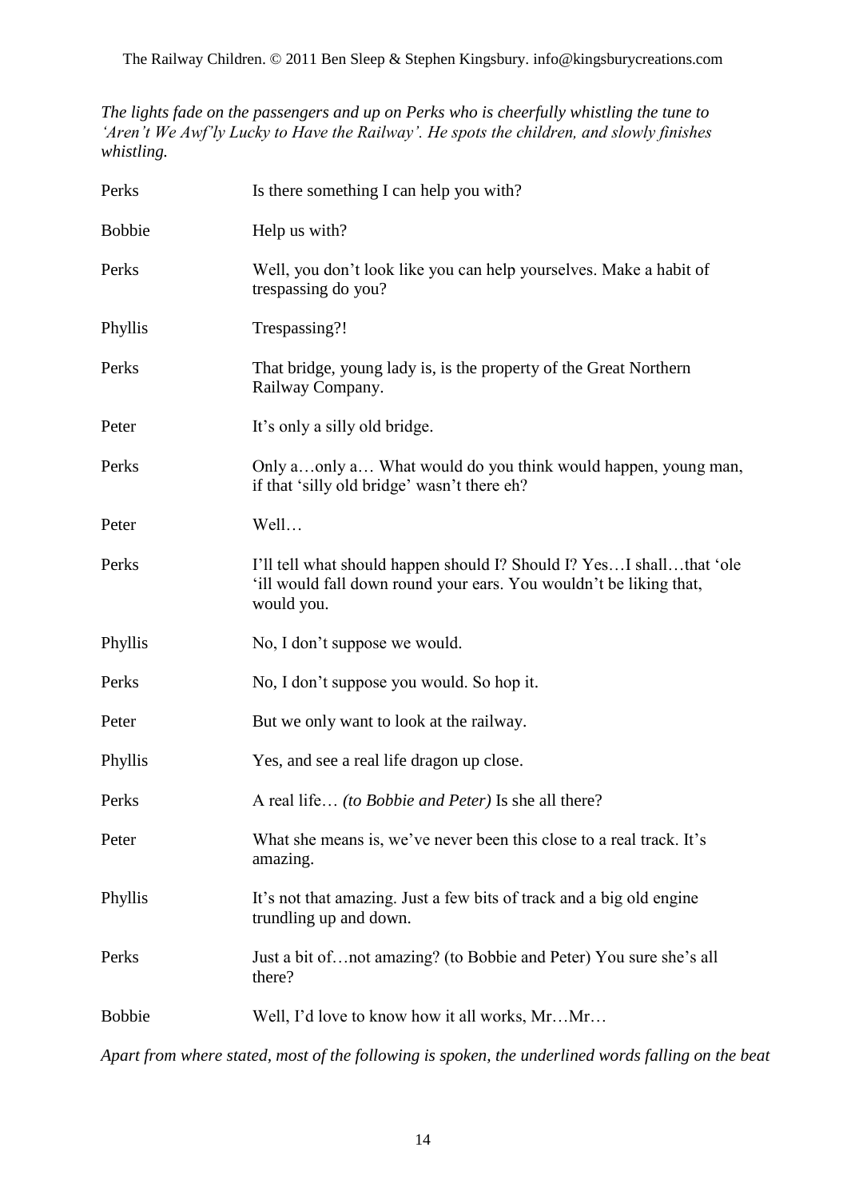*The lights fade on the passengers and up on Perks who is cheerfully whistling the tune to 'Aren't We Awf'ly Lucky to Have the Railway'. He spots the children, and slowly finishes whistling.*

| | |
|---|---|
| Perks | Is there something I can help you with? |
| Bobbie | Help us with? |
| Perks | Well, you don't look like you can help yourselves. Make a habit of trespassing do you? |
| Phyllis | Trespassing?! |
| Perks | That bridge, young lady is, is the property of the Great Northern Railway Company. |
| Peter | It's only a silly old bridge. |
| Perks | Only a…only a… What would do you think would happen, young man, if that 'silly old bridge' wasn't there eh? |
| Peter | Well… |
| Perks | I'll tell what should happen should I? Should I? Yes…I shall…that 'ole 'ill would fall down round your ears. You wouldn't be liking that, would you. |
| Phyllis | No, I don't suppose we would. |
| Perks | No, I don't suppose you would. So hop it. |
| Peter | But we only want to look at the railway. |
| Phyllis | Yes, and see a real life dragon up close. |
| Perks | A real life… *(to Bobbie and Peter)* Is she all there? |
| Peter | What she means is, we've never been this close to a real track. It's amazing. |
| Phyllis | It's not that amazing. Just a few bits of track and a big old engine trundling up and down. |
| Perks | Just a bit of…not amazing? (to Bobbie and Peter) You sure she's all there? |
| Bobbie | Well, I'd love to know how it all works, Mr…Mr… |

*Apart from where stated, most of the following is spoken, the underlined words falling on the beat*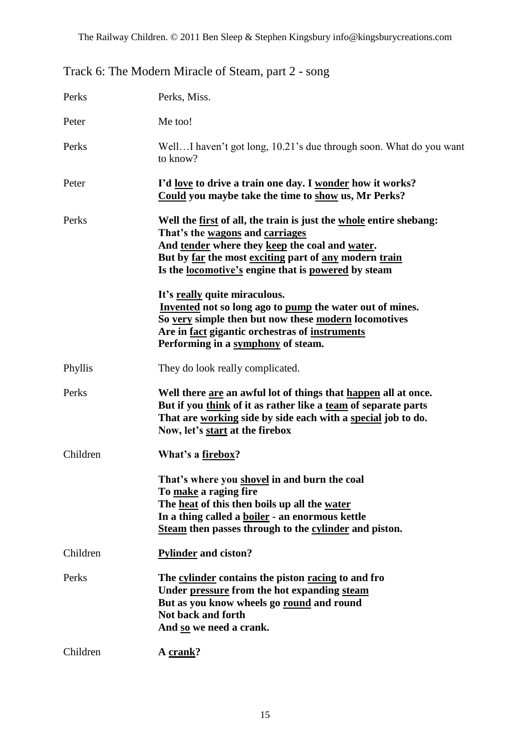## Track 6: The Modern Miracle of Steam, part 2 - song

| | |
|---|---|
| Perks | Perks, Miss. |
| Peter | Me too! |
| Perks | Well…I haven't got long, 10.21's due through soon. What do you want to know? |
| Peter | **I'd <u>love</u> to drive a train one day. I <u>wonder</u> how it works?**<br>**<u>Could</u> you maybe take the time to <u>show</u> us, Mr Perks?** |
| Perks | **Well the <u>first</u> of all, the train is just the <u>whole</u> entire shebang:**<br>**That's the <u>wagons</u> and <u>carriages</u>**<br>**And <u>tender</u> where they <u>keep</u> the coal and <u>water</u>.**<br>**But by <u>far</u> the most <u>exciting</u> part of <u>any</u> modern <u>train</u>**<br>**Is the <u>locomotive's</u> engine that is <u>powered</u> by steam**<br><br>**It's <u>really</u> quite miraculous.**<br>**<u>Invented</u> not so long ago to <u>pump</u> the water out of mines.**<br>**So <u>very</u> simple then but now these <u>modern</u> locomotives**<br>**Are in <u>fact</u> gigantic orchestras of <u>instruments</u>**<br>**Performing in a <u>symphony</u> of steam.** |
| Phyllis | They do look really complicated. |
| Perks | **Well there <u>are</u> an awful lot of things that <u>happen</u> all at once.**<br>**But if you <u>think</u> of it as rather like a <u>team</u> of separate parts**<br>**That are <u>working</u> side by side each with a <u>special</u> job to do.**<br>**Now, let's <u>start</u> at the firebox** |
| Children | **What's a <u>firebox</u>?**<br><br>**That's where you <u>shovel</u> in and burn the coal**<br>**To <u>make</u> a raging fire**<br>**The <u>heat</u> of this then boils up all the <u>water</u>**<br>**In a thing called a <u>boiler</u> - an enormous kettle**<br>**<u>Steam</u> then passes through to the <u>cylinder</u> and piston.** |
| Children | **<u>Pylinder</u> and ciston?** |
| Perks | **The <u>cylinder</u> contains the piston <u>racing</u> to and fro**<br>**Under <u>pressure</u> from the hot expanding <u>steam</u>**<br>**But as you know wheels go <u>round</u> and round**<br>**Not back and forth**<br>**And <u>so</u> we need a crank.** |
| Children | **A <u>crank</u>?** |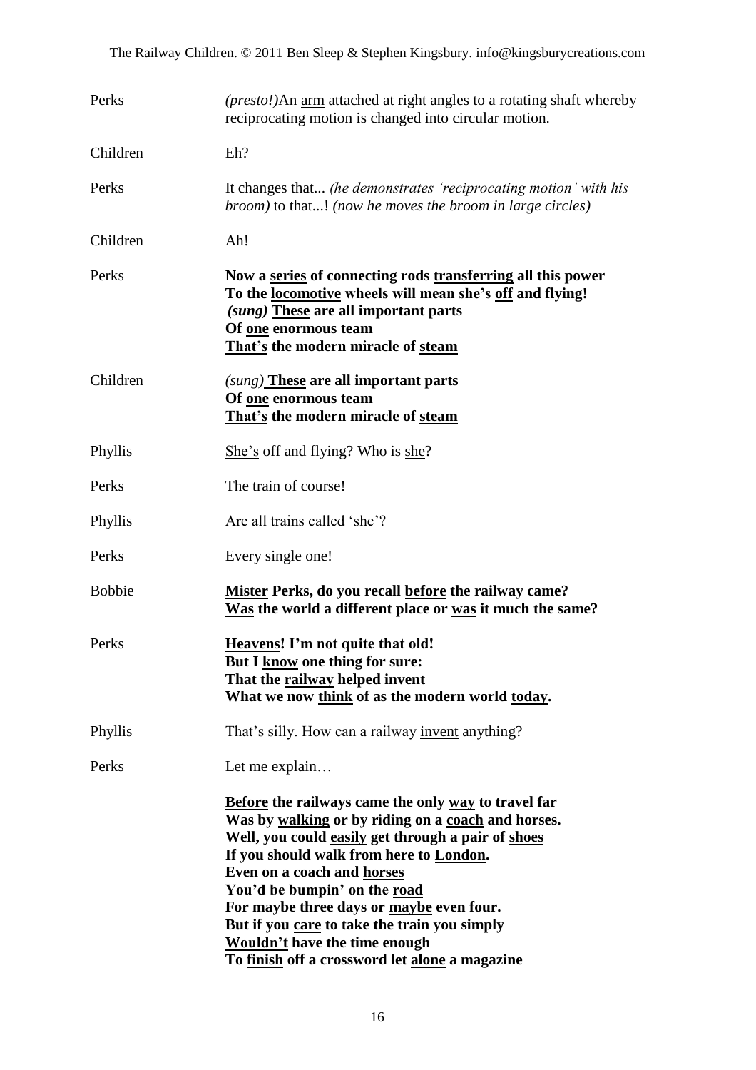Perks *(presto!)*An <u>arm</u> attached at right angles to a rotating shaft whereby reciprocating motion is changed into circular motion.

Children Eh?

Perks It changes that... *(he demonstrates 'reciprocating motion' with his broom)* to that...! *(now he moves the broom in large circles)*

Children Ah!

Perks **Now a <u>series</u> of connecting rods <u>transferring</u> all this power**
**To the <u>locomotive</u> wheels will mean she's <u>off</u> and flying!**
***(sung)* <u>These</u> are all important parts**
**Of <u>one</u> enormous team**
**<u>That's</u> the modern miracle of <u>steam</u>**

Children ***(sung)* <u>These</u> are all important parts**
**Of <u>one</u> enormous team**
**<u>That's</u> the modern miracle of <u>steam</u>**

Phyllis <u>She's</u> off and flying? Who is <u>she</u>?

Perks The train of course!

Phyllis Are all trains called 'she'?

Perks Every single one!

Bobbie **<u>Mister</u> Perks, do you recall <u>before</u> the railway came?**
**<u>Was</u> the world a different place or <u>was</u> it much the same?**

Perks **<u>Heavens</u>! I'm not quite that old!**
**But I <u>know</u> one thing for sure:**
**That the <u>railway</u> helped invent**
**What we now <u>think</u> of as the modern world <u>today</u>.**

Phyllis That's silly. How can a railway <u>invent</u> anything?

Perks Let me explain…

**<u>Before</u> the railways came the only <u>way</u> to travel far**
**Was by <u>walking</u> or by riding on a <u>coach</u> and horses.**
**Well, you could <u>easily</u> get through a pair of <u>shoes</u>**
**If you should walk from here to <u>London</u>.**
**Even on a coach and <u>horses</u>**
**You'd be bumpin' on the <u>road</u>**
**For maybe three days or <u>maybe</u> even four.**
**But if you <u>care</u> to take the train you simply**
**<u>Wouldn't</u> have the time enough**
**To <u>finish</u> off a crossword let <u>alone</u> a magazine**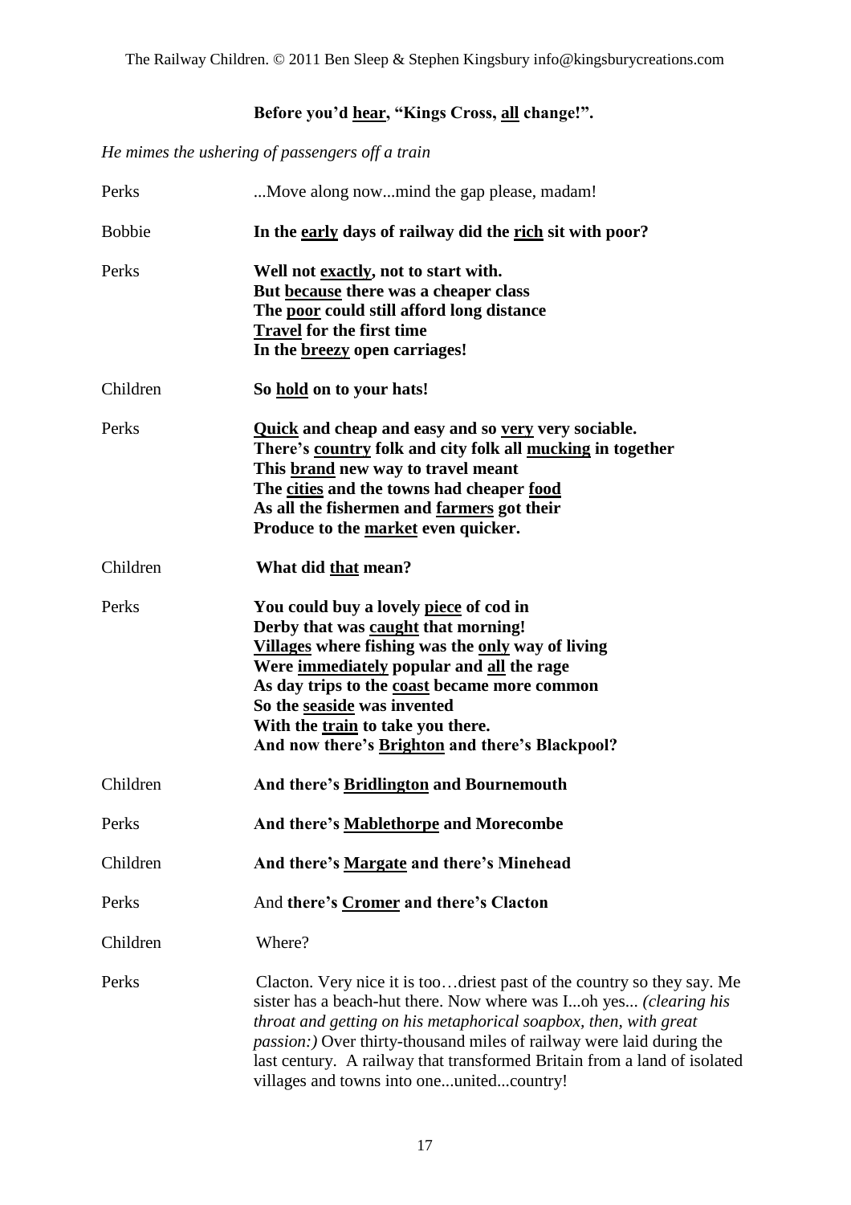**Before you'd hear, "Kings Cross, all change!".**

*He mimes the ushering of passengers off a train*

Perks ...Move along now...mind the gap please, madam!

Bobbie **In the early days of railway did the rich sit with poor?**

Perks **Well not exactly, not to start with.**
**But because there was a cheaper class**
**The poor could still afford long distance**
**Travel for the first time**
**In the breezy open carriages!**

Children **So hold on to your hats!**

Perks **Quick and cheap and easy and so very very sociable.**
**There's country folk and city folk all mucking in together**
**This brand new way to travel meant**
**The cities and the towns had cheaper food**
**As all the fishermen and farmers got their**
**Produce to the market even quicker.**

Children **What did that mean?**

Perks **You could buy a lovely piece of cod in**
**Derby that was caught that morning!**
**Villages where fishing was the only way of living**
**Were immediately popular and all the rage**
**As day trips to the coast became more common**
**So the seaside was invented**
**With the train to take you there.**
**And now there's Brighton and there's Blackpool?**

Children **And there's Bridlington and Bournemouth**

Perks **And there's Mablethorpe and Morecombe**

Children **And there's Margate and there's Minehead**

Perks And **there's Cromer and there's Clacton**

Children Where?

Perks Clacton. Very nice it is too…driest past of the country so they say. Me sister has a beach-hut there. Now where was I...oh yes... *(clearing his throat and getting on his metaphorical soapbox, then, with great passion:)* Over thirty-thousand miles of railway were laid during the last century. A railway that transformed Britain from a land of isolated villages and towns into one...united...country!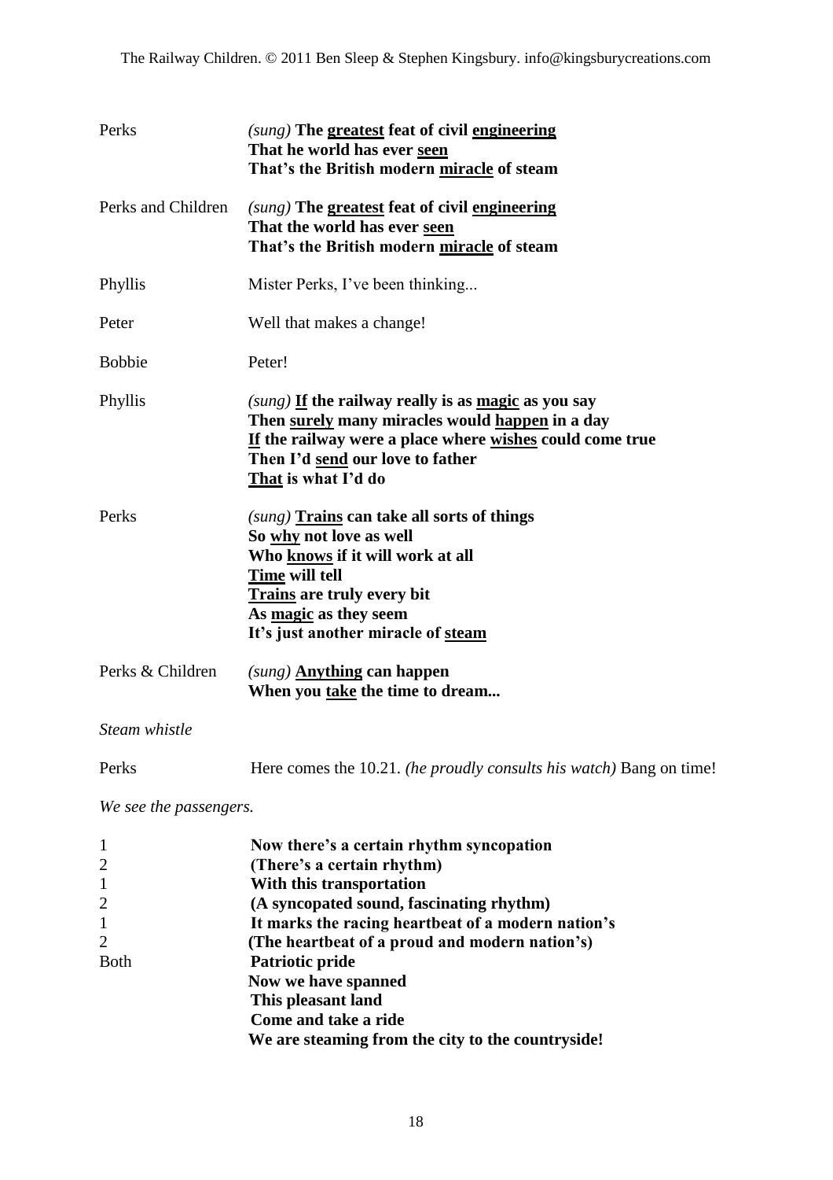Perks *(sung)* **The <u>greatest</u> feat of civil <u>engineering</u>**
**That he world has ever <u>seen</u>**
**That's the British modern <u>miracle</u> of steam**

Perks and Children *(sung)* **The <u>greatest</u> feat of civil <u>engineering</u>**
**That the world has ever <u>seen</u>**
**That's the British modern <u>miracle</u> of steam**

Phyllis Mister Perks, I've been thinking...

Peter Well that makes a change!

Bobbie Peter!

Phyllis *(sung)* **<u>If</u> the railway really is as <u>magic</u> as you say**
**Then <u>surely</u> many miracles would <u>happen</u> in a day**
**<u>If</u> the railway were a place where <u>wishes</u> could come true**
**Then I'd <u>send</u> our love to father**
**<u>That</u> is what I'd do**

Perks *(sung)* **<u>Trains</u> can take all sorts of things**
**So <u>why</u> not love as well**
**Who <u>knows</u> if it will work at all**
**<u>Time</u> will tell**
**<u>Trains</u> are truly every bit**
**As <u>magic</u> as they seem**
**It's just another miracle of <u>steam</u>**

Perks & Children *(sung)* **<u>Anything</u> can happen**
**When you <u>take</u> the time to dream...**

*Steam whistle*

Perks Here comes the 10.21. *(he proudly consults his watch)* Bang on time!

*We see the passengers.*

1 **Now there's a certain rhythm syncopation**
2 **(There's a certain rhythm)**
1 **With this transportation**
2 **(A syncopated sound, fascinating rhythm)**
1 **It marks the racing heartbeat of a modern nation's**
2 **(The heartbeat of a proud and modern nation's)**
Both **Patriotic pride**
**Now we have spanned**
**This pleasant land**
**Come and take a ride**
**We are steaming from the city to the countryside!**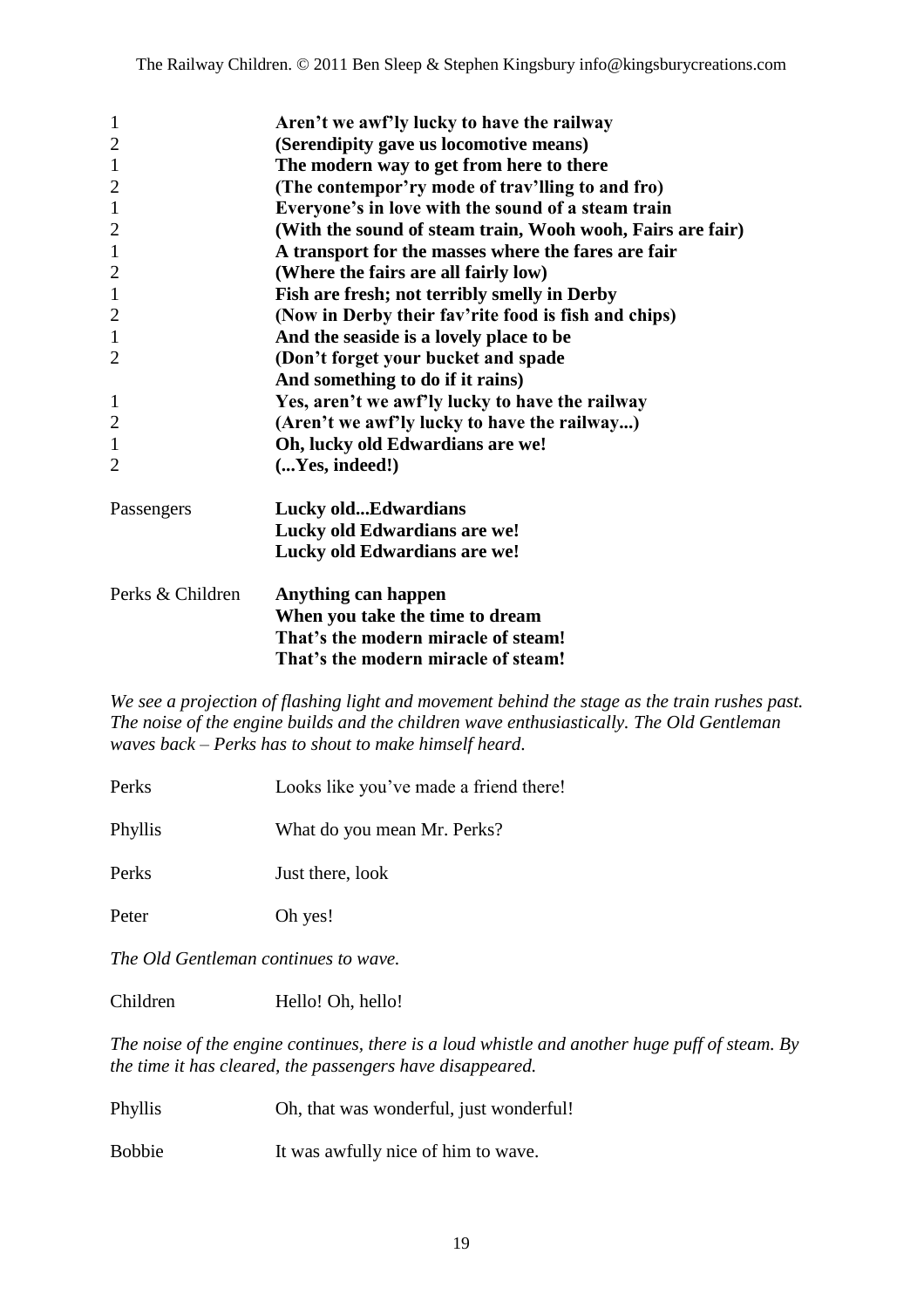| | |
|---|---|
| 1 | **Aren't we awf'ly lucky to have the railway** |
| 2 | **(Serendipity gave us locomotive means)** |
| 1 | **The modern way to get from here to there** |
| 2 | **(The contempor'ry mode of trav'lling to and fro)** |
| 1 | **Everyone's in love with the sound of a steam train** |
| 2 | **(With the sound of steam train, Wooh wooh, Fairs are fair)** |
| 1 | **A transport for the masses where the fares are fair** |
| 2 | **(Where the fairs are all fairly low)** |
| 1 | **Fish are fresh; not terribly smelly in Derby** |
| 2 | **(Now in Derby their fav'rite food is fish and chips)** |
| 1 | **And the seaside is a lovely place to be** |
| 2 | **(Don't forget your bucket and spade** |
| | **And something to do if it rains)** |
| 1 | **Yes, aren't we awf'ly lucky to have the railway** |
| 2 | **(Aren't we awf'ly lucky to have the railway...)** |
| 1 | **Oh, lucky old Edwardians are we!** |
| 2 | **(...Yes, indeed!)** |

Passengers **Lucky old...Edwardians**
**Lucky old Edwardians are we!**
**Lucky old Edwardians are we!**

Perks & Children **Anything can happen**
**When you take the time to dream**
**That's the modern miracle of steam!**
**That's the modern miracle of steam!**

*We see a projection of flashing light and movement behind the stage as the train rushes past. The noise of the engine builds and the children wave enthusiastically. The Old Gentleman waves back – Perks has to shout to make himself heard.*

Perks Looks like you've made a friend there!

Phyllis What do you mean Mr. Perks?

Perks Just there, look

Peter Oh yes!

*The Old Gentleman continues to wave.*

Children Hello! Oh, hello!

*The noise of the engine continues, there is a loud whistle and another huge puff of steam. By the time it has cleared, the passengers have disappeared.*

Phyllis Oh, that was wonderful, just wonderful!

Bobbie It was awfully nice of him to wave.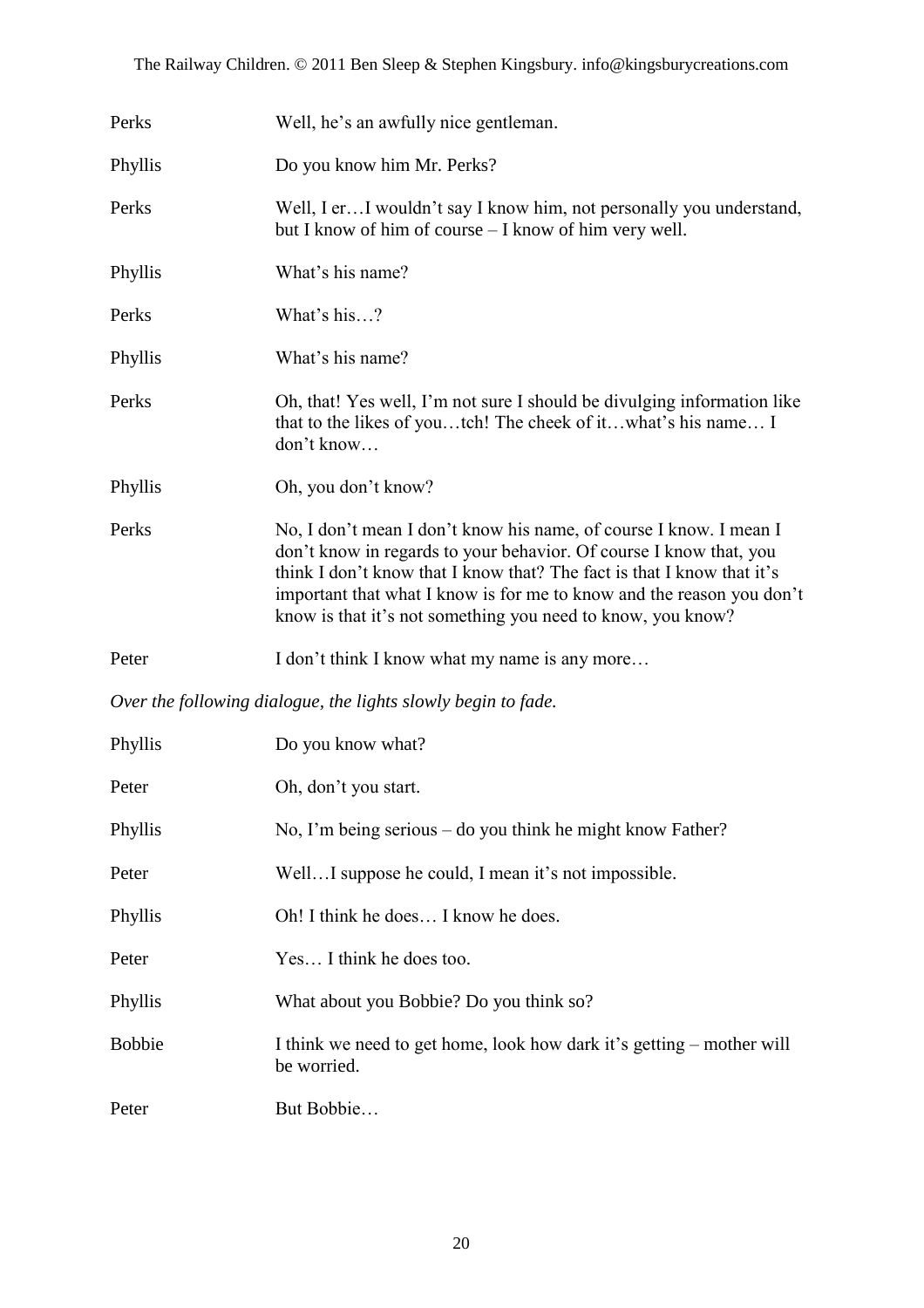Perks Well, he's an awfully nice gentleman.

Phyllis Do you know him Mr. Perks?

Perks Well, I er…I wouldn't say I know him, not personally you understand, but I know of him of course – I know of him very well.

Phyllis What's his name?

Perks What's his…?

Phyllis What's his name?

Perks Oh, that! Yes well, I'm not sure I should be divulging information like that to the likes of you…tch! The cheek of it…what's his name… I don't know…

Phyllis Oh, you don't know?

Perks No, I don't mean I don't know his name, of course I know. I mean I don't know in regards to your behavior. Of course I know that, you think I don't know that I know that? The fact is that I know that it's important that what I know is for me to know and the reason you don't know is that it's not something you need to know, you know?

Peter I don't think I know what my name is any more…

*Over the following dialogue, the lights slowly begin to fade.*

Phyllis Do you know what?

Peter Oh, don't you start.

Phyllis No, I'm being serious – do you think he might know Father?

Peter Well…I suppose he could, I mean it's not impossible.

Phyllis Oh! I think he does… I know he does.

Peter Yes… I think he does too.

Phyllis What about you Bobbie? Do you think so?

Bobbie I think we need to get home, look how dark it's getting – mother will be worried.

Peter But Bobbie…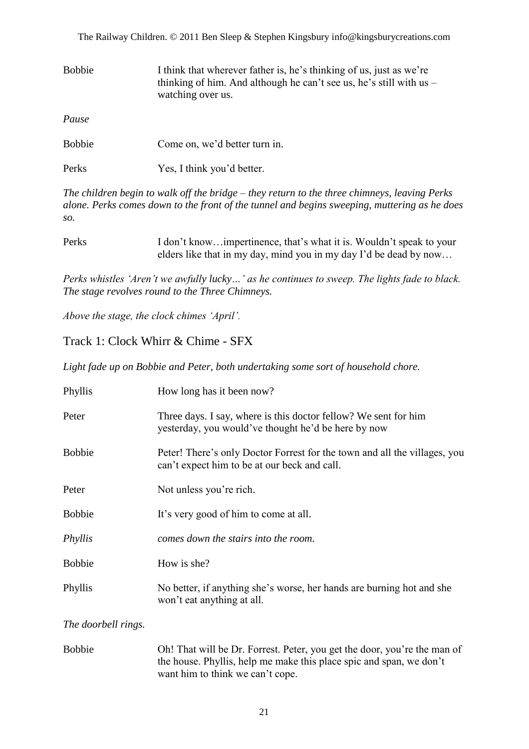Bobbie I think that wherever father is, he's thinking of us, just as we're thinking of him. And although he can't see us, he's still with us – watching over us.

*Pause*

Bobbie Come on, we'd better turn in.

Perks Yes, I think you'd better.

*The children begin to walk off the bridge – they return to the three chimneys, leaving Perks alone. Perks comes down to the front of the tunnel and begins sweeping, muttering as he does so.*

Perks I don't know…impertinence, that's what it is. Wouldn't speak to your elders like that in my day, mind you in my day I'd be dead by now…

*Perks whistles 'Aren't we awfully lucky…' as he continues to sweep. The lights fade to black. The stage revolves round to the Three Chimneys.*

*Above the stage, the clock chimes 'April'.*

## Track 1: Clock Whirr & Chime - SFX

*Light fade up on Bobbie and Peter, both undertaking some sort of household chore.*

Phyllis How long has it been now?

Peter Three days. I say, where is this doctor fellow? We sent for him yesterday, you would've thought he'd be here by now

Bobbie Peter! There's only Doctor Forrest for the town and all the villages, you can't expect him to be at our beck and call.

Peter Not unless you're rich.

Bobbie It's very good of him to come at all.

*Phyllis comes down the stairs into the room.*

Bobbie How is she?

Phyllis No better, if anything she's worse, her hands are burning hot and she won't eat anything at all.

*The doorbell rings.*

Bobbie Oh! That will be Dr. Forrest. Peter, you get the door, you're the man of the house. Phyllis, help me make this place spic and span, we don't want him to think we can't cope.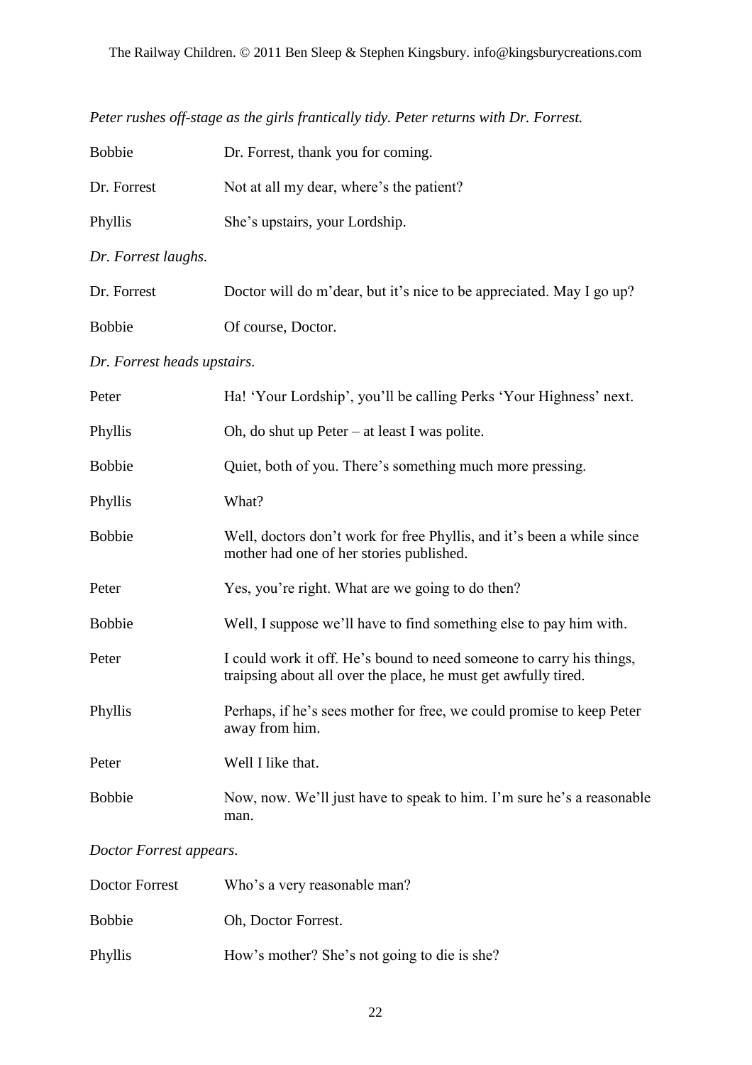*Peter rushes off-stage as the girls frantically tidy. Peter returns with Dr. Forrest.*

| | |
|---|---|
| Bobbie | Dr. Forrest, thank you for coming. |
| Dr. Forrest | Not at all my dear, where's the patient? |
| Phyllis | She's upstairs, your Lordship. |

*Dr. Forrest laughs.*

| | |
|---|---|
| Dr. Forrest | Doctor will do m'dear, but it's nice to be appreciated. May I go up? |
| Bobbie | Of course, Doctor. |

*Dr. Forrest heads upstairs.*

| | |
|---|---|
| Peter | Ha! 'Your Lordship', you'll be calling Perks 'Your Highness' next. |
| Phyllis | Oh, do shut up Peter – at least I was polite. |
| Bobbie | Quiet, both of you. There's something much more pressing. |
| Phyllis | What? |
| Bobbie | Well, doctors don't work for free Phyllis, and it's been a while since mother had one of her stories published. |
| Peter | Yes, you're right. What are we going to do then? |
| Bobbie | Well, I suppose we'll have to find something else to pay him with. |
| Peter | I could work it off. He's bound to need someone to carry his things, traipsing about all over the place, he must get awfully tired. |
| Phyllis | Perhaps, if he's sees mother for free, we could promise to keep Peter away from him. |
| Peter | Well I like that. |
| Bobbie | Now, now. We'll just have to speak to him. I'm sure he's a reasonable man. |

*Doctor Forrest appears.*

| | |
|---|---|
| Doctor Forrest | Who's a very reasonable man? |
| Bobbie | Oh, Doctor Forrest. |
| Phyllis | How's mother? She's not going to die is she? |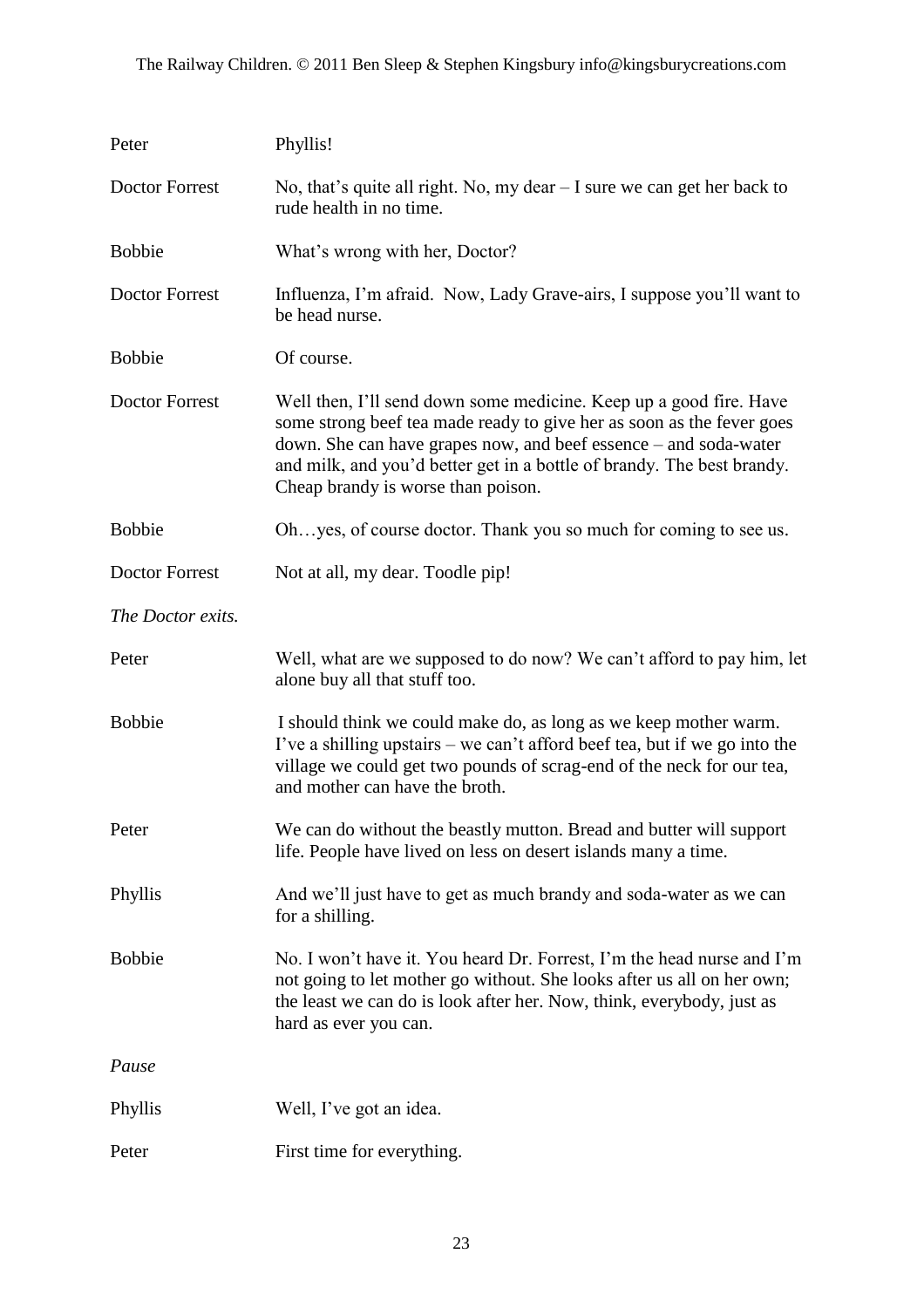Peter Phyllis!

Doctor Forrest No, that's quite all right. No, my dear – I sure we can get her back to rude health in no time.

Bobbie What's wrong with her, Doctor?

Doctor Forrest Influenza, I'm afraid. Now, Lady Grave-airs, I suppose you'll want to be head nurse.

Bobbie Of course.

Doctor Forrest Well then, I'll send down some medicine. Keep up a good fire. Have some strong beef tea made ready to give her as soon as the fever goes down. She can have grapes now, and beef essence – and soda-water and milk, and you'd better get in a bottle of brandy. The best brandy. Cheap brandy is worse than poison.

Bobbie Oh…yes, of course doctor. Thank you so much for coming to see us.

Doctor Forrest Not at all, my dear. Toodle pip!

*The Doctor exits.*

Peter Well, what are we supposed to do now? We can't afford to pay him, let alone buy all that stuff too.

Bobbie I should think we could make do, as long as we keep mother warm. I've a shilling upstairs – we can't afford beef tea, but if we go into the village we could get two pounds of scrag-end of the neck for our tea, and mother can have the broth.

Peter We can do without the beastly mutton. Bread and butter will support life. People have lived on less on desert islands many a time.

Phyllis And we'll just have to get as much brandy and soda-water as we can for a shilling.

Bobbie No. I won't have it. You heard Dr. Forrest, I'm the head nurse and I'm not going to let mother go without. She looks after us all on her own; the least we can do is look after her. Now, think, everybody, just as hard as ever you can.

*Pause*

Phyllis Well, I've got an idea.

Peter First time for everything.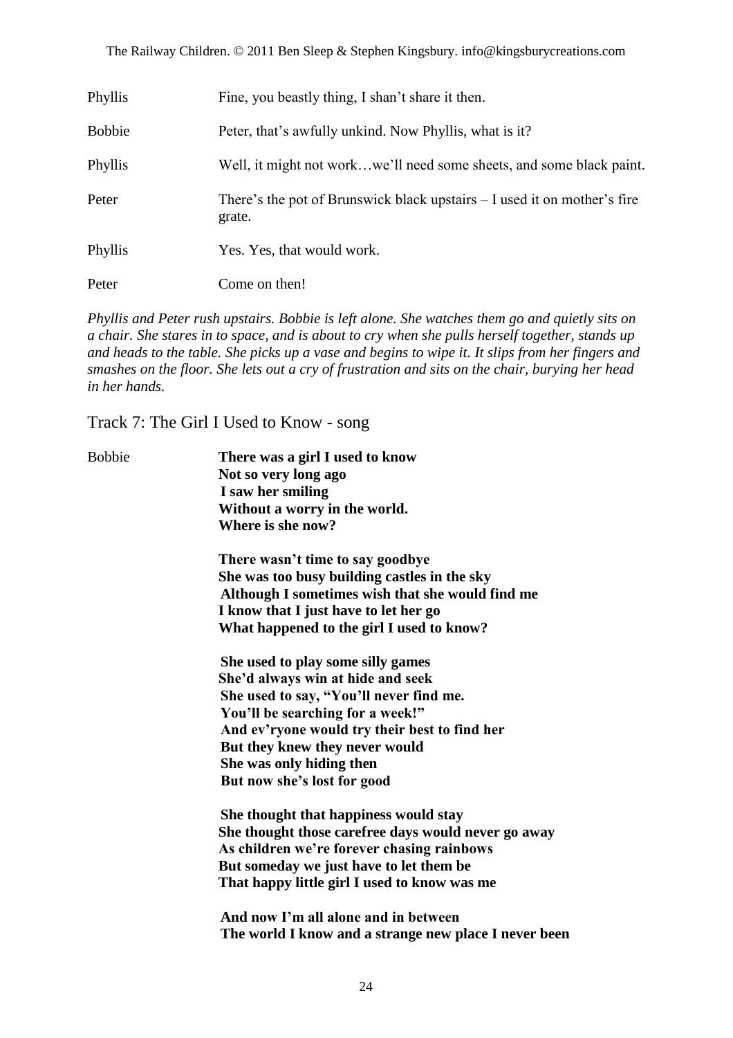| | |
|---|---|
| Phyllis | Fine, you beastly thing, I shan't share it then. |
| Bobbie | Peter, that's awfully unkind. Now Phyllis, what is it? |
| Phyllis | Well, it might not work…we'll need some sheets, and some black paint. |
| Peter | There's the pot of Brunswick black upstairs – I used it on mother's fire grate. |
| Phyllis | Yes. Yes, that would work. |
| Peter | Come on then! |

*Phyllis and Peter rush upstairs. Bobbie is left alone. She watches them go and quietly sits on a chair. She stares in to space, and is about to cry when she pulls herself together, stands up and heads to the table. She picks up a vase and begins to wipe it. It slips from her fingers and smashes on the floor. She lets out a cry of frustration and sits on the chair, burying her head in her hands.*

## Track 7: The Girl I Used to Know - song

Bobbie

**There was a girl I used to know**
**Not so very long ago**
**I saw her smiling**
**Without a worry in the world.**
**Where is she now?**

**There wasn't time to say goodbye**
**She was too busy building castles in the sky**
**Although I sometimes wish that she would find me**
**I know that I just have to let her go**
**What happened to the girl I used to know?**

**She used to play some silly games**
**She'd always win at hide and seek**
**She used to say, "You'll never find me.**
**You'll be searching for a week!"**
**And ev'ryone would try their best to find her**
**But they knew they never would**
**She was only hiding then**
**But now she's lost for good**

**She thought that happiness would stay**
**She thought those carefree days would never go away**
**As children we're forever chasing rainbows**
**But someday we just have to let them be**
**That happy little girl I used to know was me**

**And now I'm all alone and in between**
**The world I know and a strange new place I never been**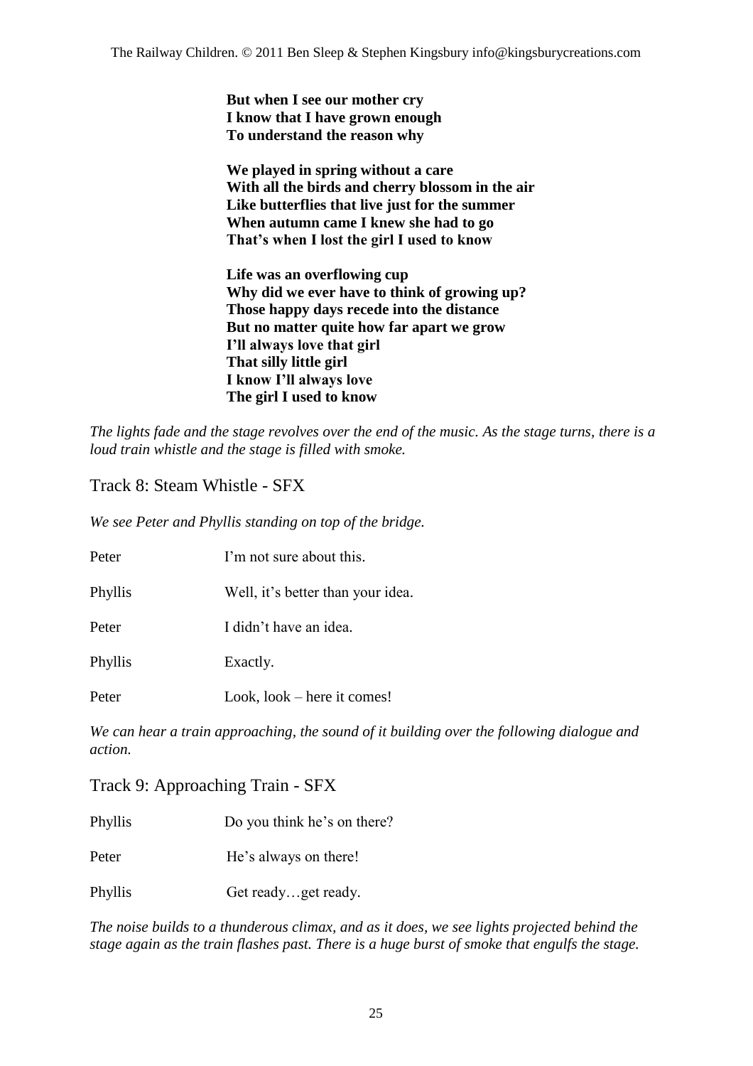**But when I see our mother cry**
**I know that I have grown enough**
**To understand the reason why**

**We played in spring without a care**
**With all the birds and cherry blossom in the air**
**Like butterflies that live just for the summer**
**When autumn came I knew she had to go**
**That's when I lost the girl I used to know**

**Life was an overflowing cup**
**Why did we ever have to think of growing up?**
**Those happy days recede into the distance**
**But no matter quite how far apart we grow**
**I'll always love that girl**
**That silly little girl**
**I know I'll always love**
**The girl I used to know**

*The lights fade and the stage revolves over the end of the music. As the stage turns, there is a loud train whistle and the stage is filled with smoke.*

Track 8: Steam Whistle - SFX

*We see Peter and Phyllis standing on top of the bridge.*

Peter — I'm not sure about this.

Phyllis — Well, it's better than your idea.

Peter — I didn't have an idea.

Phyllis — Exactly.

Peter — Look, look – here it comes!

*We can hear a train approaching, the sound of it building over the following dialogue and action.*

Track 9: Approaching Train - SFX

Phyllis — Do you think he's on there?

Peter — He's always on there!

Phyllis — Get ready…get ready.

*The noise builds to a thunderous climax, and as it does, we see lights projected behind the stage again as the train flashes past. There is a huge burst of smoke that engulfs the stage.*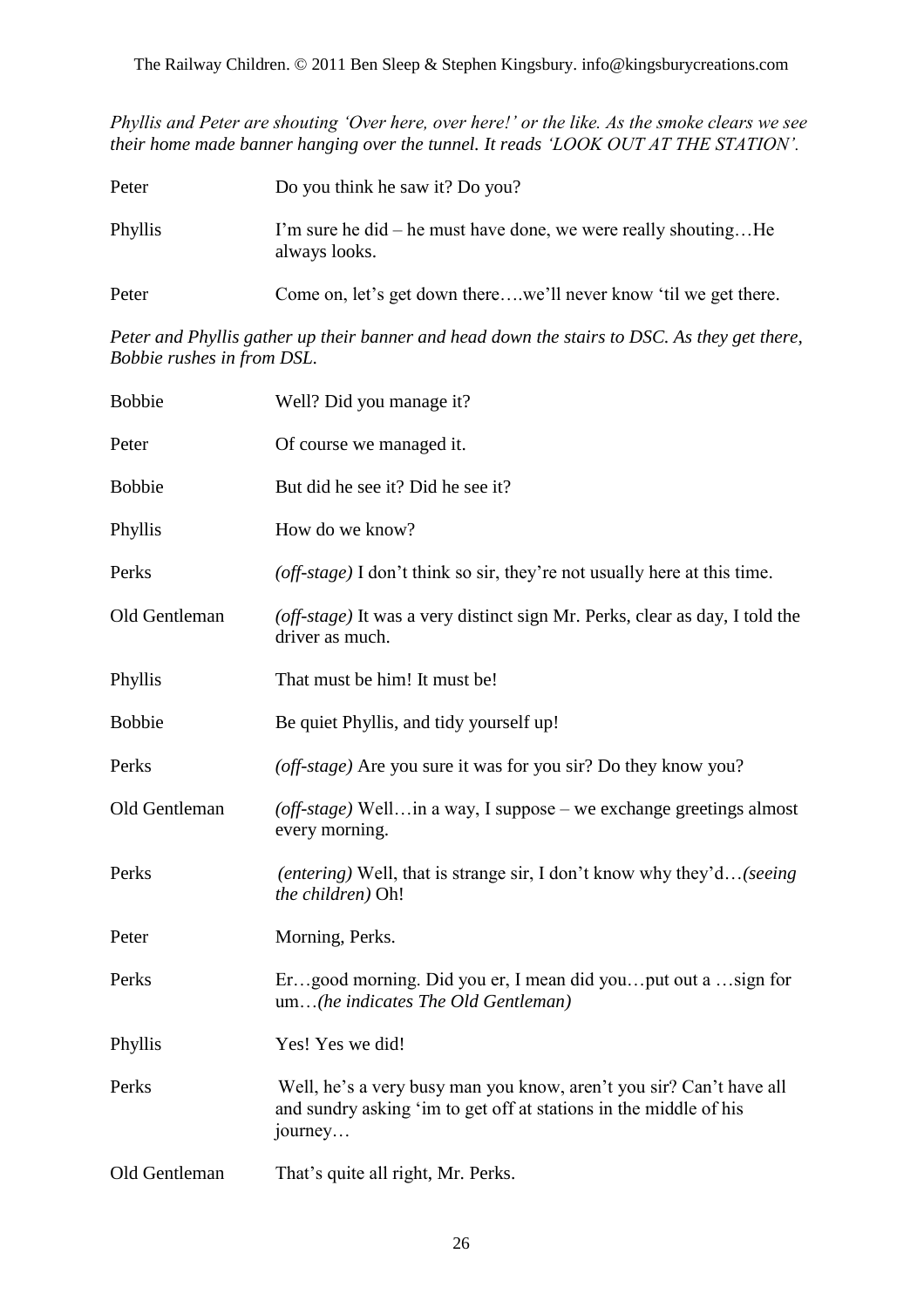*Phyllis and Peter are shouting 'Over here, over here!' or the like. As the smoke clears we see their home made banner hanging over the tunnel. It reads 'LOOK OUT AT THE STATION'.*

| | |
|---|---|
| Peter | Do you think he saw it? Do you? |
| Phyllis | I'm sure he did – he must have done, we were really shouting…He always looks. |
| Peter | Come on, let's get down there….we'll never know 'til we get there. |

*Peter and Phyllis gather up their banner and head down the stairs to DSC. As they get there, Bobbie rushes in from DSL.*

| | |
|---|---|
| Bobbie | Well? Did you manage it? |
| Peter | Of course we managed it. |
| Bobbie | But did he see it? Did he see it? |
| Phyllis | How do we know? |
| Perks | *(off-stage)* I don't think so sir, they're not usually here at this time. |
| Old Gentleman | *(off-stage)* It was a very distinct sign Mr. Perks, clear as day, I told the driver as much. |
| Phyllis | That must be him! It must be! |
| Bobbie | Be quiet Phyllis, and tidy yourself up! |
| Perks | *(off-stage)* Are you sure it was for you sir? Do they know you? |
| Old Gentleman | *(off-stage)* Well…in a way, I suppose – we exchange greetings almost every morning. |
| Perks | *(entering)* Well, that is strange sir, I don't know why they'd…*(seeing the children)* Oh! |
| Peter | Morning, Perks. |
| Perks | Er…good morning. Did you er, I mean did you…put out a …sign for um…*(he indicates The Old Gentleman)* |
| Phyllis | Yes! Yes we did! |
| Perks | Well, he's a very busy man you know, aren't you sir? Can't have all and sundry asking 'im to get off at stations in the middle of his journey… |
| Old Gentleman | That's quite all right, Mr. Perks. |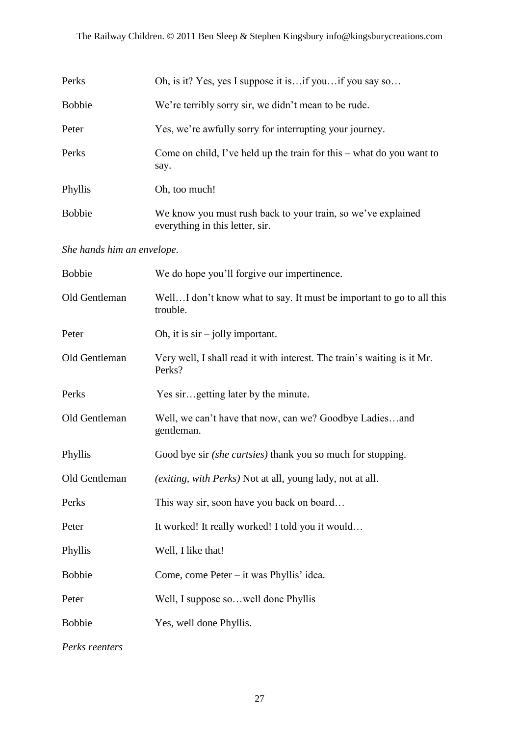| | |
|---|---|
| Perks | Oh, is it? Yes, yes I suppose it is…if you…if you say so… |
| Bobbie | We're terribly sorry sir, we didn't mean to be rude. |
| Peter | Yes, we're awfully sorry for interrupting your journey. |
| Perks | Come on child, I've held up the train for this – what do you want to say. |
| Phyllis | Oh, too much! |
| Bobbie | We know you must rush back to your train, so we've explained everything in this letter, sir. |

*She hands him an envelope.*

| | |
|---|---|
| Bobbie | We do hope you'll forgive our impertinence. |
| Old Gentleman | Well…I don't know what to say. It must be important to go to all this trouble. |
| Peter | Oh, it is sir – jolly important. |
| Old Gentleman | Very well, I shall read it with interest. The train's waiting is it Mr. Perks? |
| Perks | Yes sir…getting later by the minute. |
| Old Gentleman | Well, we can't have that now, can we? Goodbye Ladies…and gentleman. |
| Phyllis | Good bye sir *(she curtsies)* thank you so much for stopping. |
| Old Gentleman | *(exiting, with Perks)* Not at all, young lady, not at all. |
| Perks | This way sir, soon have you back on board… |
| Peter | It worked! It really worked! I told you it would… |
| Phyllis | Well, I like that! |
| Bobbie | Come, come Peter – it was Phyllis' idea. |
| Peter | Well, I suppose so…well done Phyllis |
| Bobbie | Yes, well done Phyllis. |

*Perks reenters*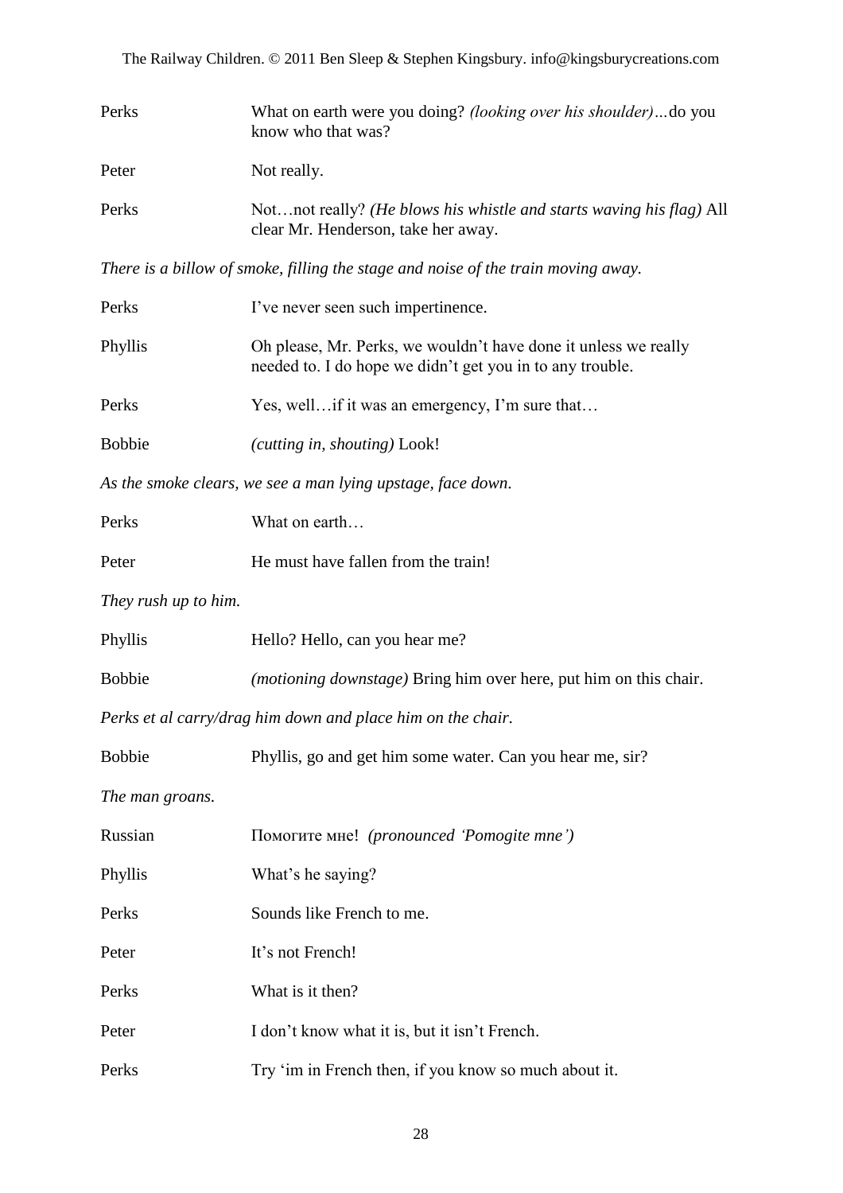Perks What on earth were you doing? *(looking over his shoulder)*…do you know who that was?

Peter Not really.

Perks Not…not really? *(He blows his whistle and starts waving his flag)* All clear Mr. Henderson, take her away.

*There is a billow of smoke, filling the stage and noise of the train moving away.*

Perks I've never seen such impertinence.

Phyllis Oh please, Mr. Perks, we wouldn't have done it unless we really needed to. I do hope we didn't get you in to any trouble.

Perks Yes, well…if it was an emergency, I'm sure that…

Bobbie *(cutting in, shouting)* Look!

*As the smoke clears, we see a man lying upstage, face down.*

Perks What on earth…

Peter He must have fallen from the train!

*They rush up to him.*

Phyllis Hello? Hello, can you hear me?

Bobbie *(motioning downstage)* Bring him over here, put him on this chair.

*Perks et al carry/drag him down and place him on the chair.*

Bobbie Phyllis, go and get him some water. Can you hear me, sir?

*The man groans.*

Russian Помогите мне! *(pronounced 'Pomogite mne')*

Phyllis What's he saying?

Perks Sounds like French to me.

Peter It's not French!

Perks What is it then?

Peter I don't know what it is, but it isn't French.

Perks Try 'im in French then, if you know so much about it.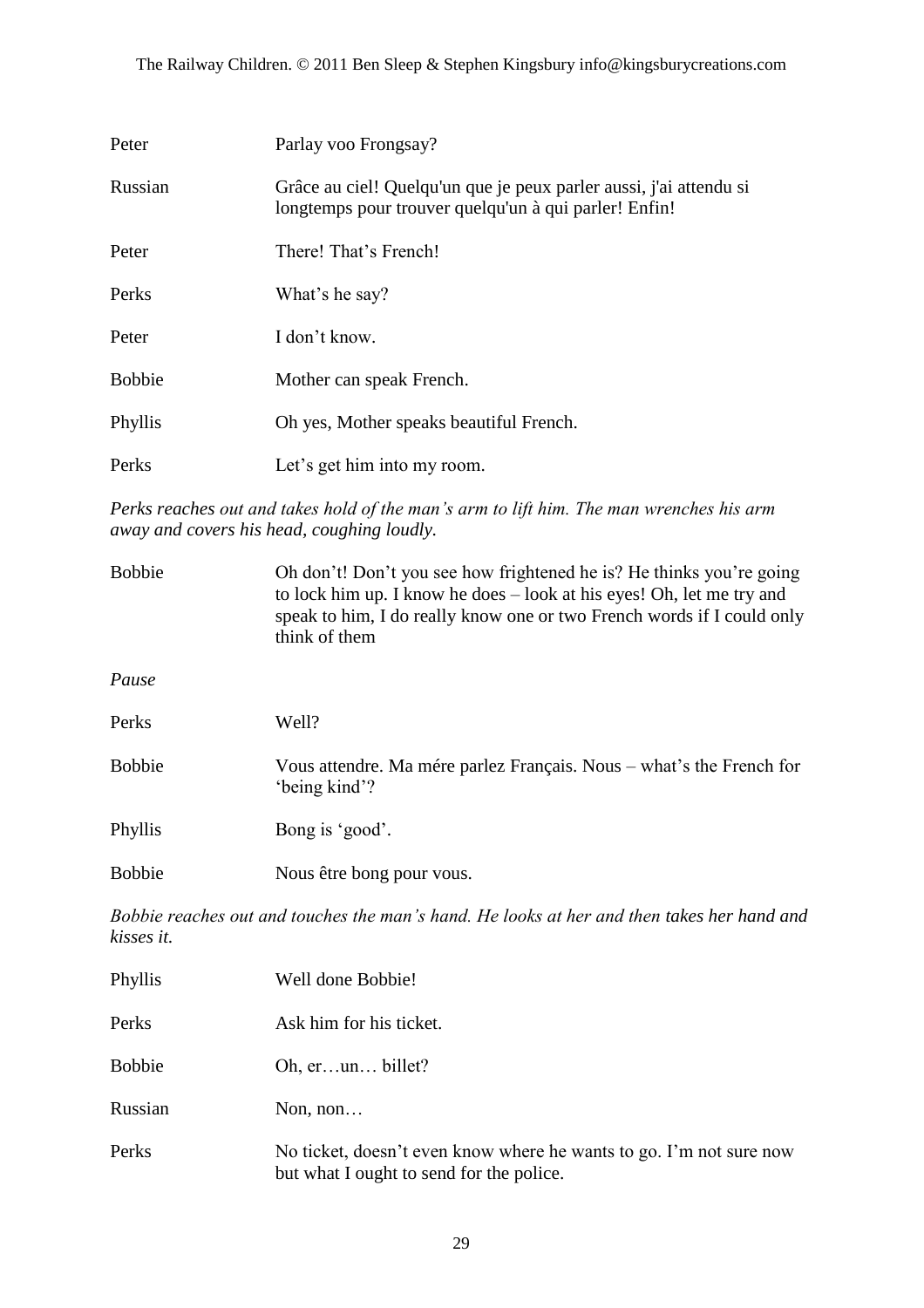Peter	Parlay voo Frongsay?

Russian	Grâce au ciel! Quelqu'un que je peux parler aussi, j'ai attendu si longtemps pour trouver quelqu'un à qui parler! Enfin!

Peter	There! That's French!

Perks	What's he say?

Peter	I don't know.

Bobbie	Mother can speak French.

Phyllis	Oh yes, Mother speaks beautiful French.

Perks	Let's get him into my room.

*Perks reaches out and takes hold of the man's arm to lift him. The man wrenches his arm away and covers his head, coughing loudly.*

Bobbie	Oh don't! Don't you see how frightened he is? He thinks you're going to lock him up. I know he does – look at his eyes! Oh, let me try and speak to him, I do really know one or two French words if I could only think of them

*Pause*

Perks	Well?

Bobbie	Vous attendre. Ma mére parlez Français. Nous – what's the French for 'being kind'?

Phyllis	Bong is 'good'.

Bobbie	Nous être bong pour vous.

*Bobbie reaches out and touches the man's hand. He looks at her and then takes her hand and kisses it.*

Phyllis	Well done Bobbie!

Perks	Ask him for his ticket.

Bobbie	Oh, er…un… billet?

Russian	Non, non…

Perks	No ticket, doesn't even know where he wants to go. I'm not sure now but what I ought to send for the police.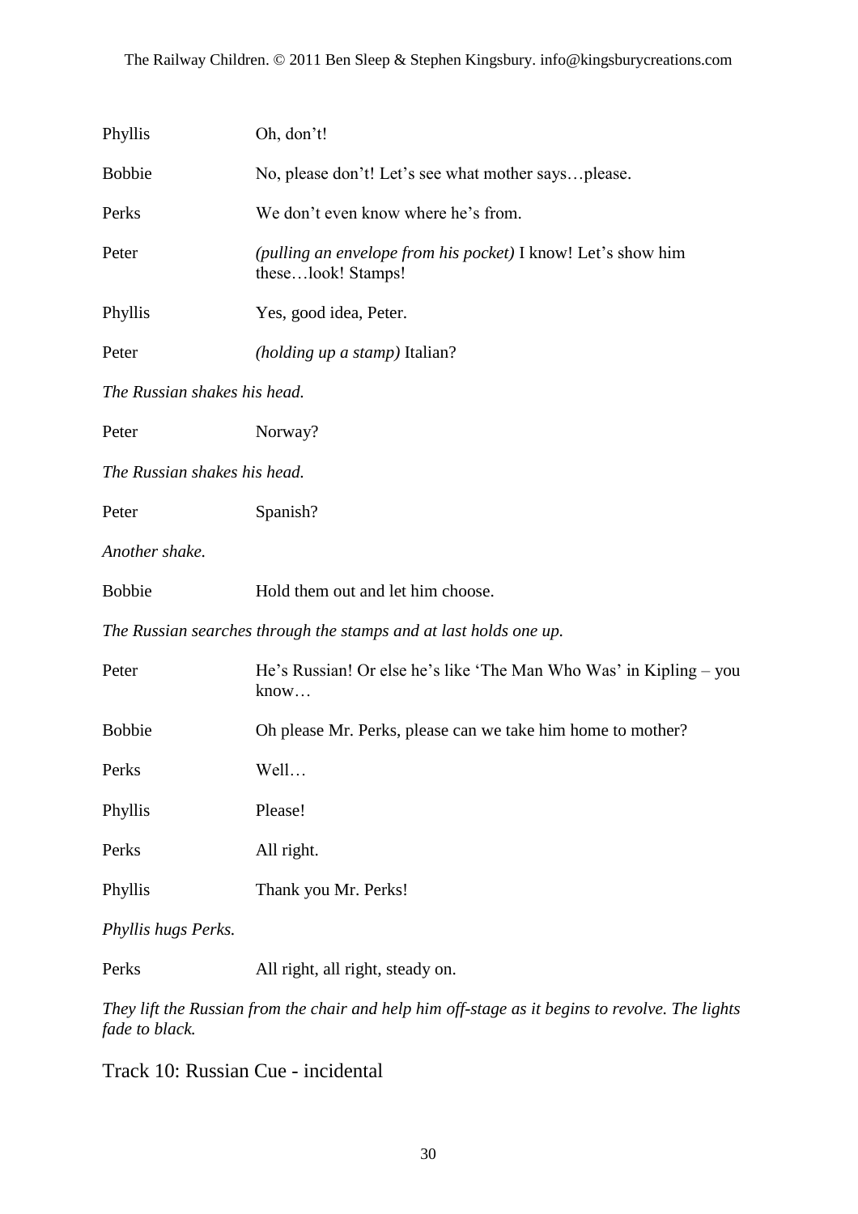Phyllis Oh, don't!

Bobbie No, please don't! Let's see what mother says…please.

Perks We don't even know where he's from.

Peter *(pulling an envelope from his pocket)* I know! Let's show him these…look! Stamps!

Phyllis Yes, good idea, Peter.

Peter *(holding up a stamp)* Italian?

*The Russian shakes his head.*

Peter Norway?

*The Russian shakes his head.*

Peter Spanish?

*Another shake.*

Bobbie Hold them out and let him choose.

*The Russian searches through the stamps and at last holds one up.*

Peter He's Russian! Or else he's like 'The Man Who Was' in Kipling – you know…

Bobbie Oh please Mr. Perks, please can we take him home to mother?

Perks Well…

Phyllis Please!

Perks All right.

Phyllis Thank you Mr. Perks!

*Phyllis hugs Perks.*

Perks All right, all right, steady on.

*They lift the Russian from the chair and help him off-stage as it begins to revolve. The lights fade to black.*

Track 10: Russian Cue - incidental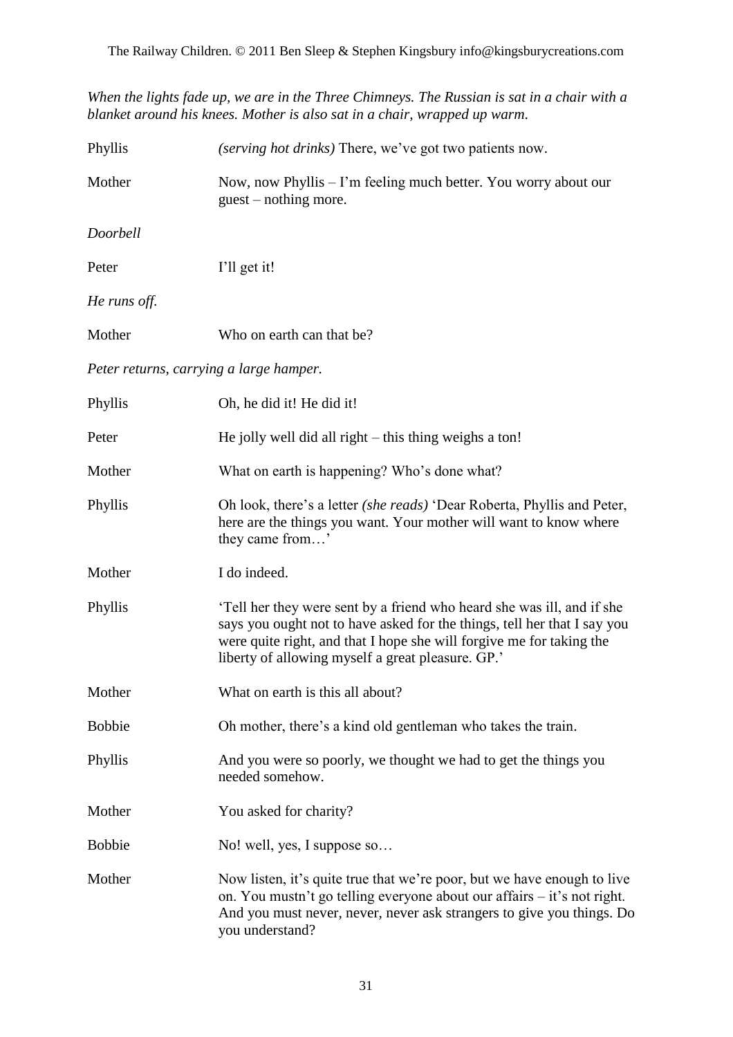*When the lights fade up, we are in the Three Chimneys. The Russian is sat in a chair with a blanket around his knees. Mother is also sat in a chair, wrapped up warm.*

Phyllis *(serving hot drinks)* There, we've got two patients now.

Mother Now, now Phyllis – I'm feeling much better. You worry about our guest – nothing more.

*Doorbell*

Peter I'll get it!

*He runs off.*

Mother Who on earth can that be?

*Peter returns, carrying a large hamper.*

Phyllis Oh, he did it! He did it!

Peter He jolly well did all right – this thing weighs a ton!

Mother What on earth is happening? Who's done what?

Phyllis Oh look, there's a letter *(she reads)* 'Dear Roberta, Phyllis and Peter, here are the things you want. Your mother will want to know where they came from…'

Mother I do indeed.

Phyllis 'Tell her they were sent by a friend who heard she was ill, and if she says you ought not to have asked for the things, tell her that I say you were quite right, and that I hope she will forgive me for taking the liberty of allowing myself a great pleasure. GP.'

Mother What on earth is this all about?

Bobbie Oh mother, there's a kind old gentleman who takes the train.

Phyllis And you were so poorly, we thought we had to get the things you needed somehow.

Mother You asked for charity?

Bobbie No! well, yes, I suppose so…

Mother Now listen, it's quite true that we're poor, but we have enough to live on. You mustn't go telling everyone about our affairs – it's not right. And you must never, never, never ask strangers to give you things. Do you understand?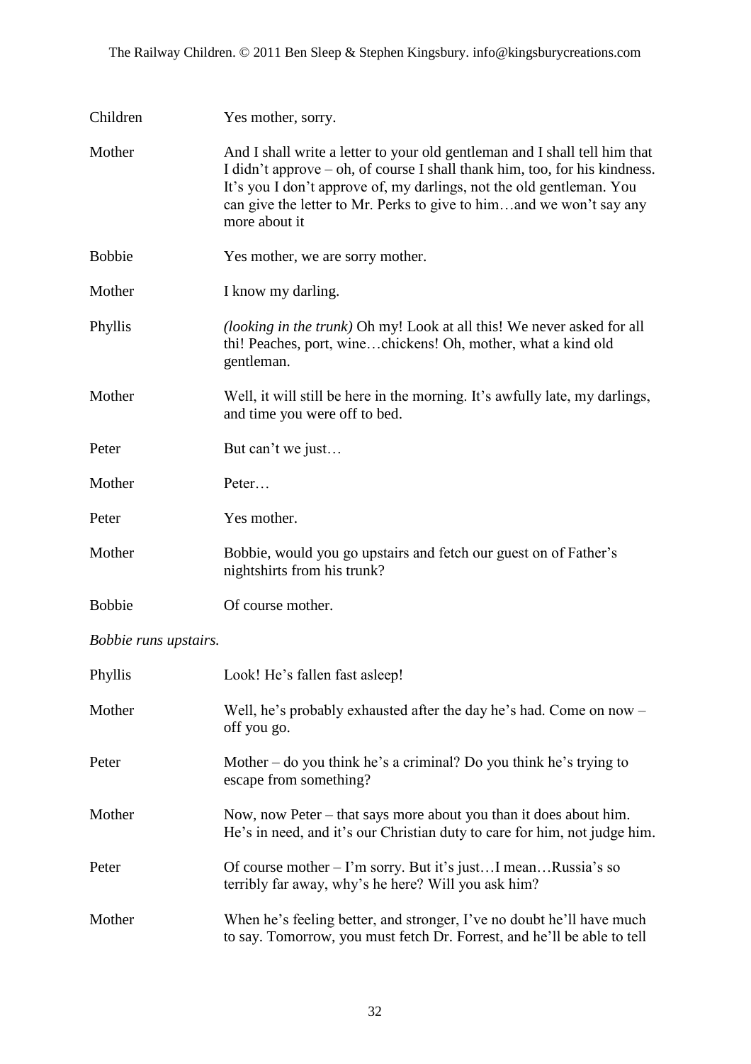Children Yes mother, sorry.

Mother And I shall write a letter to your old gentleman and I shall tell him that I didn't approve – oh, of course I shall thank him, too, for his kindness. It's you I don't approve of, my darlings, not the old gentleman. You can give the letter to Mr. Perks to give to him…and we won't say any more about it

Bobbie Yes mother, we are sorry mother.

Mother I know my darling.

Phyllis *(looking in the trunk)* Oh my! Look at all this! We never asked for all thi! Peaches, port, wine…chickens! Oh, mother, what a kind old gentleman.

Mother Well, it will still be here in the morning. It's awfully late, my darlings, and time you were off to bed.

Peter But can't we just…

Mother Peter…

Peter Yes mother.

Mother Bobbie, would you go upstairs and fetch our guest on of Father's nightshirts from his trunk?

Bobbie Of course mother.

*Bobbie runs upstairs.*

Phyllis Look! He's fallen fast asleep!

Mother Well, he's probably exhausted after the day he's had. Come on now – off you go.

Peter Mother – do you think he's a criminal? Do you think he's trying to escape from something?

Mother Now, now Peter – that says more about you than it does about him. He's in need, and it's our Christian duty to care for him, not judge him.

Peter Of course mother – I'm sorry. But it's just…I mean…Russia's so terribly far away, why's he here? Will you ask him?

Mother When he's feeling better, and stronger, I've no doubt he'll have much to say. Tomorrow, you must fetch Dr. Forrest, and he'll be able to tell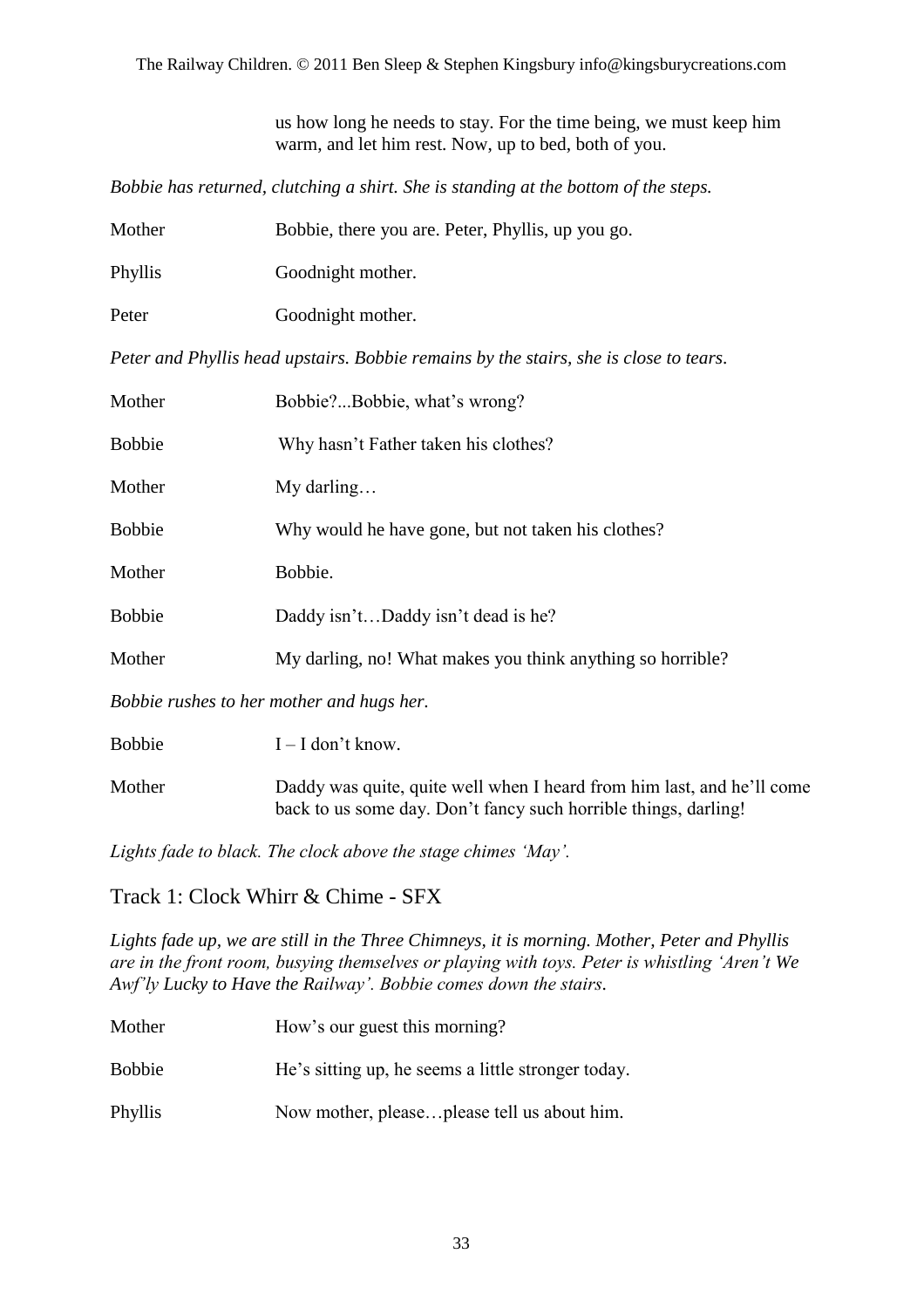us how long he needs to stay. For the time being, we must keep him warm, and let him rest. Now, up to bed, both of you.

*Bobbie has returned, clutching a shirt. She is standing at the bottom of the steps.*

Mother Bobbie, there you are. Peter, Phyllis, up you go.

Phyllis Goodnight mother.

Peter Goodnight mother.

*Peter and Phyllis head upstairs. Bobbie remains by the stairs, she is close to tears.*

Mother Bobbie?...Bobbie, what's wrong?

Bobbie Why hasn't Father taken his clothes?

Mother My darling…

Bobbie Why would he have gone, but not taken his clothes?

Mother Bobbie.

Bobbie Daddy isn't…Daddy isn't dead is he?

Mother My darling, no! What makes you think anything so horrible?

*Bobbie rushes to her mother and hugs her.*

Bobbie I – I don't know.

Mother Daddy was quite, quite well when I heard from him last, and he'll come back to us some day. Don't fancy such horrible things, darling!

*Lights fade to black. The clock above the stage chimes 'May'.*

## Track 1: Clock Whirr & Chime - SFX

*Lights fade up, we are still in the Three Chimneys, it is morning. Mother, Peter and Phyllis are in the front room, busying themselves or playing with toys. Peter is whistling 'Aren't We Awf'ly Lucky to Have the Railway'. Bobbie comes down the stairs.*

Mother How's our guest this morning?

Bobbie He's sitting up, he seems a little stronger today.

Phyllis Now mother, please…please tell us about him.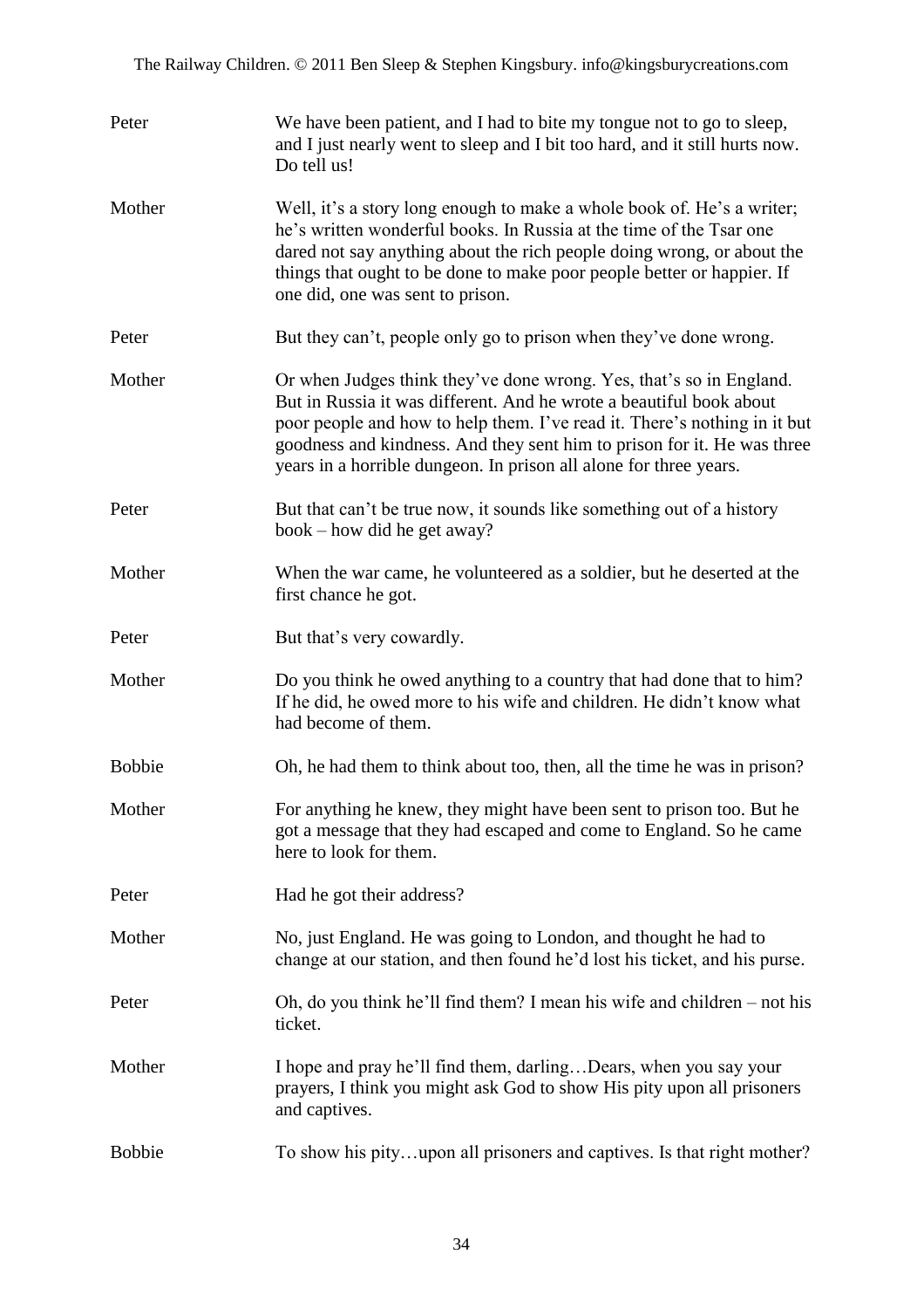| | |
|---|---|
| Peter | We have been patient, and I had to bite my tongue not to go to sleep, and I just nearly went to sleep and I bit too hard, and it still hurts now. Do tell us! |
| Mother | Well, it's a story long enough to make a whole book of. He's a writer; he's written wonderful books. In Russia at the time of the Tsar one dared not say anything about the rich people doing wrong, or about the things that ought to be done to make poor people better or happier. If one did, one was sent to prison. |
| Peter | But they can't, people only go to prison when they've done wrong. |
| Mother | Or when Judges think they've done wrong. Yes, that's so in England. But in Russia it was different. And he wrote a beautiful book about poor people and how to help them. I've read it. There's nothing in it but goodness and kindness. And they sent him to prison for it. He was three years in a horrible dungeon. In prison all alone for three years. |
| Peter | But that can't be true now, it sounds like something out of a history book – how did he get away? |
| Mother | When the war came, he volunteered as a soldier, but he deserted at the first chance he got. |
| Peter | But that's very cowardly. |
| Mother | Do you think he owed anything to a country that had done that to him? If he did, he owed more to his wife and children. He didn't know what had become of them. |
| Bobbie | Oh, he had them to think about too, then, all the time he was in prison? |
| Mother | For anything he knew, they might have been sent to prison too. But he got a message that they had escaped and come to England. So he came here to look for them. |
| Peter | Had he got their address? |
| Mother | No, just England. He was going to London, and thought he had to change at our station, and then found he'd lost his ticket, and his purse. |
| Peter | Oh, do you think he'll find them? I mean his wife and children – not his ticket. |
| Mother | I hope and pray he'll find them, darling…Dears, when you say your prayers, I think you might ask God to show His pity upon all prisoners and captives. |
| Bobbie | To show his pity…upon all prisoners and captives. Is that right mother? |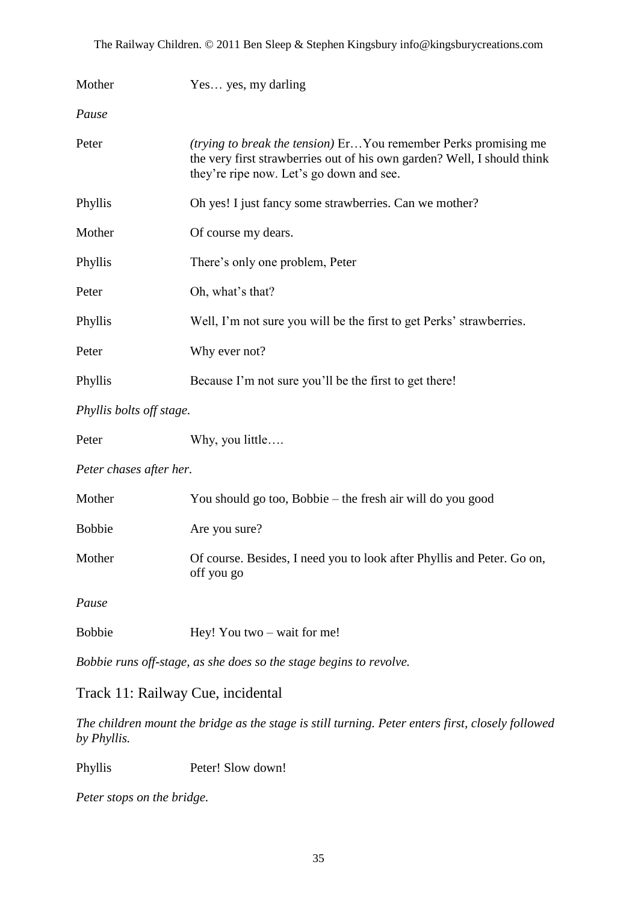Mother		Yes… yes, my darling

*Pause*

Peter		*(trying to break the tension)* Er…You remember Perks promising me the very first strawberries out of his own garden? Well, I should think they're ripe now. Let's go down and see.

Phyllis		Oh yes! I just fancy some strawberries. Can we mother?

Mother		Of course my dears.

Phyllis		There's only one problem, Peter

Peter		Oh, what's that?

Phyllis		Well, I'm not sure you will be the first to get Perks' strawberries.

Peter		Why ever not?

Phyllis		Because I'm not sure you'll be the first to get there!

*Phyllis bolts off stage.*

Peter		Why, you little….

*Peter chases after her.*

Mother		You should go too, Bobbie – the fresh air will do you good

Bobbie		Are you sure?

Mother		Of course. Besides, I need you to look after Phyllis and Peter. Go on, off you go

*Pause*

Bobbie		Hey! You two – wait for me!

*Bobbie runs off-stage, as she does so the stage begins to revolve.*

## Track 11: Railway Cue, incidental

*The children mount the bridge as the stage is still turning. Peter enters first, closely followed by Phyllis.*

Phyllis		Peter! Slow down!

*Peter stops on the bridge.*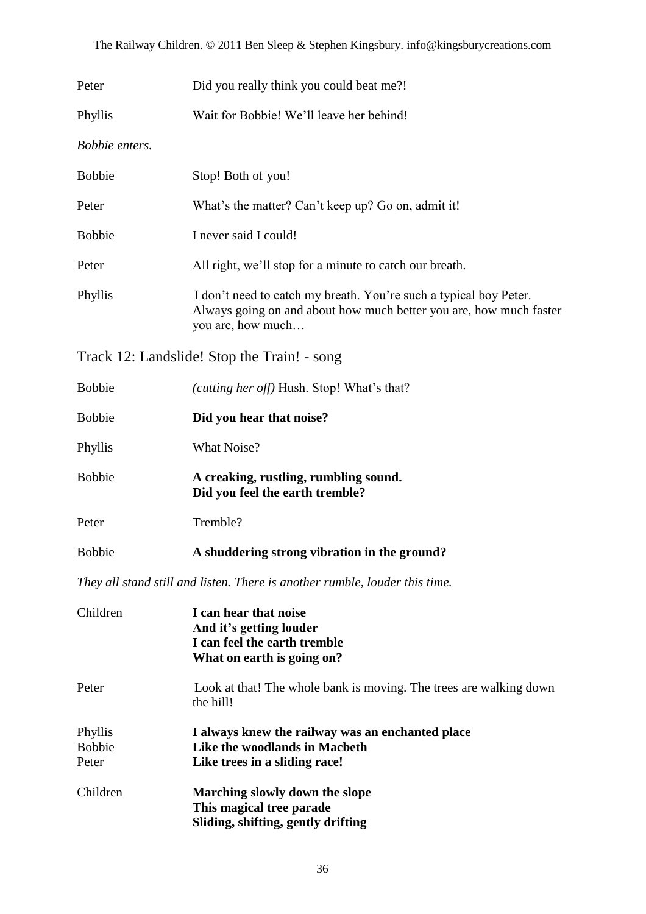| | |
|---|---|
| Peter | Did you really think you could beat me?! |
| Phyllis | Wait for Bobbie! We'll leave her behind! |

*Bobbie enters.*

| | |
|---|---|
| Bobbie | Stop! Both of you! |
| Peter | What's the matter? Can't keep up? Go on, admit it! |
| Bobbie | I never said I could! |
| Peter | All right, we'll stop for a minute to catch our breath. |
| Phyllis | I don't need to catch my breath. You're such a typical boy Peter. Always going on and about how much better you are, how much faster you are, how much… |

## Track 12: Landslide! Stop the Train! - song

| | |
|---|---|
| Bobbie | *(cutting her off)* Hush. Stop! What's that? |
| Bobbie | **Did you hear that noise?** |
| Phyllis | What Noise? |
| Bobbie | **A creaking, rustling, rumbling sound.**<br>**Did you feel the earth tremble?** |
| Peter | Tremble? |
| Bobbie | **A shuddering strong vibration in the ground?** |

*They all stand still and listen. There is another rumble, louder this time.*

| | |
|---|---|
| Children | **I can hear that noise**<br>**And it's getting louder**<br>**I can feel the earth tremble**<br>**What on earth is going on?** |
| Peter | Look at that! The whole bank is moving. The trees are walking down the hill! |
| Phyllis | **I always knew the railway was an enchanted place** |
| Bobbie | **Like the woodlands in Macbeth** |
| Peter | **Like trees in a sliding race!** |
| Children | **Marching slowly down the slope**<br>**This magical tree parade**<br>**Sliding, shifting, gently drifting** |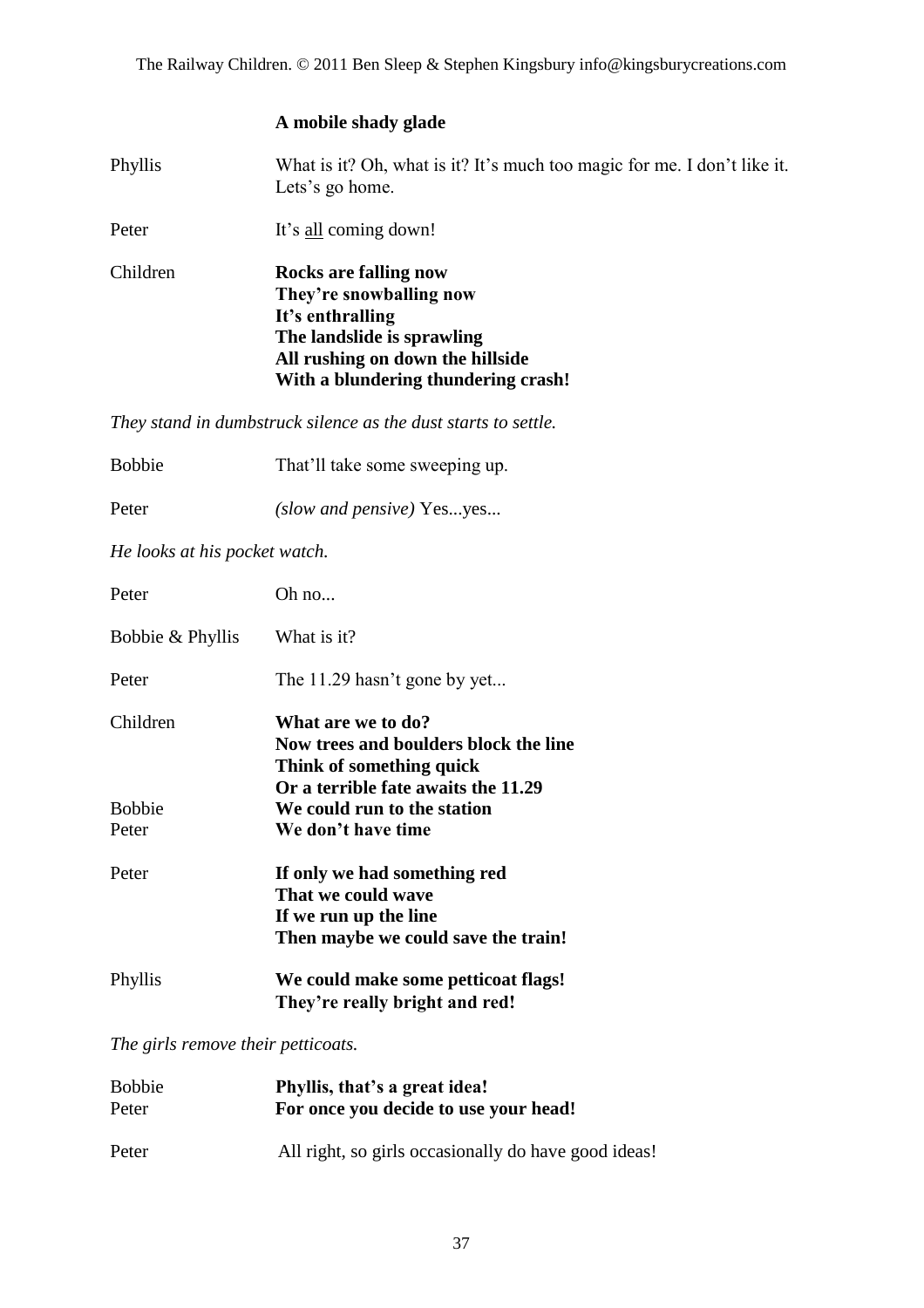**A mobile shady glade**

Phyllis — What is it? Oh, what is it? It's much too magic for me. I don't like it. Lets's go home.

Peter — It's <u>all</u> coming down!

Children — **Rocks are falling now**
**They're snowballing now**
**It's enthralling**
**The landslide is sprawling**
**All rushing on down the hillside**
**With a blundering thundering crash!**

*They stand in dumbstruck silence as the dust starts to settle.*

Bobbie — That'll take some sweeping up.

Peter — *(slow and pensive)* Yes...yes...

*He looks at his pocket watch.*

Peter — Oh no...

Bobbie & Phyllis — What is it?

Peter — The 11.29 hasn't gone by yet...

Children — **What are we to do?**
**Now trees and boulders block the line**
**Think of something quick**
**Or a terrible fate awaits the 11.29**

Bobbie — **We could run to the station**

Peter — **We don't have time**

Peter — **If only we had something red**
**That we could wave**
**If we run up the line**
**Then maybe we could save the train!**

Phyllis — **We could make some petticoat flags!**
**They're really bright and red!**

*The girls remove their petticoats.*

Bobbie — **Phyllis, that's a great idea!**

Peter — **For once you decide to use your head!**

Peter — All right, so girls occasionally do have good ideas!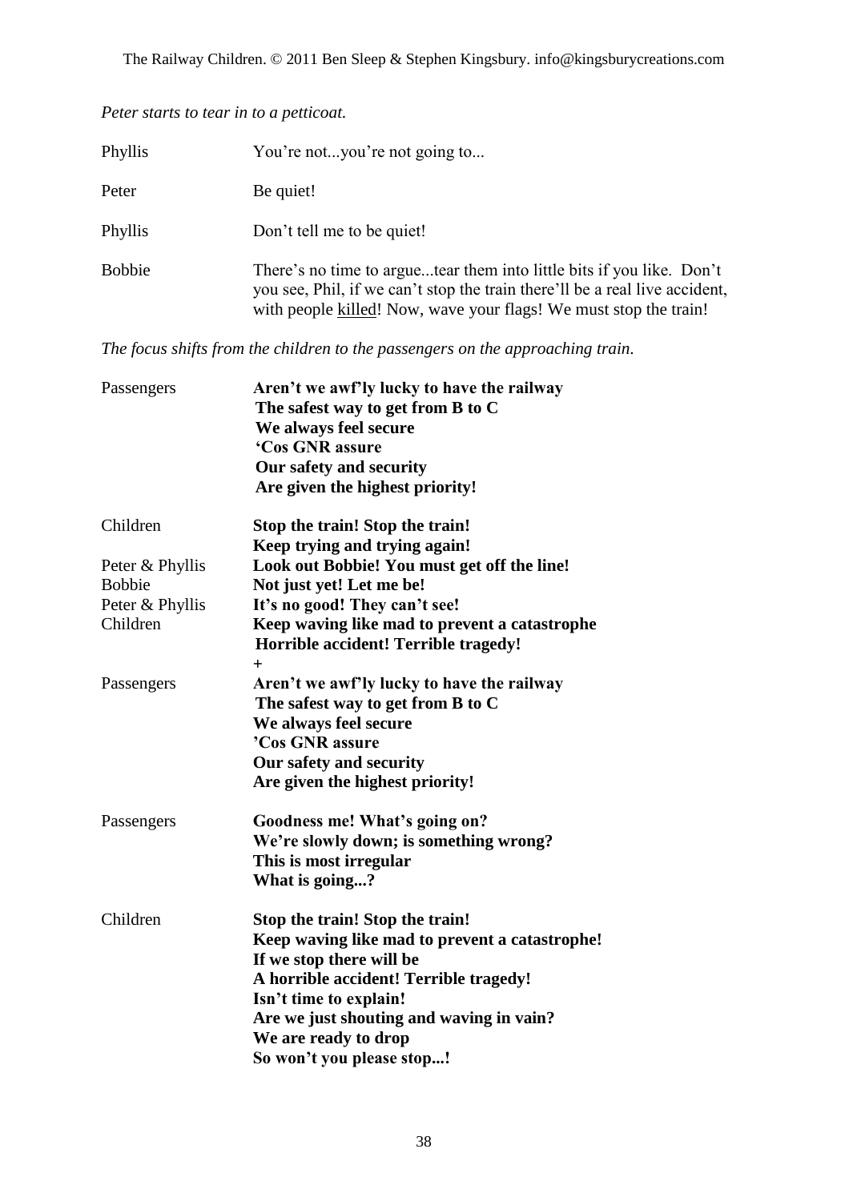*Peter starts to tear in to a petticoat.*

Phyllis You're not...you're not going to...

Peter Be quiet!

Phyllis Don't tell me to be quiet!

Bobbie There's no time to argue...tear them into little bits if you like. Don't you see, Phil, if we can't stop the train there'll be a real live accident, with people killed! Now, wave your flags! We must stop the train!

*The focus shifts from the children to the passengers on the approaching train.*

Passengers **Aren't we awf'ly lucky to have the railway**
**The safest way to get from B to C**
**We always feel secure**
**'Cos GNR assure**
**Our safety and security**
**Are given the highest priority!**

Children **Stop the train! Stop the train!**
**Keep trying and trying again!**

Peter & Phyllis **Look out Bobbie! You must get off the line!**

Bobbie **Not just yet! Let me be!**

Peter & Phyllis **It's no good! They can't see!**

Children **Keep waving like mad to prevent a catastrophe**
**Horrible accident! Terrible tragedy!**
**+**

Passengers **Aren't we awf'ly lucky to have the railway**
**The safest way to get from B to C**
**We always feel secure**
**'Cos GNR assure**
**Our safety and security**
**Are given the highest priority!**

Passengers **Goodness me! What's going on?**
**We're slowly down; is something wrong?**
**This is most irregular**
**What is going...?**

Children **Stop the train! Stop the train!**
**Keep waving like mad to prevent a catastrophe!**
**If we stop there will be**
**A horrible accident! Terrible tragedy!**
**Isn't time to explain!**
**Are we just shouting and waving in vain?**
**We are ready to drop**
**So won't you please stop...!**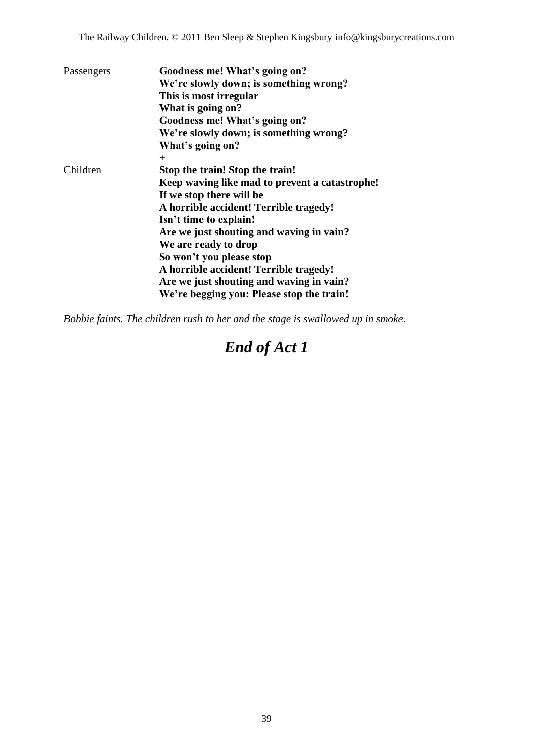Passengers **Goodness me! What's going on?**
**We're slowly down; is something wrong?**
**This is most irregular**
**What is going on?**
**Goodness me! What's going on?**
**We're slowly down; is something wrong?**
**What's going on?**
**+**

Children **Stop the train! Stop the train!**
**Keep waving like mad to prevent a catastrophe!**
**If we stop there will be**
**A horrible accident! Terrible tragedy!**
**Isn't time to explain!**
**Are we just shouting and waving in vain?**
**We are ready to drop**
**So won't you please stop**
**A horrible accident! Terrible tragedy!**
**Are we just shouting and waving in vain?**
**We're begging you: Please stop the train!**

*Bobbie faints. The children rush to her and the stage is swallowed up in smoke.*

# *End of Act 1*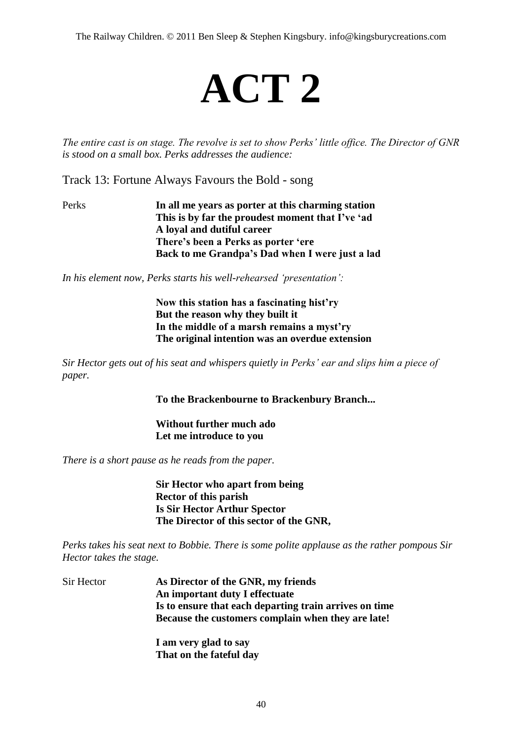# ACT 2

*The entire cast is on stage. The revolve is set to show Perks' little office. The Director of GNR is stood on a small box. Perks addresses the audience:*

Track 13: Fortune Always Favours the Bold - song

Perks **In all me years as porter at this charming station**
**This is by far the proudest moment that I've 'ad**
**A loyal and dutiful career**
**There's been a Perks as porter 'ere**
**Back to me Grandpa's Dad when I were just a lad**

*In his element now, Perks starts his well-rehearsed 'presentation':*

**Now this station has a fascinating hist'ry**
**But the reason why they built it**
**In the middle of a marsh remains a myst'ry**
**The original intention was an overdue extension**

*Sir Hector gets out of his seat and whispers quietly in Perks' ear and slips him a piece of paper.*

**To the Brackenbourne to Brackenbury Branch...**

**Without further much ado**
**Let me introduce to you**

*There is a short pause as he reads from the paper.*

**Sir Hector who apart from being**
**Rector of this parish**
**Is Sir Hector Arthur Spector**
**The Director of this sector of the GNR,**

*Perks takes his seat next to Bobbie. There is some polite applause as the rather pompous Sir Hector takes the stage.*

Sir Hector **As Director of the GNR, my friends**
**An important duty I effectuate**
**Is to ensure that each departing train arrives on time**
**Because the customers complain when they are late!**

**I am very glad to say**
**That on the fateful day**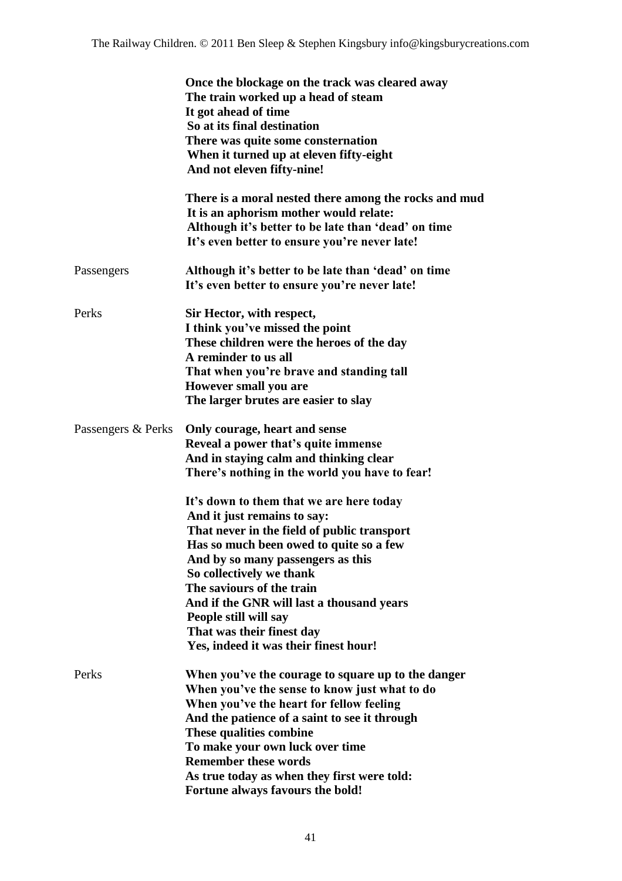**Once the blockage on the track was cleared away**
**The train worked up a head of steam**
**It got ahead of time**
**So at its final destination**
**There was quite some consternation**
**When it turned up at eleven fifty-eight**
**And not eleven fifty-nine!**

**There is a moral nested there among the rocks and mud**
**It is an aphorism mother would relate:**
**Although it's better to be late than 'dead' on time**
**It's even better to ensure you're never late!**

Passengers **Although it's better to be late than 'dead' on time**
**It's even better to ensure you're never late!**

Perks **Sir Hector, with respect,**
**I think you've missed the point**
**These children were the heroes of the day**
**A reminder to us all**
**That when you're brave and standing tall**
**However small you are**
**The larger brutes are easier to slay**

Passengers & Perks **Only courage, heart and sense**
**Reveal a power that's quite immense**
**And in staying calm and thinking clear**
**There's nothing in the world you have to fear!**

**It's down to them that we are here today**
**And it just remains to say:**
**That never in the field of public transport**
**Has so much been owed to quite so a few**
**And by so many passengers as this**
**So collectively we thank**
**The saviours of the train**
**And if the GNR will last a thousand years**
**People still will say**
**That was their finest day**
**Yes, indeed it was their finest hour!**

Perks **When you've the courage to square up to the danger**
**When you've the sense to know just what to do**
**When you've the heart for fellow feeling**
**And the patience of a saint to see it through**
**These qualities combine**
**To make your own luck over time**
**Remember these words**
**As true today as when they first were told:**
**Fortune always favours the bold!**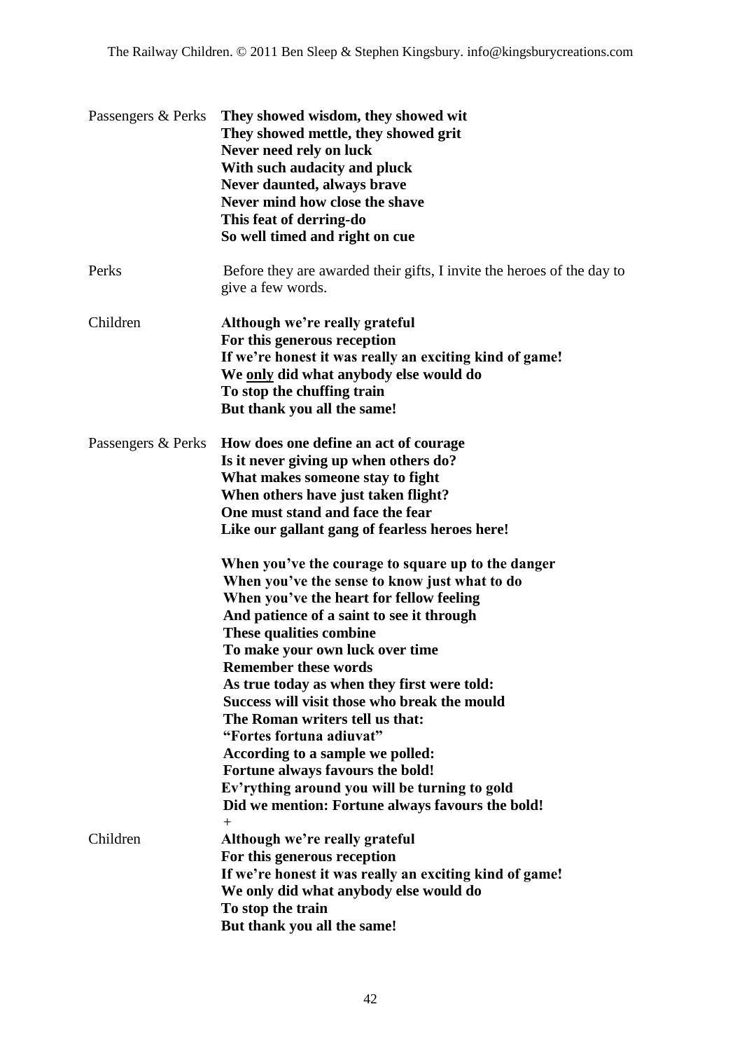Passengers & Perks **They showed wisdom, they showed wit**
**They showed mettle, they showed grit**
**Never need rely on luck**
**With such audacity and pluck**
**Never daunted, always brave**
**Never mind how close the shave**
**This feat of derring-do**
**So well timed and right on cue**

Perks Before they are awarded their gifts, I invite the heroes of the day to give a few words.

Children **Although we're really grateful**
**For this generous reception**
**If we're honest it was really an exciting kind of game!**
**We <u>only</u> did what anybody else would do**
**To stop the chuffing train**
**But thank you all the same!**

Passengers & Perks **How does one define an act of courage**
**Is it never giving up when others do?**
**What makes someone stay to fight**
**When others have just taken flight?**
**One must stand and face the fear**
**Like our gallant gang of fearless heroes here!**

**When you've the courage to square up to the danger**
**When you've the sense to know just what to do**
**When you've the heart for fellow feeling**
**And patience of a saint to see it through**
**These qualities combine**
**To make your own luck over time**
**Remember these words**
**As true today as when they first were told:**
**Success will visit those who break the mould**
**The Roman writers tell us that:**
**"Fortes fortuna adiuvat"**
**According to a sample we polled:**
**Fortune always favours the bold!**
**Ev'rything around you will be turning to gold**
**Did we mention: Fortune always favours the bold!**
+

Children **Although we're really grateful**
**For this generous reception**
**If we're honest it was really an exciting kind of game!**
**We only did what anybody else would do**
**To stop the train**
**But thank you all the same!**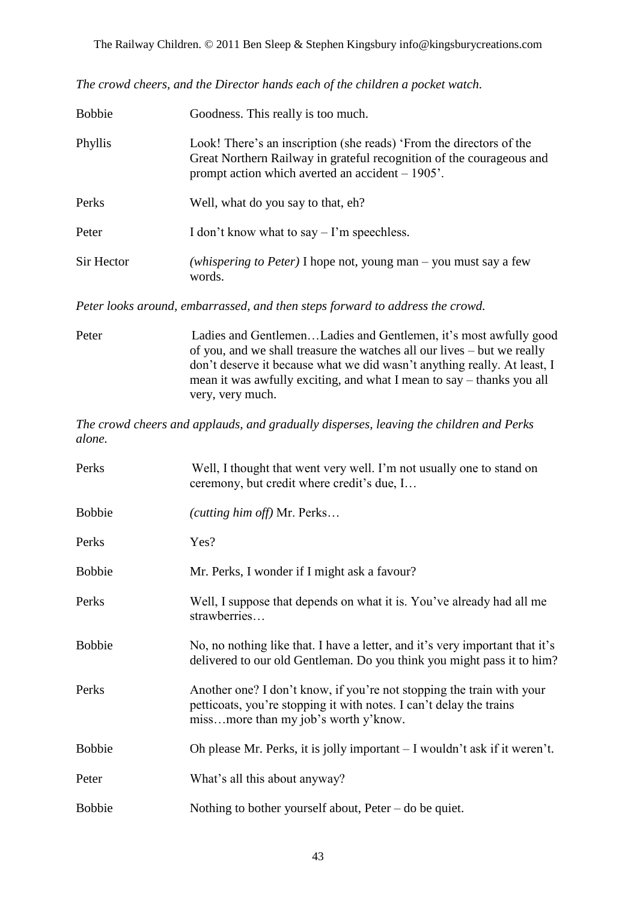*The crowd cheers, and the Director hands each of the children a pocket watch.*

| | |
|---|---|
| Bobbie | Goodness. This really is too much. |
| Phyllis | Look! There's an inscription (she reads) 'From the directors of the Great Northern Railway in grateful recognition of the courageous and prompt action which averted an accident – 1905'. |
| Perks | Well, what do you say to that, eh? |
| Peter | I don't know what to say – I'm speechless. |
| Sir Hector | *(whispering to Peter)* I hope not, young man – you must say a few words. |

*Peter looks around, embarrassed, and then steps forward to address the crowd.*

| | |
|---|---|
| Peter | Ladies and Gentlemen…Ladies and Gentlemen, it's most awfully good of you, and we shall treasure the watches all our lives – but we really don't deserve it because what we did wasn't anything really. At least, I mean it was awfully exciting, and what I mean to say – thanks you all very, very much. |

*The crowd cheers and applauds, and gradually disperses, leaving the children and Perks alone.*

| | |
|---|---|
| Perks | Well, I thought that went very well. I'm not usually one to stand on ceremony, but credit where credit's due, I… |
| Bobbie | *(cutting him off)* Mr. Perks… |
| Perks | Yes? |
| Bobbie | Mr. Perks, I wonder if I might ask a favour? |
| Perks | Well, I suppose that depends on what it is. You've already had all me strawberries… |
| Bobbie | No, no nothing like that. I have a letter, and it's very important that it's delivered to our old Gentleman. Do you think you might pass it to him? |
| Perks | Another one? I don't know, if you're not stopping the train with your petticoats, you're stopping it with notes. I can't delay the trains miss…more than my job's worth y'know. |
| Bobbie | Oh please Mr. Perks, it is jolly important – I wouldn't ask if it weren't. |
| Peter | What's all this about anyway? |
| Bobbie | Nothing to bother yourself about, Peter – do be quiet. |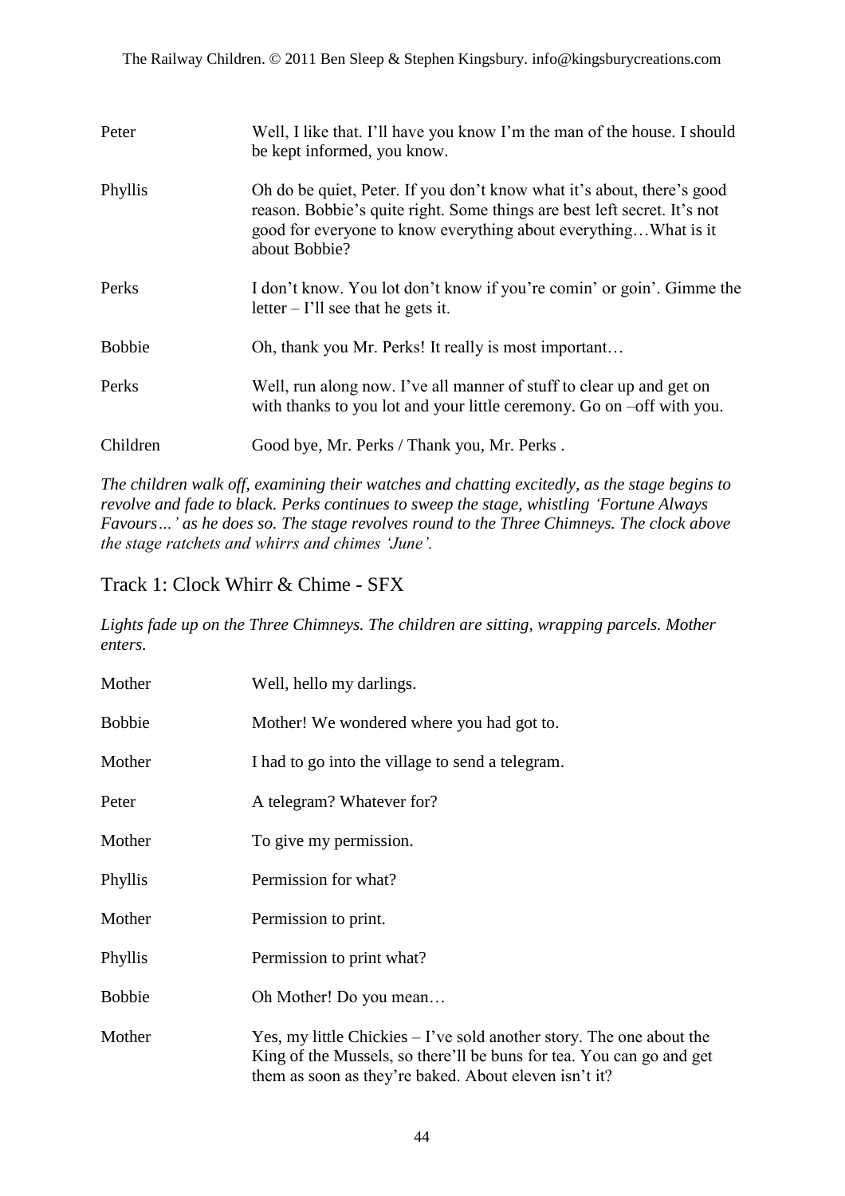| | |
|---|---|
| Peter | Well, I like that. I'll have you know I'm the man of the house. I should be kept informed, you know. |
| Phyllis | Oh do be quiet, Peter. If you don't know what it's about, there's good reason. Bobbie's quite right. Some things are best left secret. It's not good for everyone to know everything about everything…What is it about Bobbie? |
| Perks | I don't know. You lot don't know if you're comin' or goin'. Gimme the letter – I'll see that he gets it. |
| Bobbie | Oh, thank you Mr. Perks! It really is most important… |
| Perks | Well, run along now. I've all manner of stuff to clear up and get on with thanks to you lot and your little ceremony. Go on –off with you. |
| Children | Good bye, Mr. Perks / Thank you, Mr. Perks . |

*The children walk off, examining their watches and chatting excitedly, as the stage begins to revolve and fade to black. Perks continues to sweep the stage, whistling 'Fortune Always Favours…' as he does so. The stage revolves round to the Three Chimneys. The clock above the stage ratchets and whirrs and chimes 'June'.*

## Track 1: Clock Whirr & Chime - SFX

*Lights fade up on the Three Chimneys. The children are sitting, wrapping parcels. Mother enters.*

| | |
|---|---|
| Mother | Well, hello my darlings. |
| Bobbie | Mother! We wondered where you had got to. |
| Mother | I had to go into the village to send a telegram. |
| Peter | A telegram? Whatever for? |
| Mother | To give my permission. |
| Phyllis | Permission for what? |
| Mother | Permission to print. |
| Phyllis | Permission to print what? |
| Bobbie | Oh Mother! Do you mean… |
| Mother | Yes, my little Chickies – I've sold another story. The one about the King of the Mussels, so there'll be buns for tea. You can go and get them as soon as they're baked. About eleven isn't it? |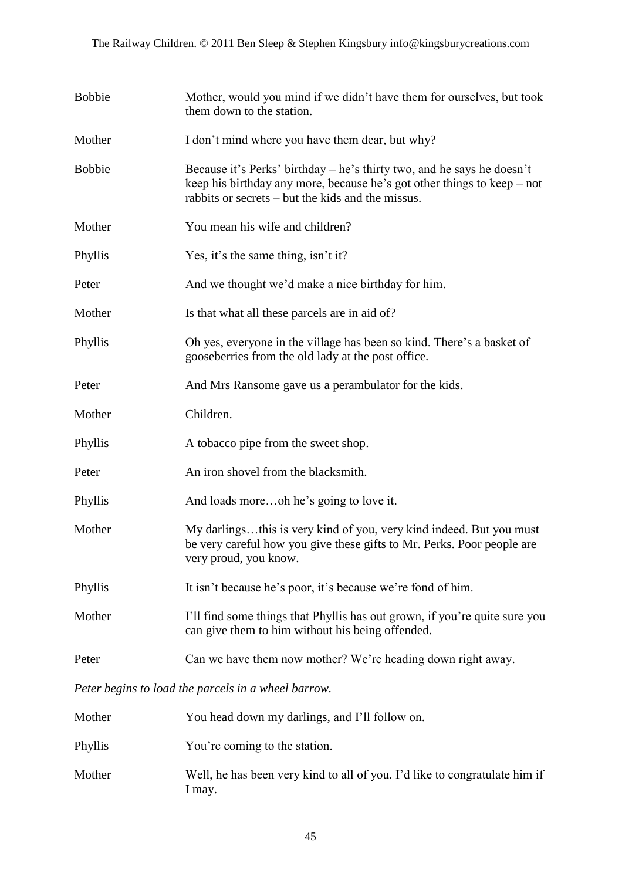| | |
|---|---|
| Bobbie | Mother, would you mind if we didn't have them for ourselves, but took them down to the station. |
| Mother | I don't mind where you have them dear, but why? |
| Bobbie | Because it's Perks' birthday – he's thirty two, and he says he doesn't keep his birthday any more, because he's got other things to keep – not rabbits or secrets – but the kids and the missus. |
| Mother | You mean his wife and children? |
| Phyllis | Yes, it's the same thing, isn't it? |
| Peter | And we thought we'd make a nice birthday for him. |
| Mother | Is that what all these parcels are in aid of? |
| Phyllis | Oh yes, everyone in the village has been so kind. There's a basket of gooseberries from the old lady at the post office. |
| Peter | And Mrs Ransome gave us a perambulator for the kids. |
| Mother | Children. |
| Phyllis | A tobacco pipe from the sweet shop. |
| Peter | An iron shovel from the blacksmith. |
| Phyllis | And loads more…oh he's going to love it. |
| Mother | My darlings…this is very kind of you, very kind indeed. But you must be very careful how you give these gifts to Mr. Perks. Poor people are very proud, you know. |
| Phyllis | It isn't because he's poor, it's because we're fond of him. |
| Mother | I'll find some things that Phyllis has out grown, if you're quite sure you can give them to him without his being offended. |
| Peter | Can we have them now mother? We're heading down right away. |

*Peter begins to load the parcels in a wheel barrow.*

| | |
|---|---|
| Mother | You head down my darlings, and I'll follow on. |
| Phyllis | You're coming to the station. |
| Mother | Well, he has been very kind to all of you. I'd like to congratulate him if I may. |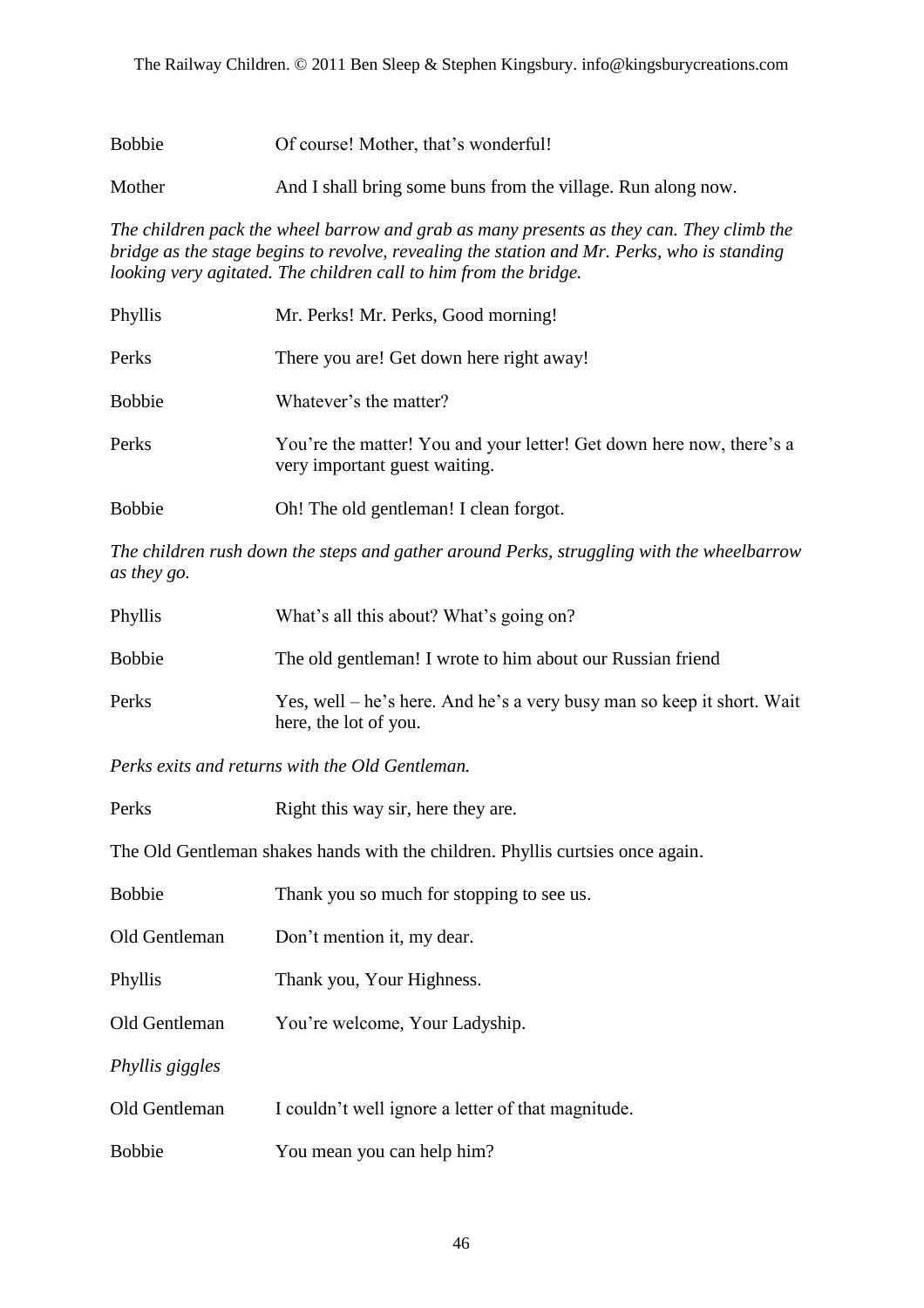Bobbie Of course! Mother, that's wonderful!

Mother And I shall bring some buns from the village. Run along now.

*The children pack the wheel barrow and grab as many presents as they can. They climb the bridge as the stage begins to revolve, revealing the station and Mr. Perks, who is standing looking very agitated. The children call to him from the bridge.*

Phyllis Mr. Perks! Mr. Perks, Good morning!

Perks There you are! Get down here right away!

Bobbie Whatever's the matter?

Perks You're the matter! You and your letter! Get down here now, there's a very important guest waiting.

Bobbie Oh! The old gentleman! I clean forgot.

*The children rush down the steps and gather around Perks, struggling with the wheelbarrow as they go.*

Phyllis What's all this about? What's going on?

Bobbie The old gentleman! I wrote to him about our Russian friend

Perks Yes, well – he's here. And he's a very busy man so keep it short. Wait here, the lot of you.

*Perks exits and returns with the Old Gentleman.*

Perks Right this way sir, here they are.

The Old Gentleman shakes hands with the children. Phyllis curtsies once again.

Bobbie Thank you so much for stopping to see us.

Old Gentleman Don't mention it, my dear.

Phyllis Thank you, Your Highness.

Old Gentleman You're welcome, Your Ladyship.

*Phyllis giggles*

Old Gentleman I couldn't well ignore a letter of that magnitude.

Bobbie You mean you can help him?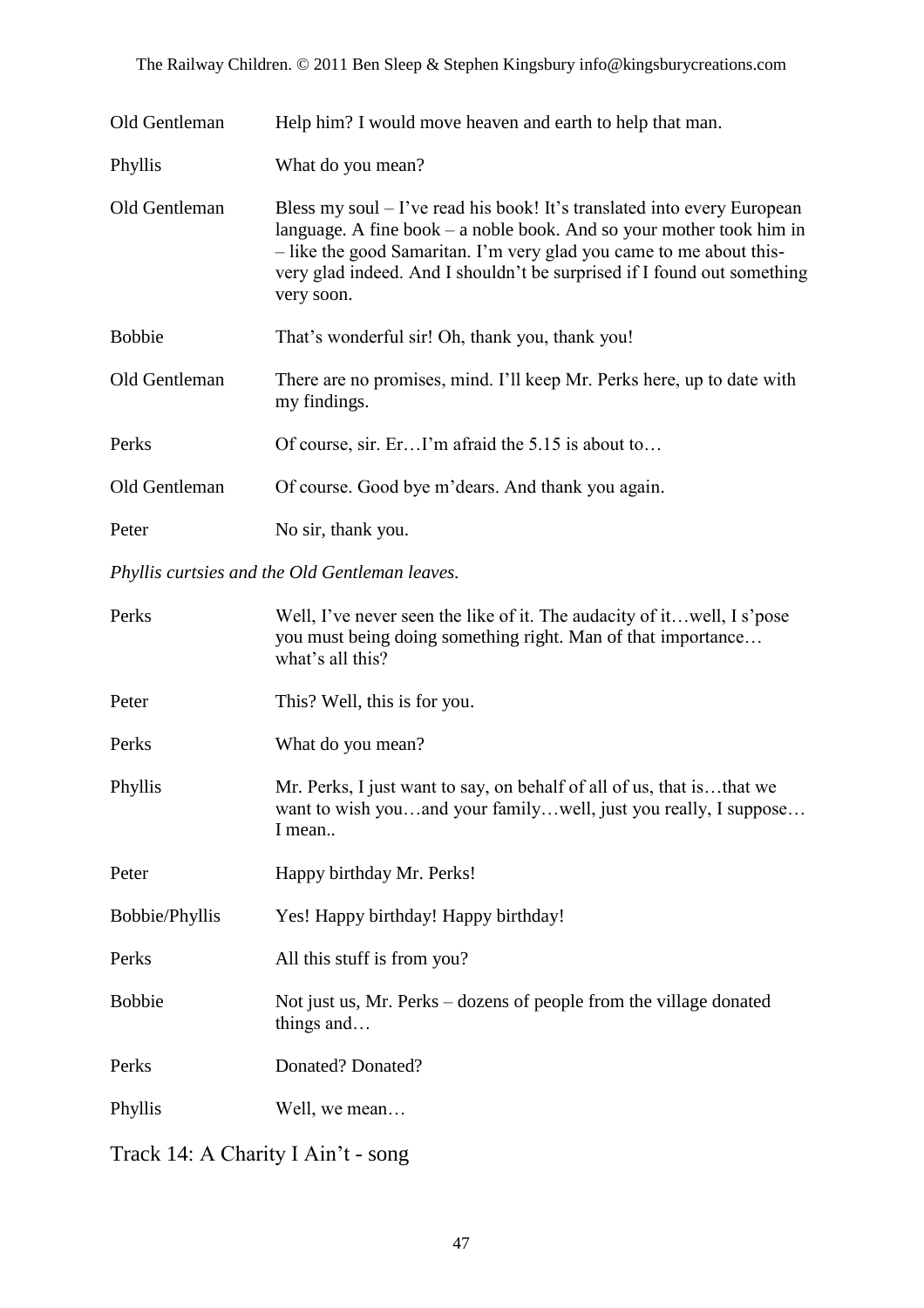| | |
|---|---|
| Old Gentleman | Help him? I would move heaven and earth to help that man. |
| Phyllis | What do you mean? |
| Old Gentleman | Bless my soul – I've read his book! It's translated into every European language. A fine book – a noble book. And so your mother took him in – like the good Samaritan. I'm very glad you came to me about this- very glad indeed. And I shouldn't be surprised if I found out something very soon. |
| Bobbie | That's wonderful sir! Oh, thank you, thank you! |
| Old Gentleman | There are no promises, mind. I'll keep Mr. Perks here, up to date with my findings. |
| Perks | Of course, sir. Er…I'm afraid the 5.15 is about to… |
| Old Gentleman | Of course. Good bye m'dears. And thank you again. |
| Peter | No sir, thank you. |

*Phyllis curtsies and the Old Gentleman leaves.*

| | |
|---|---|
| Perks | Well, I've never seen the like of it. The audacity of it…well, I s'pose you must being doing something right. Man of that importance… what's all this? |
| Peter | This? Well, this is for you. |
| Perks | What do you mean? |
| Phyllis | Mr. Perks, I just want to say, on behalf of all of us, that is…that we want to wish you…and your family…well, just you really, I suppose… I mean.. |
| Peter | Happy birthday Mr. Perks! |
| Bobbie/Phyllis | Yes! Happy birthday! Happy birthday! |
| Perks | All this stuff is from you? |
| Bobbie | Not just us, Mr. Perks – dozens of people from the village donated things and… |
| Perks | Donated? Donated? |
| Phyllis | Well, we mean… |

Track 14: A Charity I Ain't - song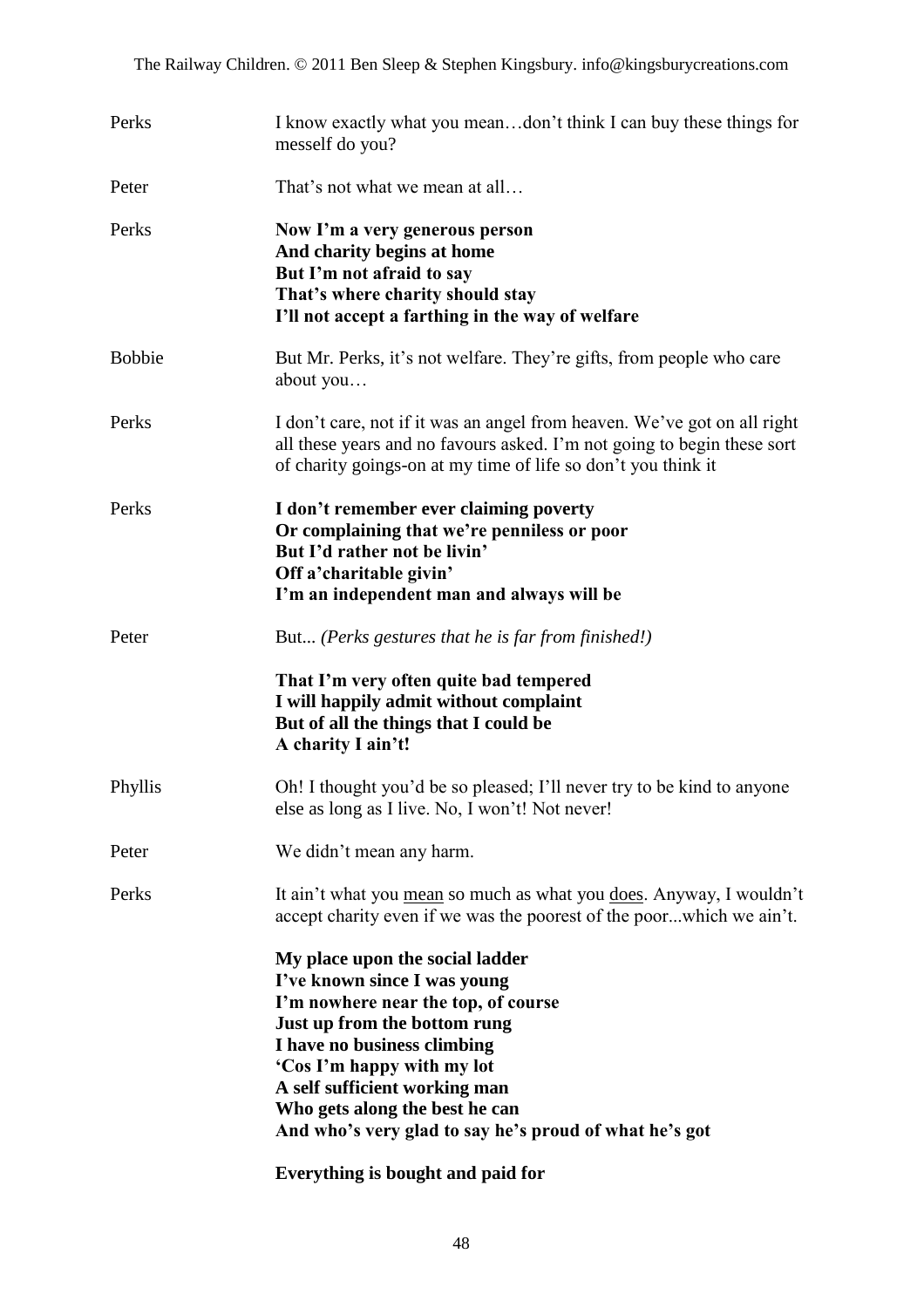Perks: I know exactly what you mean…don't think I can buy these things for mesself do you?

Peter: That's not what we mean at all…

Perks: **Now I'm a very generous person**
**And charity begins at home**
**But I'm not afraid to say**
**That's where charity should stay**
**I'll not accept a farthing in the way of welfare**

Bobbie: But Mr. Perks, it's not welfare. They're gifts, from people who care about you…

Perks: I don't care, not if it was an angel from heaven. We've got on all right all these years and no favours asked. I'm not going to begin these sort of charity goings-on at my time of life so don't you think it

Perks: **I don't remember ever claiming poverty**
**Or complaining that we're penniless or poor**
**But I'd rather not be livin'**
**Off a'charitable givin'**
**I'm an independent man and always will be**

Peter: But... *(Perks gestures that he is far from finished!)*

**That I'm very often quite bad tempered**
**I will happily admit without complaint**
**But of all the things that I could be**
**A charity I ain't!**

Phyllis: Oh! I thought you'd be so pleased; I'll never try to be kind to anyone else as long as I live. No, I won't! Not never!

Peter: We didn't mean any harm.

Perks: It ain't what you <u>mean</u> so much as what you <u>does</u>. Anyway, I wouldn't accept charity even if we was the poorest of the poor...which we ain't.

**My place upon the social ladder**
**I've known since I was young**
**I'm nowhere near the top, of course**
**Just up from the bottom rung**
**I have no business climbing**
**'Cos I'm happy with my lot**
**A self sufficient working man**
**Who gets along the best he can**
**And who's very glad to say he's proud of what he's got**

**Everything is bought and paid for**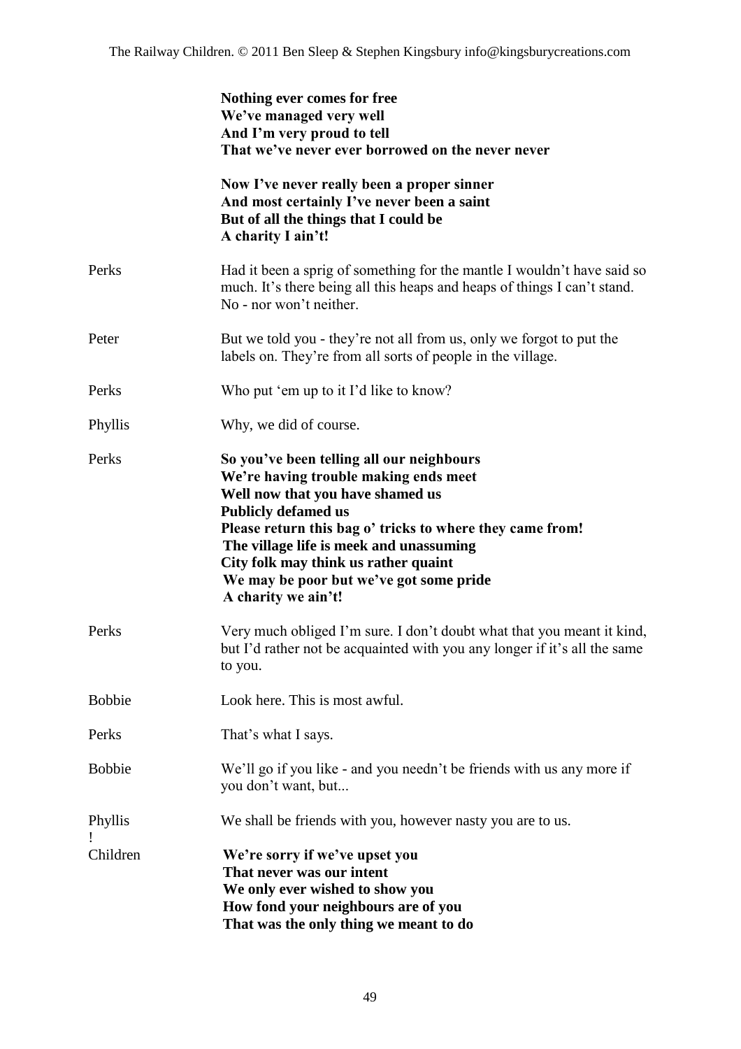**Nothing ever comes for free**
**We've managed very well**
**And I'm very proud to tell**
**That we've never ever borrowed on the never never**

**Now I've never really been a proper sinner**
**And most certainly I've never been a saint**
**But of all the things that I could be**
**A charity I ain't!**

Perks — Had it been a sprig of something for the mantle I wouldn't have said so much. It's there being all this heaps and heaps of things I can't stand. No - nor won't neither.

Peter — But we told you - they're not all from us, only we forgot to put the labels on. They're from all sorts of people in the village.

Perks — Who put 'em up to it I'd like to know?

Phyllis — Why, we did of course.

Perks — **So you've been telling all our neighbours**
**We're having trouble making ends meet**
**Well now that you have shamed us**
**Publicly defamed us**
**Please return this bag o' tricks to where they came from!**
**The village life is meek and unassuming**
**City folk may think us rather quaint**
**We may be poor but we've got some pride**
**A charity we ain't!**

Perks — Very much obliged I'm sure. I don't doubt what that you meant it kind, but I'd rather not be acquainted with you any longer if it's all the same to you.

Bobbie — Look here. This is most awful.

Perks — That's what I says.

Bobbie — We'll go if you like - and you needn't be friends with us any more if you don't want, but...

Phyllis — We shall be friends with you, however nasty you are to us.

Children — **We're sorry if we've upset you**
**That never was our intent**
**We only ever wished to show you**
**How fond your neighbours are of you**
**That was the only thing we meant to do**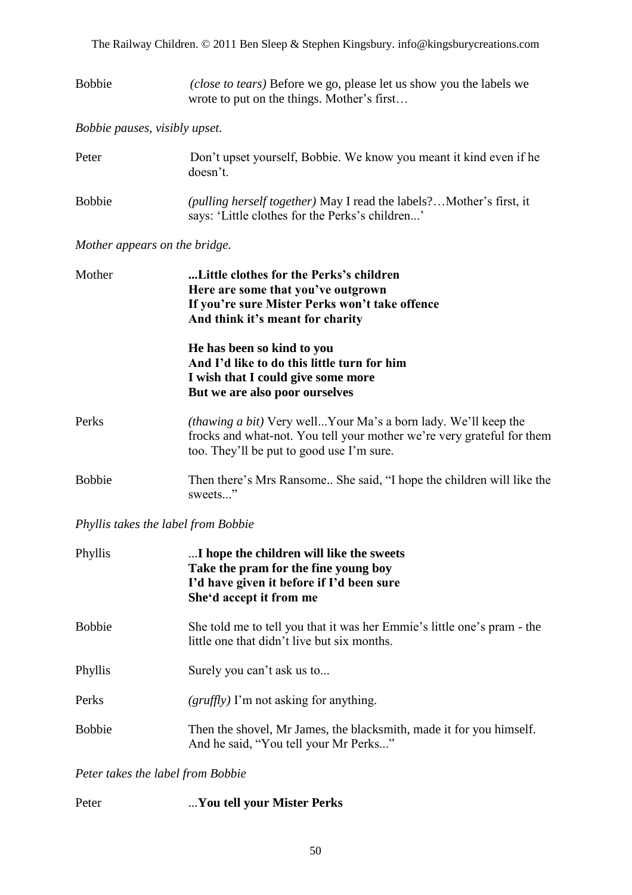Bobbie *(close to tears)* Before we go, please let us show you the labels we wrote to put on the things. Mother's first…

*Bobbie pauses, visibly upset.*

Peter Don't upset yourself, Bobbie. We know you meant it kind even if he doesn't.

Bobbie *(pulling herself together)* May I read the labels?…Mother's first, it says: 'Little clothes for the Perks's children...'

*Mother appears on the bridge.*

Mother **...Little clothes for the Perks's children**
**Here are some that you've outgrown**
**If you're sure Mister Perks won't take offence**
**And think it's meant for charity**

**He has been so kind to you**
**And I'd like to do this little turn for him**
**I wish that I could give some more**
**But we are also poor ourselves**

Perks *(thawing a bit)* Very well...Your Ma's a born lady. We'll keep the frocks and what-not. You tell your mother we're very grateful for them too. They'll be put to good use I'm sure.

Bobbie Then there's Mrs Ransome.. She said, "I hope the children will like the sweets..."

*Phyllis takes the label from Bobbie*

Phyllis ...**I hope the children will like the sweets**
**Take the pram for the fine young boy**
**I'd have given it before if I'd been sure**
**She'd accept it from me**

Bobbie She told me to tell you that it was her Emmie's little one's pram - the little one that didn't live but six months.

Phyllis Surely you can't ask us to...

Perks *(gruffly)* I'm not asking for anything.

Bobbie Then the shovel, Mr James, the blacksmith, made it for you himself. And he said, "You tell your Mr Perks..."

*Peter takes the label from Bobbie*

Peter ...**You tell your Mister Perks**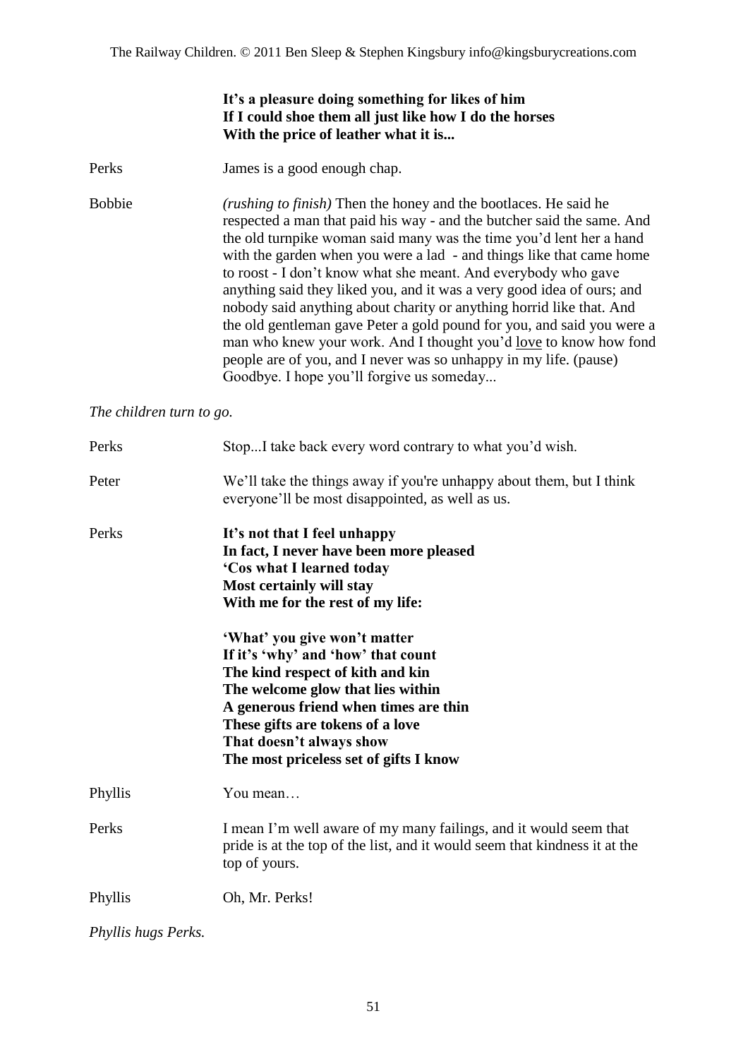**It's a pleasure doing something for likes of him**
**If I could shoe them all just like how I do the horses**
**With the price of leather what it is...**

Perks James is a good enough chap.

Bobbie *(rushing to finish)* Then the honey and the bootlaces. He said he respected a man that paid his way - and the butcher said the same. And the old turnpike woman said many was the time you'd lent her a hand with the garden when you were a lad - and things like that came home to roost - I don't know what she meant. And everybody who gave anything said they liked you, and it was a very good idea of ours; and nobody said anything about charity or anything horrid like that. And the old gentleman gave Peter a gold pound for you, and said you were a man who knew your work. And I thought you'd <u>love</u> to know how fond people are of you, and I never was so unhappy in my life. (pause) Goodbye. I hope you'll forgive us someday...

*The children turn to go.*

Perks Stop...I take back every word contrary to what you'd wish.

Peter We'll take the things away if you're unhappy about them, but I think everyone'll be most disappointed, as well as us.

Perks **It's not that I feel unhappy**
**In fact, I never have been more pleased**
**'Cos what I learned today**
**Most certainly will stay**
**With me for the rest of my life:**

**'What' you give won't matter**
**If it's 'why' and 'how' that count**
**The kind respect of kith and kin**
**The welcome glow that lies within**
**A generous friend when times are thin**
**These gifts are tokens of a love**
**That doesn't always show**
**The most priceless set of gifts I know**

Phyllis You mean…

Perks I mean I'm well aware of my many failings, and it would seem that pride is at the top of the list, and it would seem that kindness it at the top of yours.

Phyllis Oh, Mr. Perks!

*Phyllis hugs Perks.*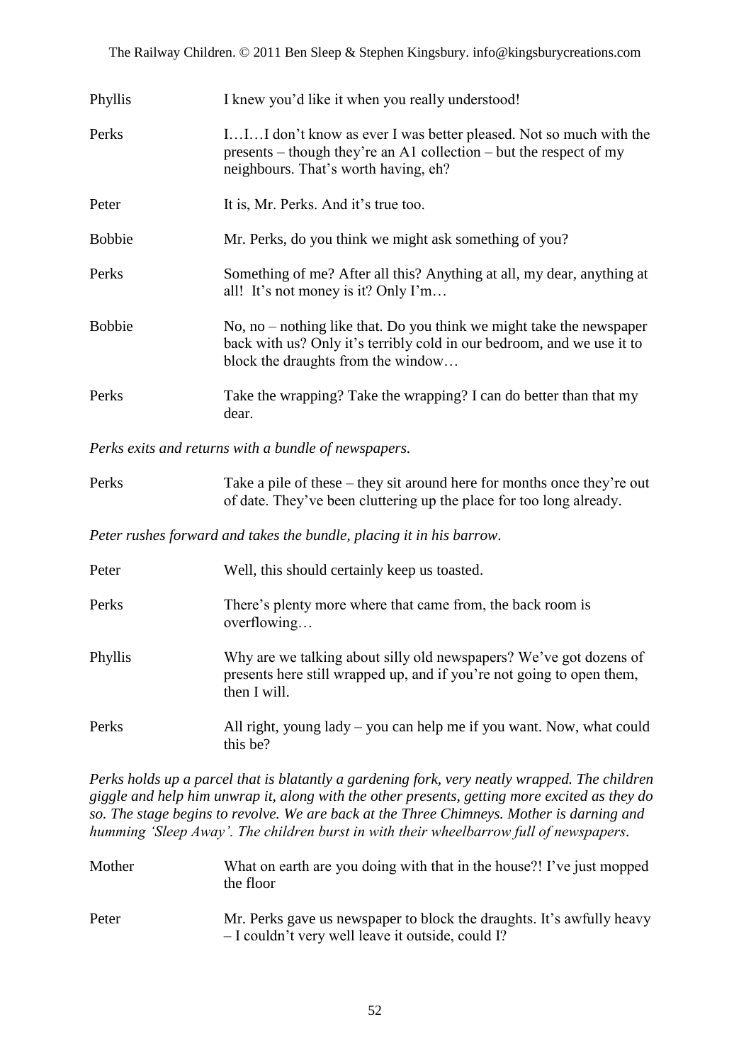Phyllis I knew you'd like it when you really understood!

Perks I…I…I don't know as ever I was better pleased. Not so much with the presents – though they're an A1 collection – but the respect of my neighbours. That's worth having, eh?

Peter It is, Mr. Perks. And it's true too.

Bobbie Mr. Perks, do you think we might ask something of you?

Perks Something of me? After all this? Anything at all, my dear, anything at all! It's not money is it? Only I'm…

Bobbie No, no – nothing like that. Do you think we might take the newspaper back with us? Only it's terribly cold in our bedroom, and we use it to block the draughts from the window…

Perks Take the wrapping? Take the wrapping? I can do better than that my dear.

*Perks exits and returns with a bundle of newspapers.*

Perks Take a pile of these – they sit around here for months once they're out of date. They've been cluttering up the place for too long already.

*Peter rushes forward and takes the bundle, placing it in his barrow.*

Peter Well, this should certainly keep us toasted.

Perks There's plenty more where that came from, the back room is overflowing…

Phyllis Why are we talking about silly old newspapers? We've got dozens of presents here still wrapped up, and if you're not going to open them, then I will.

Perks All right, young lady – you can help me if you want. Now, what could this be?

*Perks holds up a parcel that is blatantly a gardening fork, very neatly wrapped. The children giggle and help him unwrap it, along with the other presents, getting more excited as they do so. The stage begins to revolve. We are back at the Three Chimneys. Mother is darning and humming 'Sleep Away'. The children burst in with their wheelbarrow full of newspapers.*

Mother What on earth are you doing with that in the house?! I've just mopped the floor

Peter Mr. Perks gave us newspaper to block the draughts. It's awfully heavy – I couldn't very well leave it outside, could I?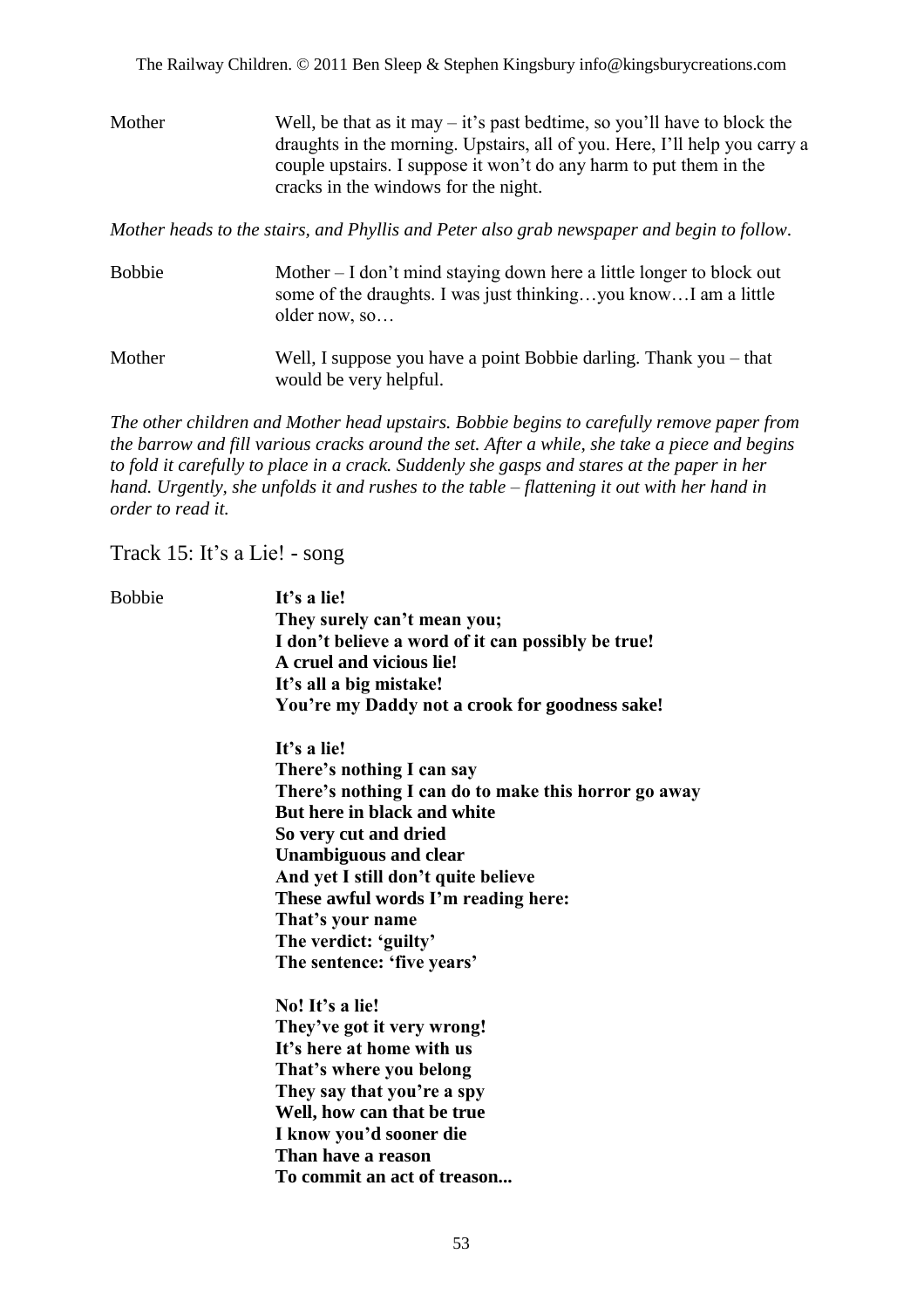Mother Well, be that as it may – it's past bedtime, so you'll have to block the draughts in the morning. Upstairs, all of you. Here, I'll help you carry a couple upstairs. I suppose it won't do any harm to put them in the cracks in the windows for the night.

*Mother heads to the stairs, and Phyllis and Peter also grab newspaper and begin to follow.*

Bobbie Mother – I don't mind staying down here a little longer to block out some of the draughts. I was just thinking…you know…I am a little older now, so…

Mother Well, I suppose you have a point Bobbie darling. Thank you – that would be very helpful.

*The other children and Mother head upstairs. Bobbie begins to carefully remove paper from the barrow and fill various cracks around the set. After a while, she take a piece and begins to fold it carefully to place in a crack. Suddenly she gasps and stares at the paper in her hand. Urgently, she unfolds it and rushes to the table – flattening it out with her hand in order to read it.*

## Track 15: It's a Lie! - song

Bobbie

**It's a lie!**
**They surely can't mean you;**
**I don't believe a word of it can possibly be true!**
**A cruel and vicious lie!**
**It's all a big mistake!**
**You're my Daddy not a crook for goodness sake!**

**It's a lie!**
**There's nothing I can say**
**There's nothing I can do to make this horror go away**
**But here in black and white**
**So very cut and dried**
**Unambiguous and clear**
**And yet I still don't quite believe**
**These awful words I'm reading here:**
**That's your name**
**The verdict: 'guilty'**
**The sentence: 'five years'**

**No! It's a lie!**
**They've got it very wrong!**
**It's here at home with us**
**That's where you belong**
**They say that you're a spy**
**Well, how can that be true**
**I know you'd sooner die**
**Than have a reason**
**To commit an act of treason...**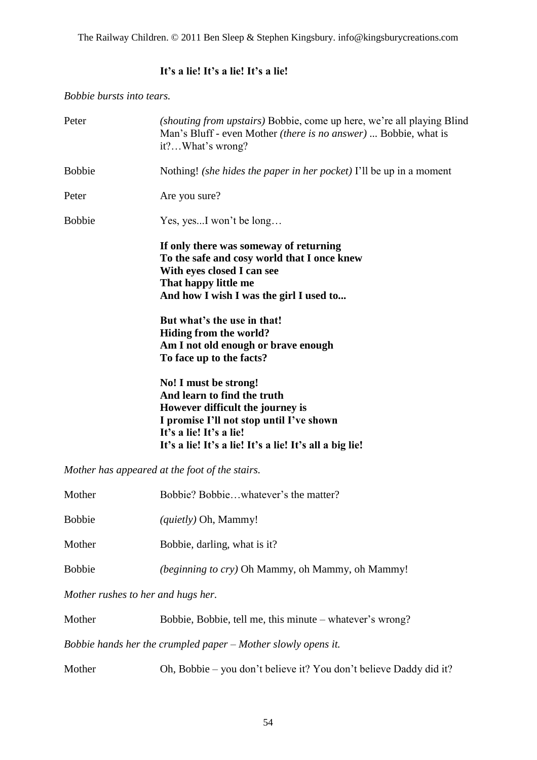**It's a lie! It's a lie! It's a lie!**

*Bobbie bursts into tears.*

Peter *(shouting from upstairs)* Bobbie, come up here, we're all playing Blind Man's Bluff - even Mother *(there is no answer)* ... Bobbie, what is it?…What's wrong?

Bobbie Nothing! *(she hides the paper in her pocket)* I'll be up in a moment

Peter Are you sure?

Bobbie Yes, yes...I won't be long…

**If only there was someway of returning**
**To the safe and cosy world that I once knew**
**With eyes closed I can see**
**That happy little me**
**And how I wish I was the girl I used to...**

**But what's the use in that!**
**Hiding from the world?**
**Am I not old enough or brave enough**
**To face up to the facts?**

**No! I must be strong!**
**And learn to find the truth**
**However difficult the journey is**
**I promise I'll not stop until I've shown**
**It's a lie! It's a lie!**
**It's a lie! It's a lie! It's a lie! It's all a big lie!**

*Mother has appeared at the foot of the stairs.*

Mother Bobbie? Bobbie…whatever's the matter?

Bobbie *(quietly)* Oh, Mammy!

Mother Bobbie, darling, what is it?

Bobbie *(beginning to cry)* Oh Mammy, oh Mammy, oh Mammy!

*Mother rushes to her and hugs her.*

Mother Bobbie, Bobbie, tell me, this minute – whatever's wrong?

*Bobbie hands her the crumpled paper – Mother slowly opens it.*

Mother Oh, Bobbie – you don't believe it? You don't believe Daddy did it?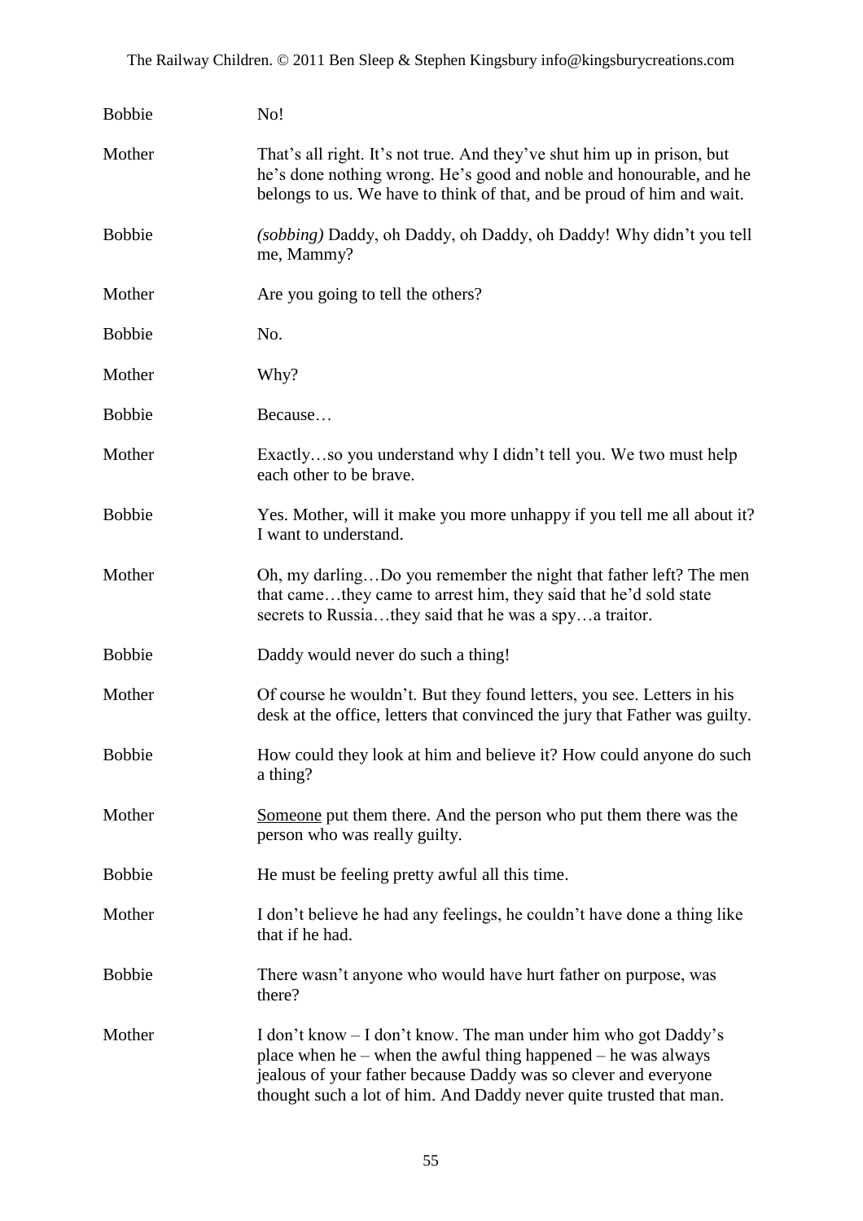**Bobbie** No!

**Mother** That's all right. It's not true. And they've shut him up in prison, but he's done nothing wrong. He's good and noble and honourable, and he belongs to us. We have to think of that, and be proud of him and wait.

**Bobbie** *(sobbing)* Daddy, oh Daddy, oh Daddy, oh Daddy! Why didn't you tell me, Mammy?

**Mother** Are you going to tell the others?

**Bobbie** No.

**Mother** Why?

**Bobbie** Because…

**Mother** Exactly…so you understand why I didn't tell you. We two must help each other to be brave.

**Bobbie** Yes. Mother, will it make you more unhappy if you tell me all about it? I want to understand.

**Mother** Oh, my darling…Do you remember the night that father left? The men that came…they came to arrest him, they said that he'd sold state secrets to Russia…they said that he was a spy…a traitor.

**Bobbie** Daddy would never do such a thing!

**Mother** Of course he wouldn't. But they found letters, you see. Letters in his desk at the office, letters that convinced the jury that Father was guilty.

**Bobbie** How could they look at him and believe it? How could anyone do such a thing?

**Mother** <u>Someone</u> put them there. And the person who put them there was the person who was really guilty.

**Bobbie** He must be feeling pretty awful all this time.

**Mother** I don't believe he had any feelings, he couldn't have done a thing like that if he had.

**Bobbie** There wasn't anyone who would have hurt father on purpose, was there?

**Mother** I don't know – I don't know. The man under him who got Daddy's place when he – when the awful thing happened – he was always jealous of your father because Daddy was so clever and everyone thought such a lot of him. And Daddy never quite trusted that man.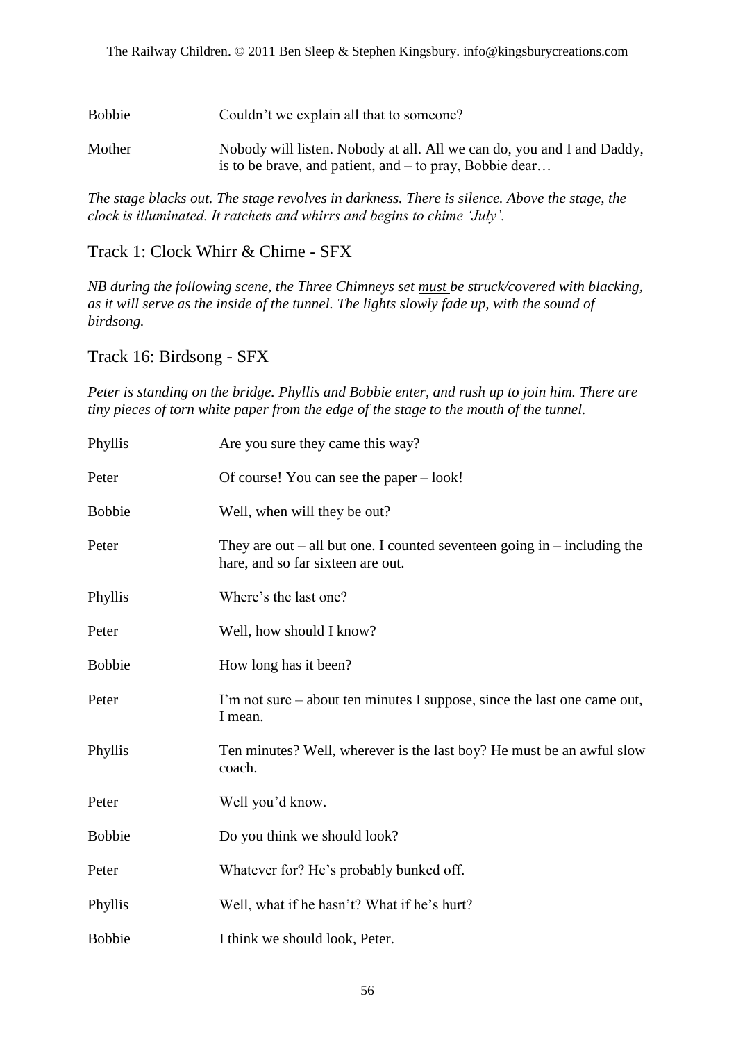Bobbie	Couldn't we explain all that to someone?

Mother	Nobody will listen. Nobody at all. All we can do, you and I and Daddy, is to be brave, and patient, and – to pray, Bobbie dear…

*The stage blacks out. The stage revolves in darkness. There is silence. Above the stage, the clock is illuminated. It ratchets and whirrs and begins to chime 'July'.*

## Track 1: Clock Whirr & Chime - SFX

*NB during the following scene, the Three Chimneys set* *<u>must</u>* *be struck/covered with blacking, as it will serve as the inside of the tunnel. The lights slowly fade up, with the sound of birdsong.*

## Track 16: Birdsong - SFX

*Peter is standing on the bridge. Phyllis and Bobbie enter, and rush up to join him. There are tiny pieces of torn white paper from the edge of the stage to the mouth of the tunnel.*

Phyllis	Are you sure they came this way?

Peter	Of course! You can see the paper – look!

Bobbie	Well, when will they be out?

Peter	They are out – all but one. I counted seventeen going in – including the hare, and so far sixteen are out.

Phyllis	Where's the last one?

Peter	Well, how should I know?

Bobbie	How long has it been?

Peter	I'm not sure – about ten minutes I suppose, since the last one came out, I mean.

Phyllis	Ten minutes? Well, wherever is the last boy? He must be an awful slow coach.

Peter	Well you'd know.

Bobbie	Do you think we should look?

Peter	Whatever for? He's probably bunked off.

Phyllis	Well, what if he hasn't? What if he's hurt?

Bobbie	I think we should look, Peter.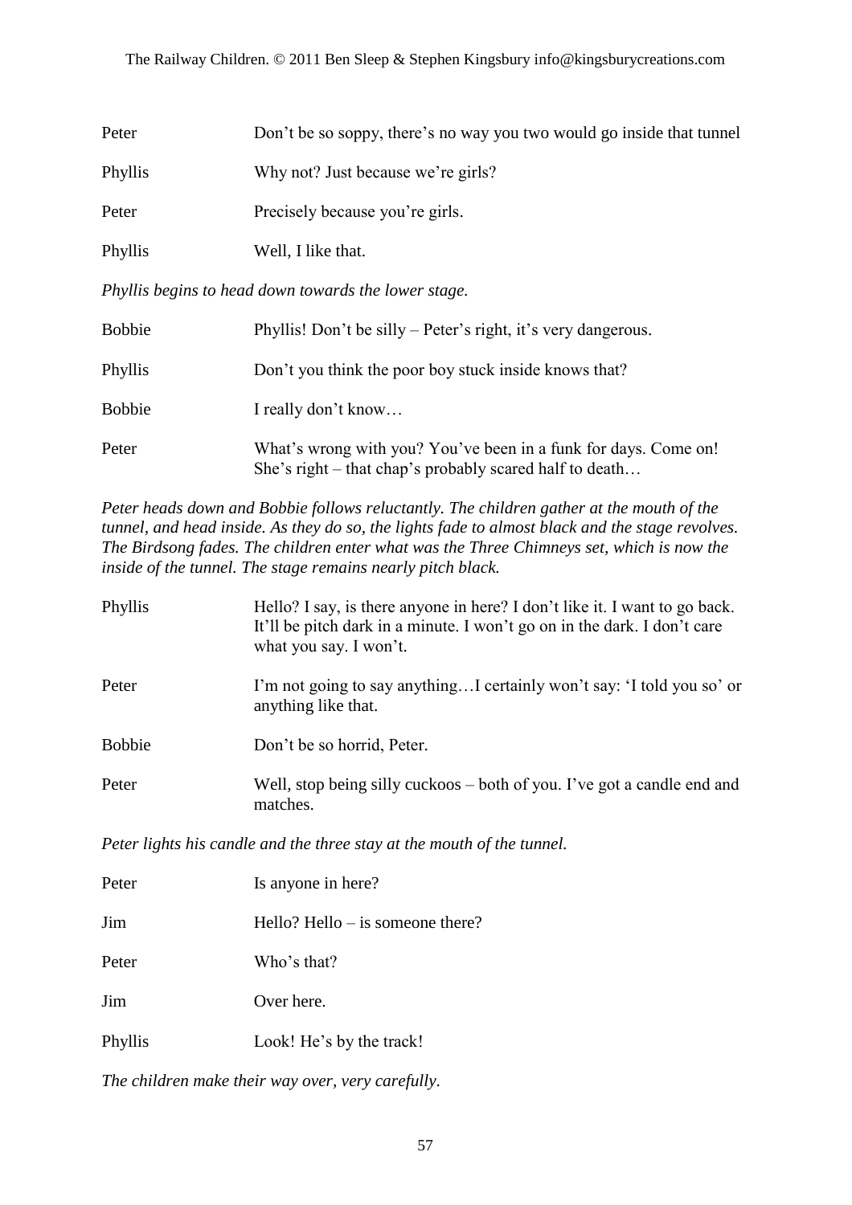| | |
|---|---|
| Peter | Don't be so soppy, there's no way you two would go inside that tunnel |
| Phyllis | Why not? Just because we're girls? |
| Peter | Precisely because you're girls. |
| Phyllis | Well, I like that. |

*Phyllis begins to head down towards the lower stage.*

| | |
|---|---|
| Bobbie | Phyllis! Don't be silly – Peter's right, it's very dangerous. |
| Phyllis | Don't you think the poor boy stuck inside knows that? |
| Bobbie | I really don't know… |
| Peter | What's wrong with you? You've been in a funk for days. Come on! She's right – that chap's probably scared half to death… |

*Peter heads down and Bobbie follows reluctantly. The children gather at the mouth of the tunnel, and head inside. As they do so, the lights fade to almost black and the stage revolves. The Birdsong fades. The children enter what was the Three Chimneys set, which is now the inside of the tunnel. The stage remains nearly pitch black.*

| | |
|---|---|
| Phyllis | Hello? I say, is there anyone in here? I don't like it. I want to go back. It'll be pitch dark in a minute. I won't go on in the dark. I don't care what you say. I won't. |
| Peter | I'm not going to say anything…I certainly won't say: 'I told you so' or anything like that. |
| Bobbie | Don't be so horrid, Peter. |
| Peter | Well, stop being silly cuckoos – both of you. I've got a candle end and matches. |

*Peter lights his candle and the three stay at the mouth of the tunnel.*

| | |
|---|---|
| Peter | Is anyone in here? |
| Jim | Hello? Hello – is someone there? |
| Peter | Who's that? |
| Jim | Over here. |
| Phyllis | Look! He's by the track! |

*The children make their way over, very carefully.*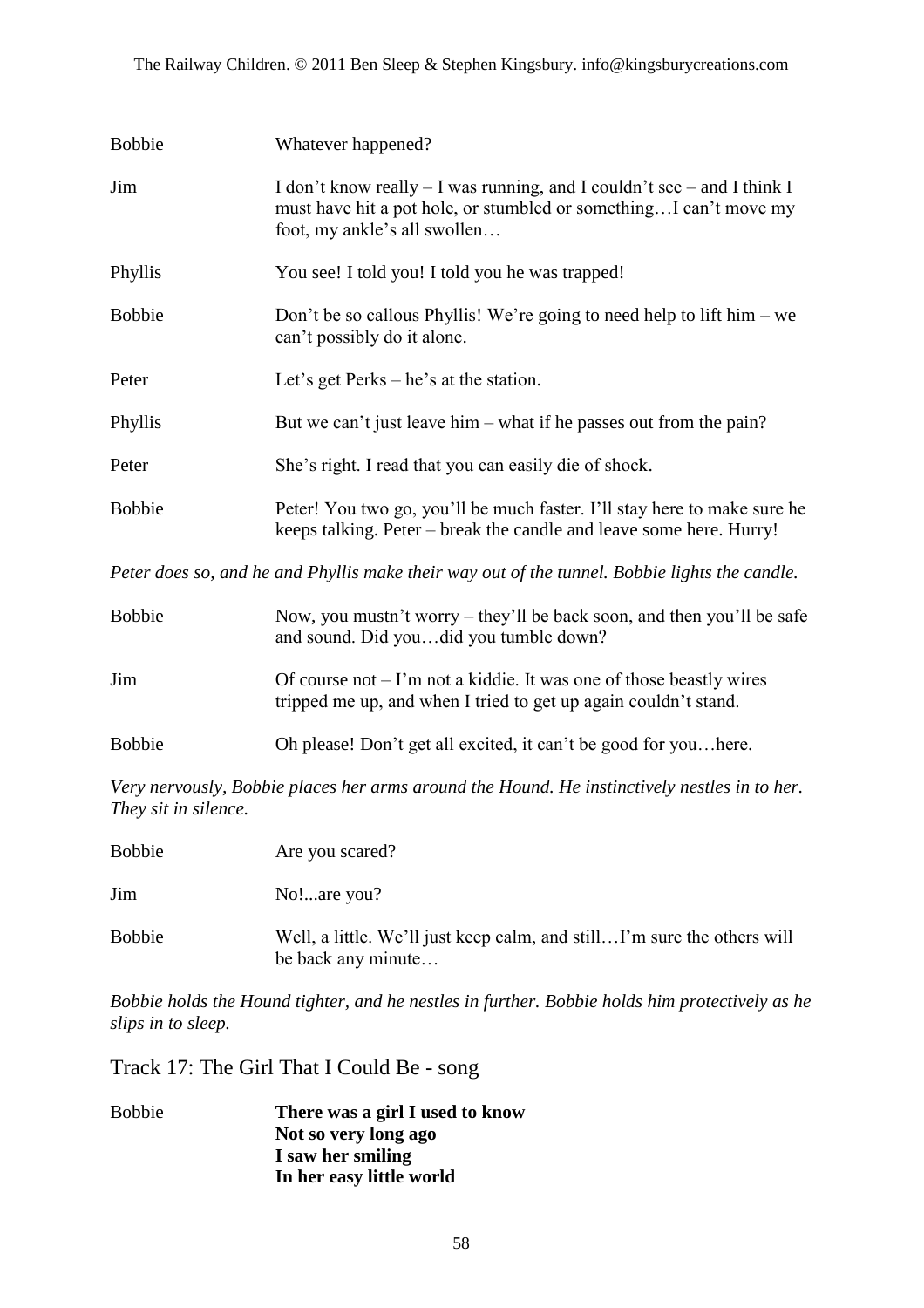**Bobbie** Whatever happened?

**Jim** I don't know really – I was running, and I couldn't see – and I think I must have hit a pot hole, or stumbled or something…I can't move my foot, my ankle's all swollen…

**Phyllis** You see! I told you! I told you he was trapped!

**Bobbie** Don't be so callous Phyllis! We're going to need help to lift him – we can't possibly do it alone.

**Peter** Let's get Perks – he's at the station.

**Phyllis** But we can't just leave him – what if he passes out from the pain?

**Peter** She's right. I read that you can easily die of shock.

**Bobbie** Peter! You two go, you'll be much faster. I'll stay here to make sure he keeps talking. Peter – break the candle and leave some here. Hurry!

*Peter does so, and he and Phyllis make their way out of the tunnel. Bobbie lights the candle.*

**Bobbie** Now, you mustn't worry – they'll be back soon, and then you'll be safe and sound. Did you…did you tumble down?

**Jim** Of course not – I'm not a kiddie. It was one of those beastly wires tripped me up, and when I tried to get up again couldn't stand.

**Bobbie** Oh please! Don't get all excited, it can't be good for you…here.

*Very nervously, Bobbie places her arms around the Hound. He instinctively nestles in to her. They sit in silence.*

**Bobbie** Are you scared?

**Jim** No!...are you?

**Bobbie** Well, a little. We'll just keep calm, and still…I'm sure the others will be back any minute…

*Bobbie holds the Hound tighter, and he nestles in further. Bobbie holds him protectively as he slips in to sleep.*

## Track 17: The Girl That I Could Be - song

**Bobbie**
**There was a girl I used to know**
**Not so very long ago**
**I saw her smiling**
**In her easy little world**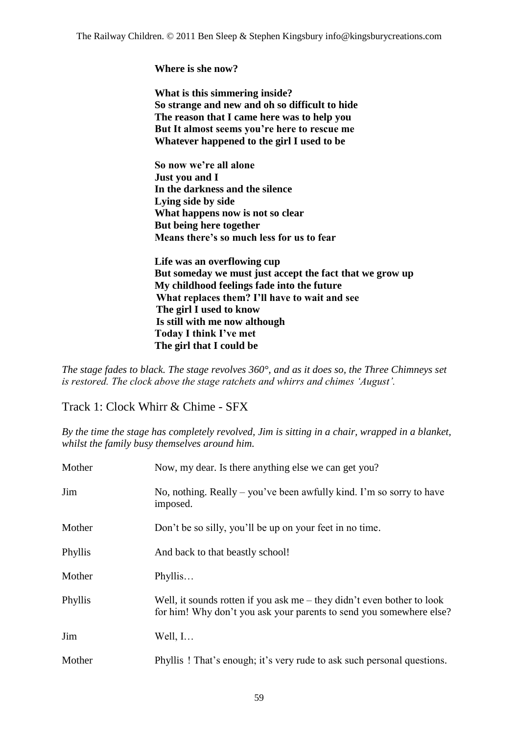**Where is she now?**

**What is this simmering inside?**
**So strange and new and oh so difficult to hide**
**The reason that I came here was to help you**
**But It almost seems you're here to rescue me**
**Whatever happened to the girl I used to be**

**So now we're all alone**
**Just you and I**
**In the darkness and the silence**
**Lying side by side**
**What happens now is not so clear**
**But being here together**
**Means there's so much less for us to fear**

**Life was an overflowing cup**
**But someday we must just accept the fact that we grow up**
**My childhood feelings fade into the future**
**What replaces them? I'll have to wait and see**
**The girl I used to know**
**Is still with me now although**
**Today I think I've met**
**The girl that I could be**

*The stage fades to black. The stage revolves 360°, and as it does so, the Three Chimneys set is restored. The clock above the stage ratchets and whirrs and chimes 'August'.*

Track 1: Clock Whirr & Chime - SFX

*By the time the stage has completely revolved, Jim is sitting in a chair, wrapped in a blanket, whilst the family busy themselves around him.*

Mother — Now, my dear. Is there anything else we can get you?

Jim — No, nothing. Really – you've been awfully kind. I'm so sorry to have imposed.

Mother — Don't be so silly, you'll be up on your feet in no time.

Phyllis — And back to that beastly school!

Mother — Phyllis…

Phyllis — Well, it sounds rotten if you ask me – they didn't even bother to look for him! Why don't you ask your parents to send you somewhere else?

Jim — Well, I…

Mother — Phyllis ! That's enough; it's very rude to ask such personal questions.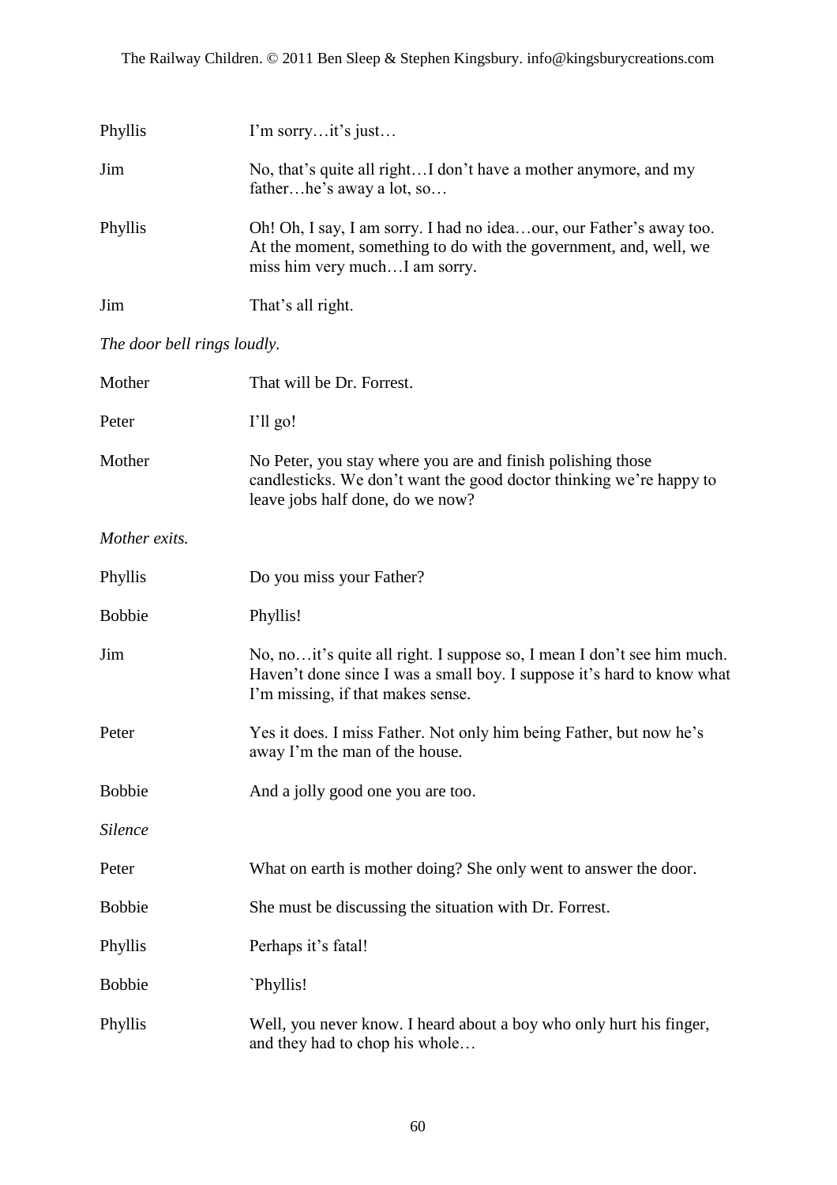Phyllis I'm sorry…it's just…

Jim No, that's quite all right…I don't have a mother anymore, and my father…he's away a lot, so…

Phyllis Oh! Oh, I say, I am sorry. I had no idea…our, our Father's away too. At the moment, something to do with the government, and, well, we miss him very much…I am sorry.

Jim That's all right.

*The door bell rings loudly.*

Mother That will be Dr. Forrest.

Peter I'll go!

Mother No Peter, you stay where you are and finish polishing those candlesticks. We don't want the good doctor thinking we're happy to leave jobs half done, do we now?

*Mother exits.*

Phyllis Do you miss your Father?

Bobbie Phyllis!

Jim No, no…it's quite all right. I suppose so, I mean I don't see him much. Haven't done since I was a small boy. I suppose it's hard to know what I'm missing, if that makes sense.

Peter Yes it does. I miss Father. Not only him being Father, but now he's away I'm the man of the house.

Bobbie And a jolly good one you are too.

*Silence*

Peter What on earth is mother doing? She only went to answer the door.

Bobbie She must be discussing the situation with Dr. Forrest.

Phyllis Perhaps it's fatal!

Bobbie `Phyllis!

Phyllis Well, you never know. I heard about a boy who only hurt his finger, and they had to chop his whole…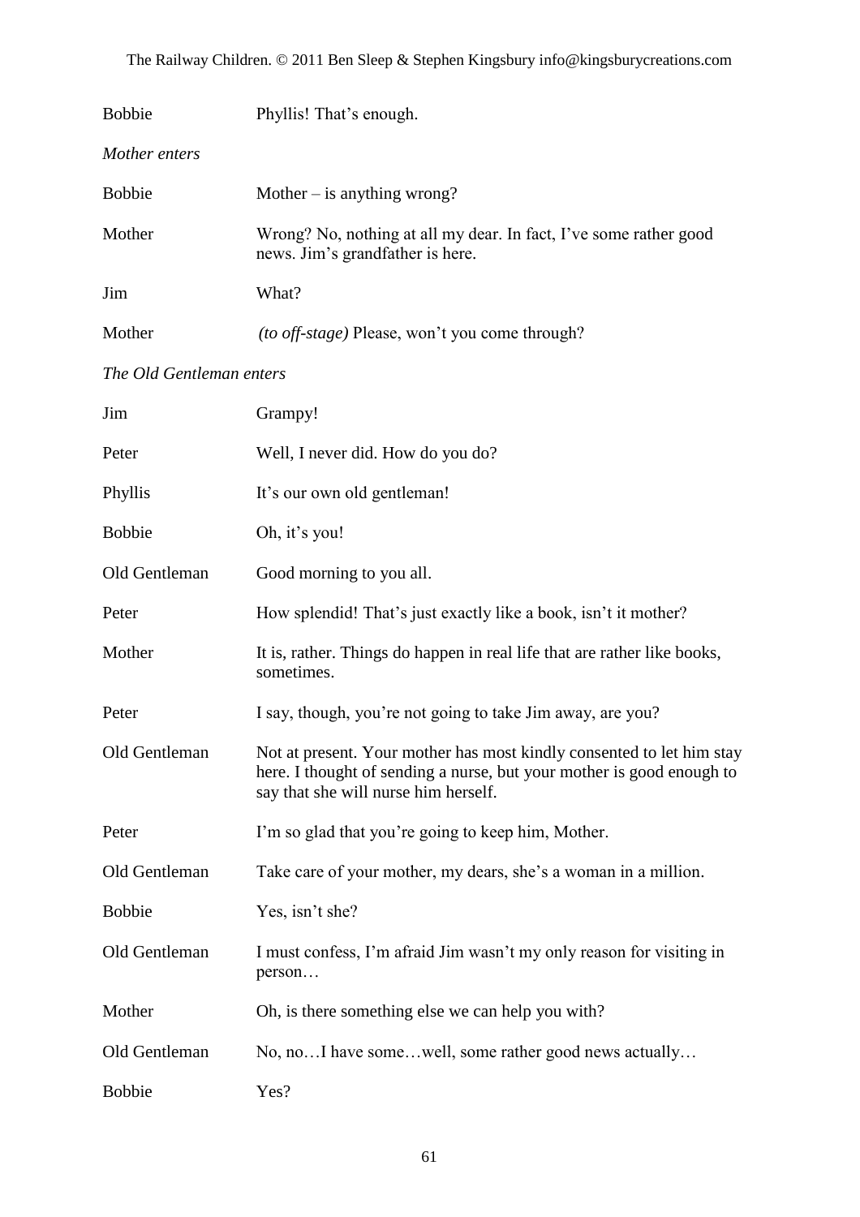| | |
|---|---|
| Bobbie | Phyllis! That's enough. |
| *Mother enters* | |
| Bobbie | Mother – is anything wrong? |
| Mother | Wrong? No, nothing at all my dear. In fact, I've some rather good news. Jim's grandfather is here. |
| Jim | What? |
| Mother | *(to off-stage)* Please, won't you come through? |
| *The Old Gentleman enters* | |
| Jim | Grampy! |
| Peter | Well, I never did. How do you do? |
| Phyllis | It's our own old gentleman! |
| Bobbie | Oh, it's you! |
| Old Gentleman | Good morning to you all. |
| Peter | How splendid! That's just exactly like a book, isn't it mother? |
| Mother | It is, rather. Things do happen in real life that are rather like books, sometimes. |
| Peter | I say, though, you're not going to take Jim away, are you? |
| Old Gentleman | Not at present. Your mother has most kindly consented to let him stay here. I thought of sending a nurse, but your mother is good enough to say that she will nurse him herself. |
| Peter | I'm so glad that you're going to keep him, Mother. |
| Old Gentleman | Take care of your mother, my dears, she's a woman in a million. |
| Bobbie | Yes, isn't she? |
| Old Gentleman | I must confess, I'm afraid Jim wasn't my only reason for visiting in person… |
| Mother | Oh, is there something else we can help you with? |
| Old Gentleman | No, no…I have some…well, some rather good news actually… |
| Bobbie | Yes? |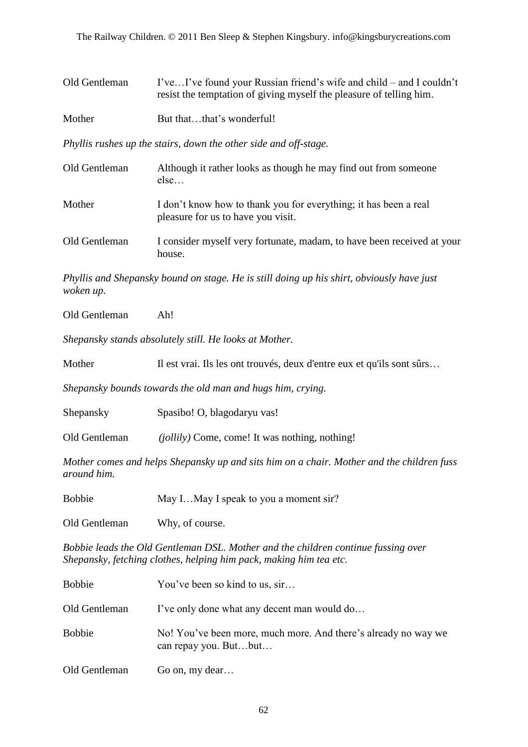| | |
|---|---|
| Old Gentleman | I've…I've found your Russian friend's wife and child – and I couldn't resist the temptation of giving myself the pleasure of telling him. |
| Mother | But that…that's wonderful! |

*Phyllis rushes up the stairs, down the other side and off-stage.*

| | |
|---|---|
| Old Gentleman | Although it rather looks as though he may find out from someone else… |
| Mother | I don't know how to thank you for everything; it has been a real pleasure for us to have you visit. |
| Old Gentleman | I consider myself very fortunate, madam, to have been received at your house. |

*Phyllis and Shepansky bound on stage. He is still doing up his shirt, obviously have just woken up.*

| | |
|---|---|
| Old Gentleman | Ah! |

*Shepansky stands absolutely still. He looks at Mother.*

| | |
|---|---|
| Mother | Il est vrai. Ils les ont trouvés, deux d'entre eux et qu'ils sont sûrs… |

*Shepansky bounds towards the old man and hugs him, crying.*

| | |
|---|---|
| Shepansky | Spasibo! O, blagodaryu vas! |
| Old Gentleman | *(jollily)* Come, come! It was nothing, nothing! |

*Mother comes and helps Shepansky up and sits him on a chair. Mother and the children fuss around him.*

| | |
|---|---|
| Bobbie | May I…May I speak to you a moment sir? |
| Old Gentleman | Why, of course. |

*Bobbie leads the Old Gentleman DSL. Mother and the children continue fussing over Shepansky, fetching clothes, helping him pack, making him tea etc.*

| | |
|---|---|
| Bobbie | You've been so kind to us, sir… |
| Old Gentleman | I've only done what any decent man would do… |
| Bobbie | No! You've been more, much more. And there's already no way we can repay you. But…but… |
| Old Gentleman | Go on, my dear… |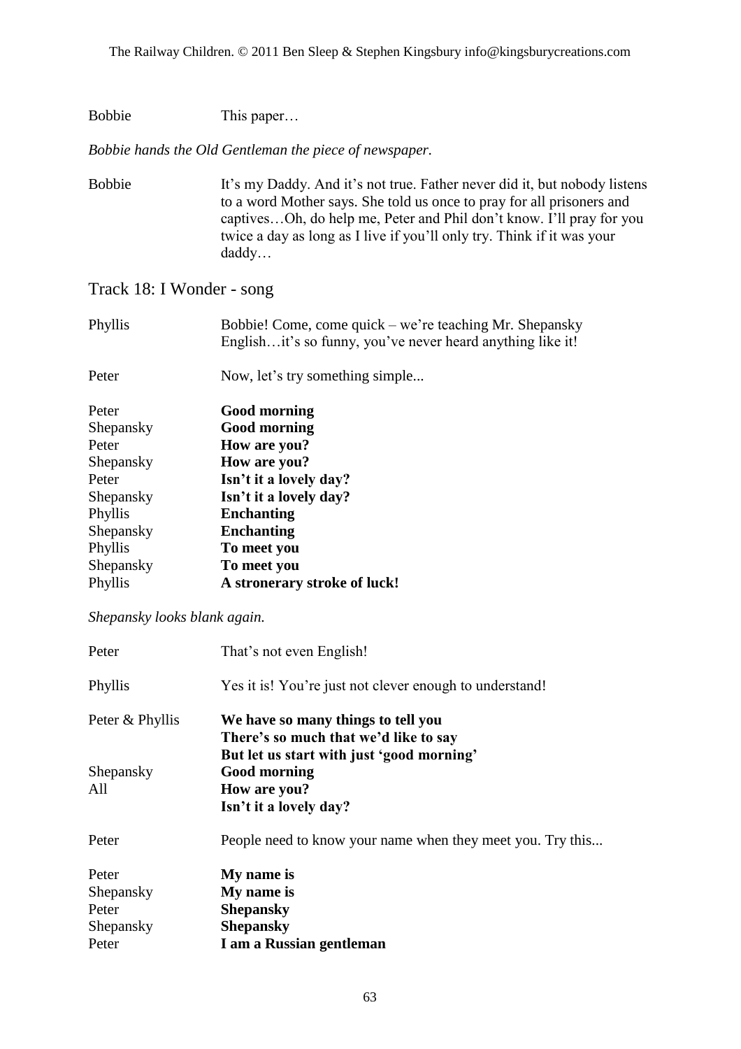Bobbie This paper…

*Bobbie hands the Old Gentleman the piece of newspaper.*

Bobbie It's my Daddy. And it's not true. Father never did it, but nobody listens to a word Mother says. She told us once to pray for all prisoners and captives…Oh, do help me, Peter and Phil don't know. I'll pray for you twice a day as long as I live if you'll only try. Think if it was your daddy…

## Track 18: I Wonder - song

Phyllis Bobbie! Come, come quick – we're teaching Mr. Shepansky English…it's so funny, you've never heard anything like it!

Peter Now, let's try something simple...

Peter **Good morning**
Shepansky **Good morning**
Peter **How are you?**
Shepansky **How are you?**
Peter **Isn't it a lovely day?**
Shepansky **Isn't it a lovely day?**
Phyllis **Enchanting**
Shepansky **Enchanting**
Phyllis **To meet you**
Shepansky **To meet you**
Phyllis **A stronerary stroke of luck!**

*Shepansky looks blank again.*

Peter That's not even English!

Phyllis Yes it is! You're just not clever enough to understand!

Peter & Phyllis **We have so many things to tell you**
**There's so much that we'd like to say**
**But let us start with just 'good morning'**
Shepansky **Good morning**
All **How are you?**
**Isn't it a lovely day?**

Peter People need to know your name when they meet you. Try this...

Peter **My name is**
Shepansky **My name is**
Peter **Shepansky**
Shepansky **Shepansky**
Peter **I am a Russian gentleman**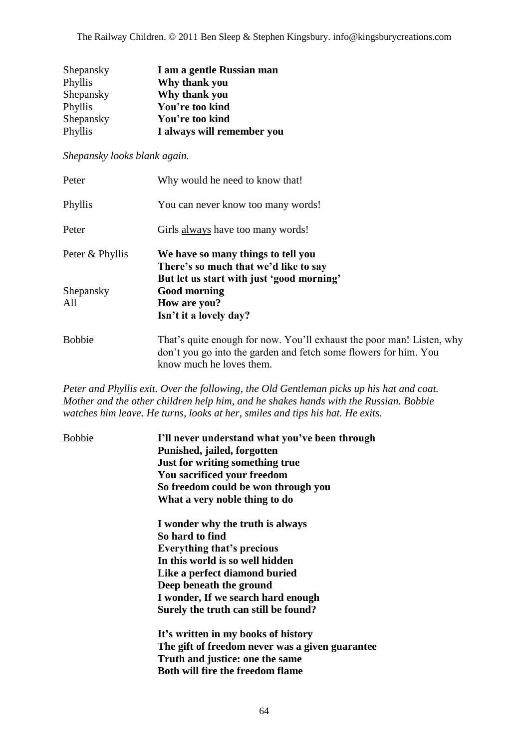Shepansky **I am a gentle Russian man**
Phyllis **Why thank you**
Shepansky **Why thank you**
Phyllis **You're too kind**
Shepansky **You're too kind**
Phyllis **I always will remember you**

*Shepansky looks blank again.*

Peter Why would he need to know that!

Phyllis You can never know too many words!

Peter Girls <u>always</u> have too many words!

Peter & Phyllis **We have so many things to tell you**
**There's so much that we'd like to say**
**But let us start with just 'good morning'**
Shepansky **Good morning**
All **How are you?**
**Isn't it a lovely day?**

Bobbie That's quite enough for now. You'll exhaust the poor man! Listen, why don't you go into the garden and fetch some flowers for him. You know much he loves them.

*Peter and Phyllis exit. Over the following, the Old Gentleman picks up his hat and coat. Mother and the other children help him, and he shakes hands with the Russian. Bobbie watches him leave. He turns, looks at her, smiles and tips his hat. He exits.*

Bobbie **I'll never understand what you've been through**
**Punished, jailed, forgotten**
**Just for writing something true**
**You sacrificed your freedom**
**So freedom could be won through you**
**What a very noble thing to do**

**I wonder why the truth is always**
**So hard to find**
**Everything that's precious**
**In this world is so well hidden**
**Like a perfect diamond buried**
**Deep beneath the ground**
**I wonder, If we search hard enough**
**Surely the truth can still be found?**

**It's written in my books of history**
**The gift of freedom never was a given guarantee**
**Truth and justice: one the same**
**Both will fire the freedom flame**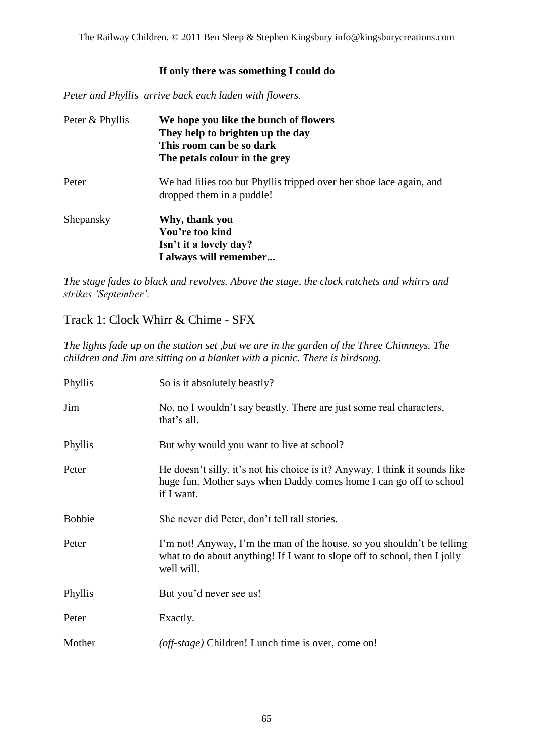**If only there was something I could do**

*Peter and Phyllis arrive back each laden with flowers.*

Peter & Phyllis **We hope you like the bunch of flowers**
**They help to brighten up the day**
**This room can be so dark**
**The petals colour in the grey**

Peter We had lilies too but Phyllis tripped over her shoe lace <u>again,</u> and dropped them in a puddle!

Shepansky **Why, thank you**
**You're too kind**
**Isn't it a lovely day?**
**I always will remember...**

*The stage fades to black and revolves. Above the stage, the clock ratchets and whirrs and strikes 'September'.*

## Track 1: Clock Whirr & Chime - SFX

*The lights fade up on the station set ,but we are in the garden of the Three Chimneys. The children and Jim are sitting on a blanket with a picnic. There is birdsong.*

Phyllis So is it absolutely beastly?

Jim No, no I wouldn't say beastly. There are just some real characters, that's all.

Phyllis But why would you want to live at school?

Peter He doesn't silly, it's not his choice is it? Anyway, I think it sounds like huge fun. Mother says when Daddy comes home I can go off to school if I want.

Bobbie She never did Peter, don't tell tall stories.

Peter I'm not! Anyway, I'm the man of the house, so you shouldn't be telling what to do about anything! If I want to slope off to school, then I jolly well will.

Phyllis But you'd never see us!

Peter Exactly.

Mother *(off-stage)* Children! Lunch time is over, come on!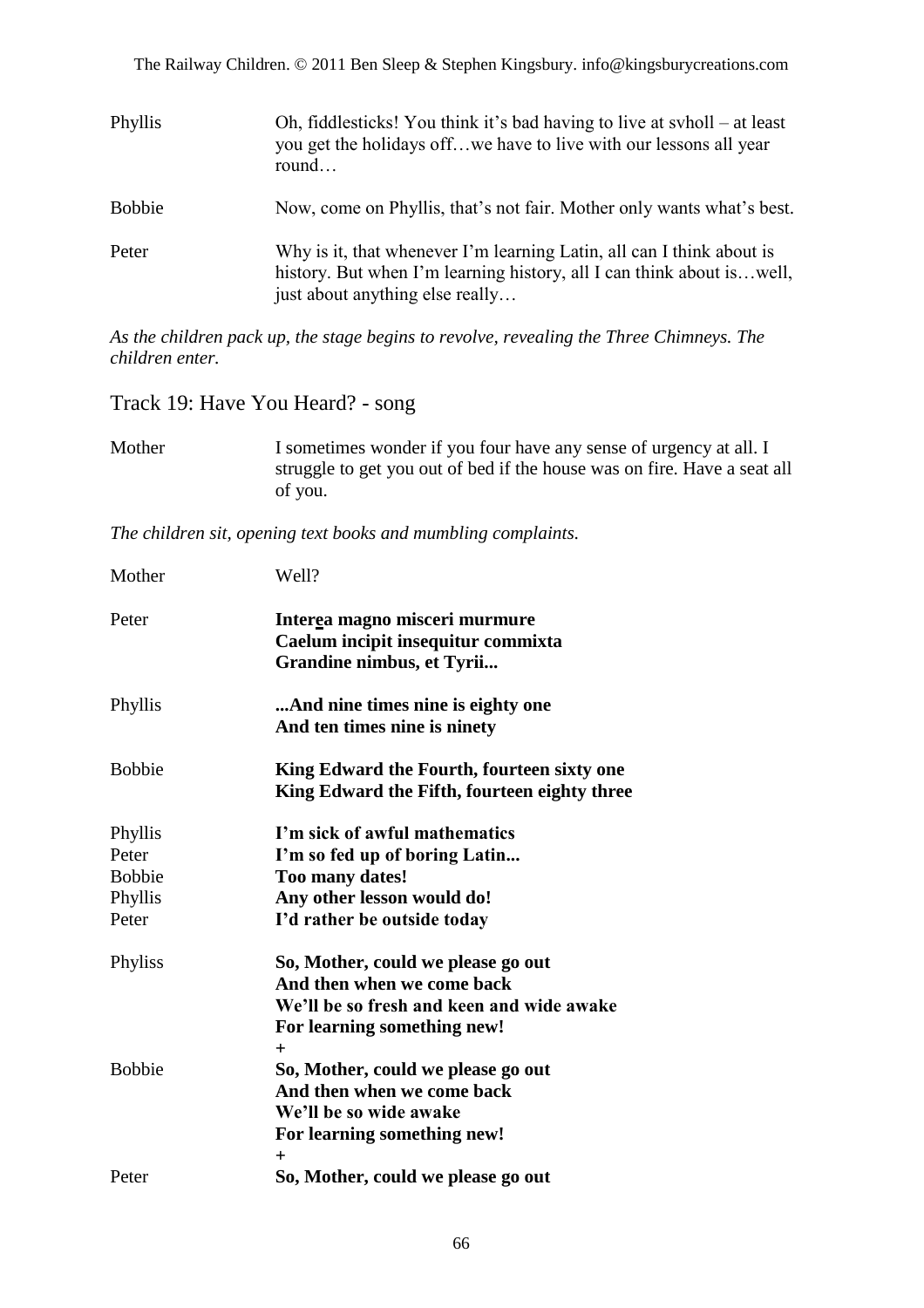| | |
|---|---|
| Phyllis | Oh, fiddlesticks! You think it's bad having to live at svholl – at least you get the holidays off…we have to live with our lessons all year round… |
| Bobbie | Now, come on Phyllis, that's not fair. Mother only wants what's best. |
| Peter | Why is it, that whenever I'm learning Latin, all can I think about is history. But when I'm learning history, all I can think about is…well, just about anything else really… |

*As the children pack up, the stage begins to revolve, revealing the Three Chimneys. The children enter.*

## Track 19: Have You Heard? - song

| | |
|---|---|
| Mother | I sometimes wonder if you four have any sense of urgency at all. I struggle to get you out of bed if the house was on fire. Have a seat all of you. |

*The children sit, opening text books and mumbling complaints.*

| | |
|---|---|
| Mother | Well? |
| Peter | **Interea magno misceri murmure**<br>**Caelum incipit insequitur commixta**<br>**Grandine nimbus, et Tyrii...** |
| Phyllis | **...And nine times nine is eighty one**<br>**And ten times nine is ninety** |
| Bobbie | **King Edward the Fourth, fourteen sixty one**<br>**King Edward the Fifth, fourteen eighty three** |
| Phyllis | **I'm sick of awful mathematics** |
| Peter | **I'm so fed up of boring Latin...** |
| Bobbie | **Too many dates!** |
| Phyllis | **Any other lesson would do!** |
| Peter | **I'd rather be outside today** |
| Phyliss | **So, Mother, could we please go out**<br>**And then when we come back**<br>**We'll be so fresh and keen and wide awake**<br>**For learning something new!**<br>**+** |
| Bobbie | **So, Mother, could we please go out**<br>**And then when we come back**<br>**We'll be so wide awake**<br>**For learning something new!**<br>**+** |
| Peter | **So, Mother, could we please go out** |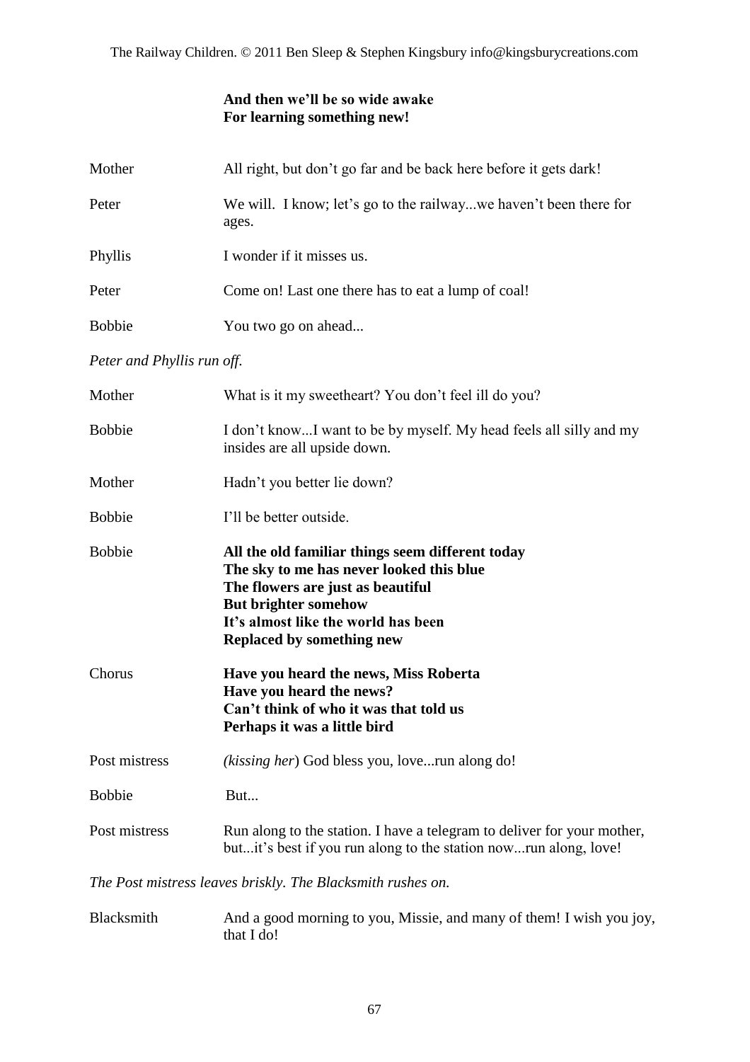**And then we'll be so wide awake**
**For learning something new!**

Mother — All right, but don't go far and be back here before it gets dark!

Peter — We will. I know; let's go to the railway...we haven't been there for ages.

Phyllis — I wonder if it misses us.

Peter — Come on! Last one there has to eat a lump of coal!

Bobbie — You two go on ahead...

*Peter and Phyllis run off.*

Mother — What is it my sweetheart? You don't feel ill do you?

Bobbie — I don't know...I want to be by myself. My head feels all silly and my insides are all upside down.

Mother — Hadn't you better lie down?

Bobbie — I'll be better outside.

Bobbie —
**All the old familiar things seem different today**
**The sky to me has never looked this blue**
**The flowers are just as beautiful**
**But brighter somehow**
**It's almost like the world has been**
**Replaced by something new**

Chorus —
**Have you heard the news, Miss Roberta**
**Have you heard the news?**
**Can't think of who it was that told us**
**Perhaps it was a little bird**

Post mistress — *(kissing her)* God bless you, love...run along do!

Bobbie — But...

Post mistress — Run along to the station. I have a telegram to deliver for your mother, but...it's best if you run along to the station now...run along, love!

*The Post mistress leaves briskly. The Blacksmith rushes on.*

Blacksmith — And a good morning to you, Missie, and many of them! I wish you joy, that I do!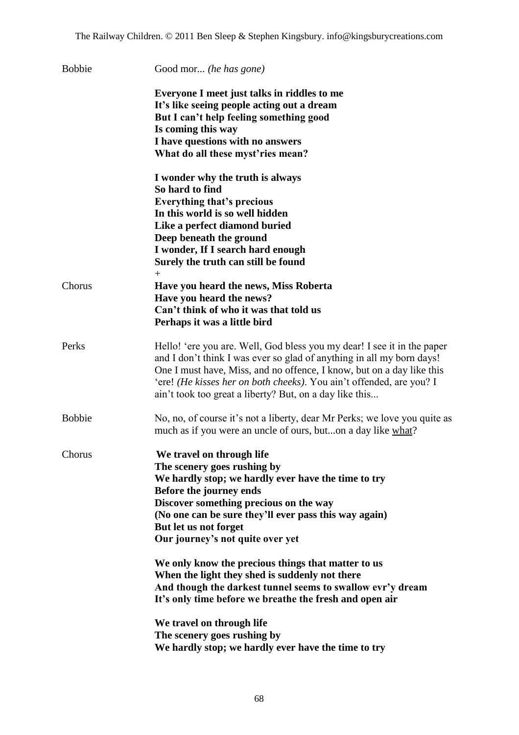Bobbie Good mor... *(he has gone)*

**Everyone I meet just talks in riddles to me**
**It's like seeing people acting out a dream**
**But I can't help feeling something good**
**Is coming this way**
**I have questions with no answers**
**What do all these myst'ries mean?**

**I wonder why the truth is always**
**So hard to find**
**Everything that's precious**
**In this world is so well hidden**
**Like a perfect diamond buried**
**Deep beneath the ground**
**I wonder, If I search hard enough**
**Surely the truth can still be found**
+

Chorus **Have you heard the news, Miss Roberta**
**Have you heard the news?**
**Can't think of who it was that told us**
**Perhaps it was a little bird**

Perks Hello! 'ere you are. Well, God bless you my dear! I see it in the paper and I don't think I was ever so glad of anything in all my born days! One I must have, Miss, and no offence, I know, but on a day like this 'ere! *(He kisses her on both cheeks)*. You ain't offended, are you? I ain't took too great a liberty? But, on a day like this...

Bobbie No, no, of course it's not a liberty, dear Mr Perks; we love you quite as much as if you were an uncle of ours, but...on a day like <u>what</u>?

Chorus **We travel on through life**
**The scenery goes rushing by**
**We hardly stop; we hardly ever have the time to try**
**Before the journey ends**
**Discover something precious on the way**
**(No one can be sure they'll ever pass this way again)**
**But let us not forget**
**Our journey's not quite over yet**

**We only know the precious things that matter to us**
**When the light they shed is suddenly not there**
**And though the darkest tunnel seems to swallow evr'y dream**
**It's only time before we breathe the fresh and open air**

**We travel on through life**
**The scenery goes rushing by**
**We hardly stop; we hardly ever have the time to try**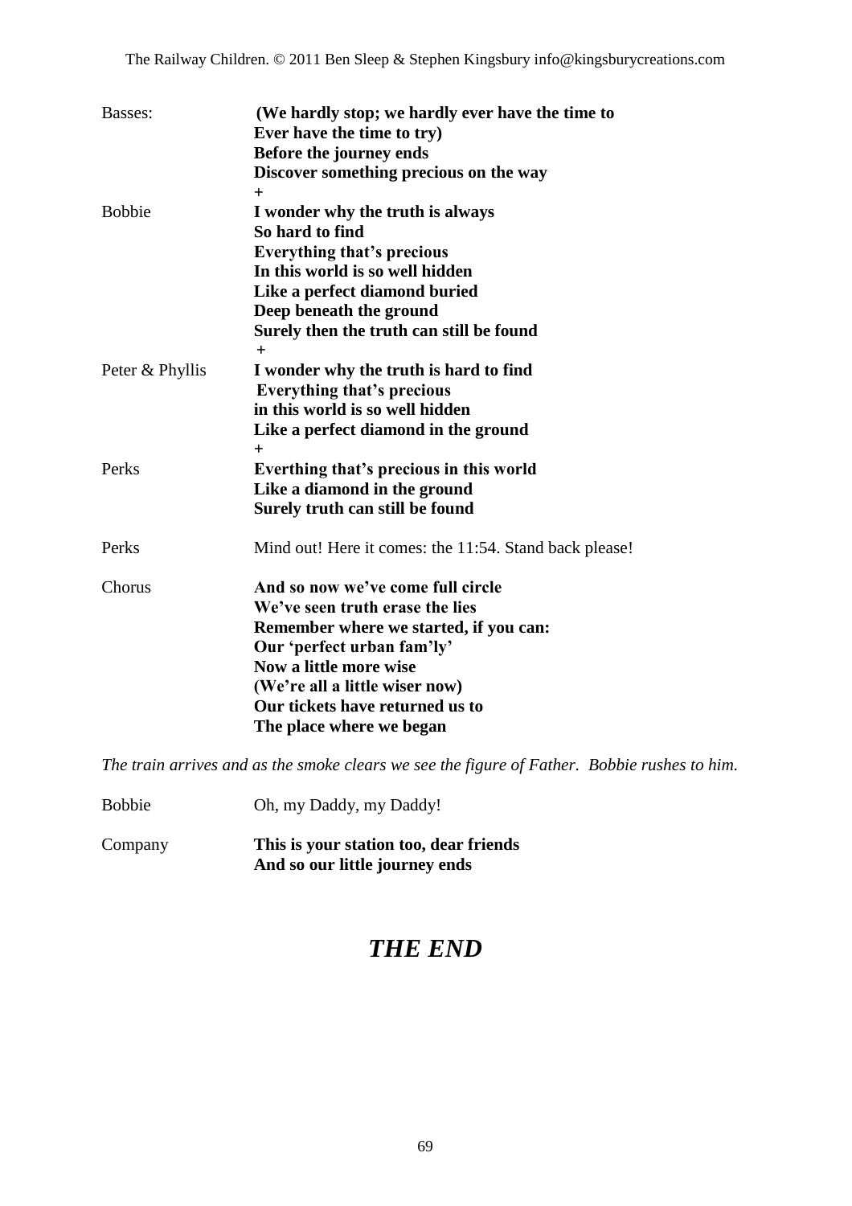Basses: **(We hardly stop; we hardly ever have the time to**
**Ever have the time to try)**
**Before the journey ends**
**Discover something precious on the way**
**+**

Bobbie **I wonder why the truth is always**
**So hard to find**
**Everything that's precious**
**In this world is so well hidden**
**Like a perfect diamond buried**
**Deep beneath the ground**
**Surely then the truth can still be found**
**+**

Peter & Phyllis **I wonder why the truth is hard to find**
**Everything that's precious**
**in this world is so well hidden**
**Like a perfect diamond in the ground**
**+**

Perks **Everthing that's precious in this world**
**Like a diamond in the ground**
**Surely truth can still be found**

Perks Mind out! Here it comes: the 11:54. Stand back please!

Chorus **And so now we've come full circle**
**We've seen truth erase the lies**
**Remember where we started, if you can:**
**Our 'perfect urban fam'ly'**
**Now a little more wise**
**(We're all a little wiser now)**
**Our tickets have returned us to**
**The place where we began**

*The train arrives and as the smoke clears we see the figure of Father. Bobbie rushes to him.*

Bobbie Oh, my Daddy, my Daddy!

Company **This is your station too, dear friends**
**And so our little journey ends**

# *THE END*